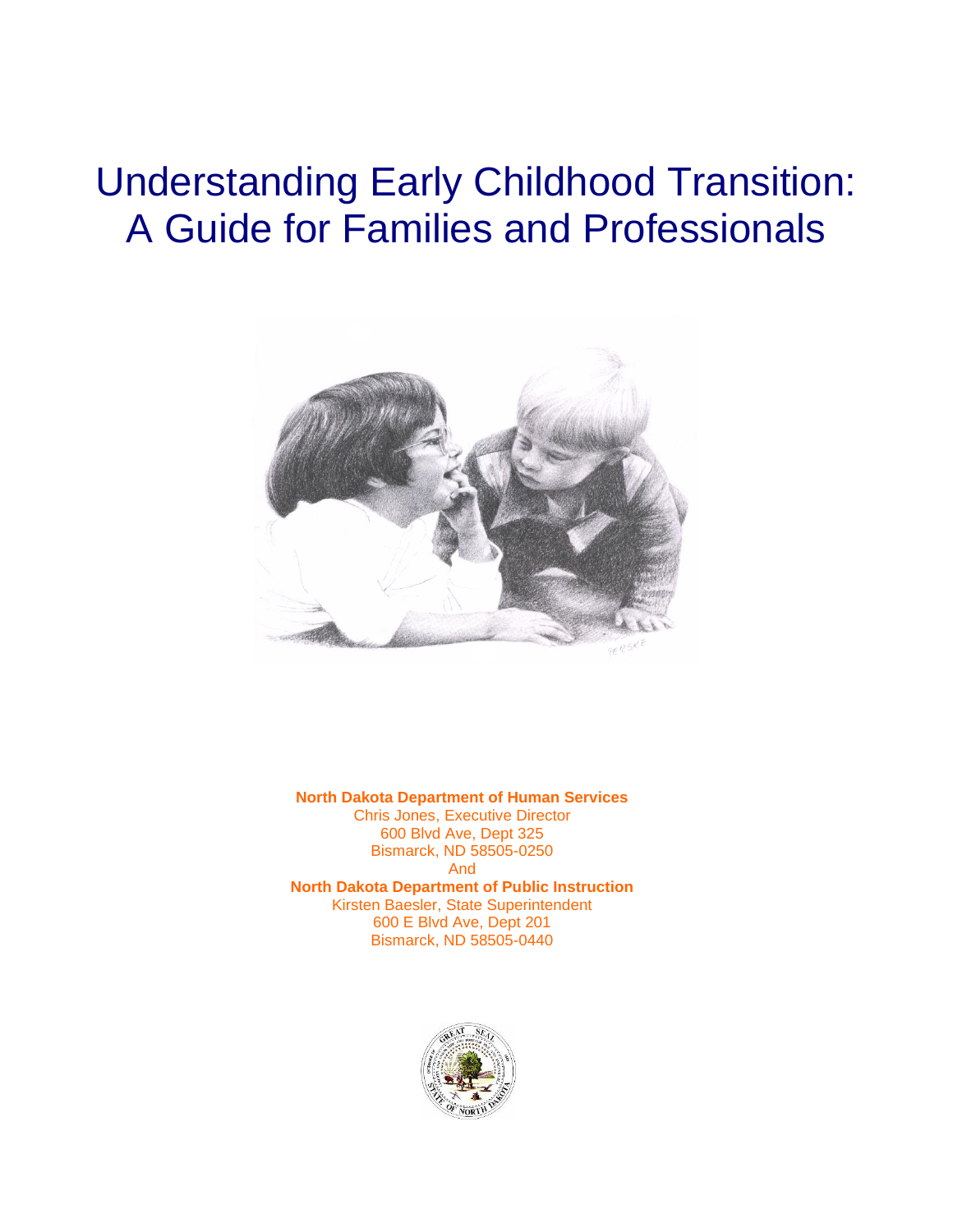# Understanding Early Childhood Transition: A Guide for Families and Professionals

**North Dakota Department of Human Services**
Chris Jones, Executive Director
600 Blvd Ave, Dept 325
Bismarck, ND 58505-0250
And
**North Dakota Department of Public Instruction**
Kirsten Baesler, State Superintendent
600 E Blvd Ave, Dept 201
Bismarck, ND 58505-0440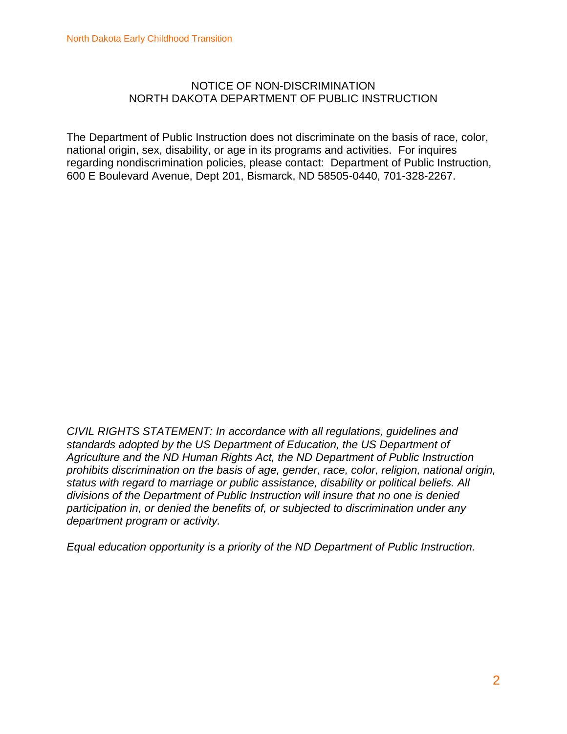## NOTICE OF NON-DISCRIMINATION
## NORTH DAKOTA DEPARTMENT OF PUBLIC INSTRUCTION

The Department of Public Instruction does not discriminate on the basis of race, color, national origin, sex, disability, or age in its programs and activities. For inquires regarding nondiscrimination policies, please contact: Department of Public Instruction, 600 E Boulevard Avenue, Dept 201, Bismarck, ND 58505-0440, 701-328-2267.

*CIVIL RIGHTS STATEMENT: In accordance with all regulations, guidelines and standards adopted by the US Department of Education, the US Department of Agriculture and the ND Human Rights Act, the ND Department of Public Instruction prohibits discrimination on the basis of age, gender, race, color, religion, national origin, status with regard to marriage or public assistance, disability or political beliefs. All divisions of the Department of Public Instruction will insure that no one is denied participation in, or denied the benefits of, or subjected to discrimination under any department program or activity.*

*Equal education opportunity is a priority of the ND Department of Public Instruction.*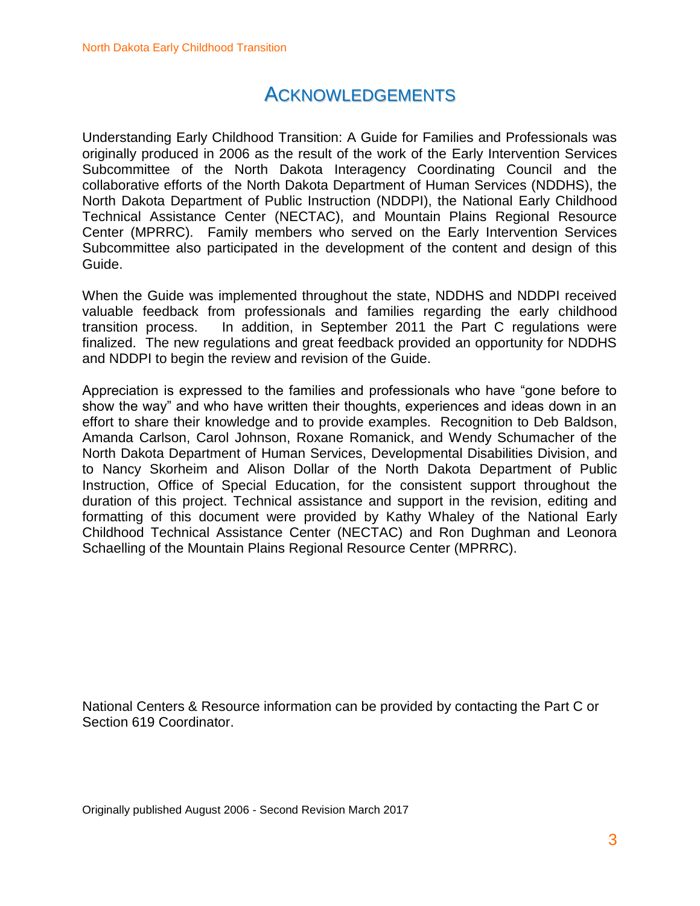# Acknowledgements

Understanding Early Childhood Transition: A Guide for Families and Professionals was originally produced in 2006 as the result of the work of the Early Intervention Services Subcommittee of the North Dakota Interagency Coordinating Council and the collaborative efforts of the North Dakota Department of Human Services (NDDHS), the North Dakota Department of Public Instruction (NDDPI), the National Early Childhood Technical Assistance Center (NECTAC), and Mountain Plains Regional Resource Center (MPRRC). Family members who served on the Early Intervention Services Subcommittee also participated in the development of the content and design of this Guide.

When the Guide was implemented throughout the state, NDDHS and NDDPI received valuable feedback from professionals and families regarding the early childhood transition process. In addition, in September 2011 the Part C regulations were finalized. The new regulations and great feedback provided an opportunity for NDDHS and NDDPI to begin the review and revision of the Guide.

Appreciation is expressed to the families and professionals who have "gone before to show the way" and who have written their thoughts, experiences and ideas down in an effort to share their knowledge and to provide examples. Recognition to Deb Baldson, Amanda Carlson, Carol Johnson, Roxane Romanick, and Wendy Schumacher of the North Dakota Department of Human Services, Developmental Disabilities Division, and to Nancy Skorheim and Alison Dollar of the North Dakota Department of Public Instruction, Office of Special Education, for the consistent support throughout the duration of this project. Technical assistance and support in the revision, editing and formatting of this document were provided by Kathy Whaley of the National Early Childhood Technical Assistance Center (NECTAC) and Ron Dughman and Leonora Schaelling of the Mountain Plains Regional Resource Center (MPRRC).

National Centers & Resource information can be provided by contacting the Part C or Section 619 Coordinator.

Originally published August 2006 - Second Revision March 2017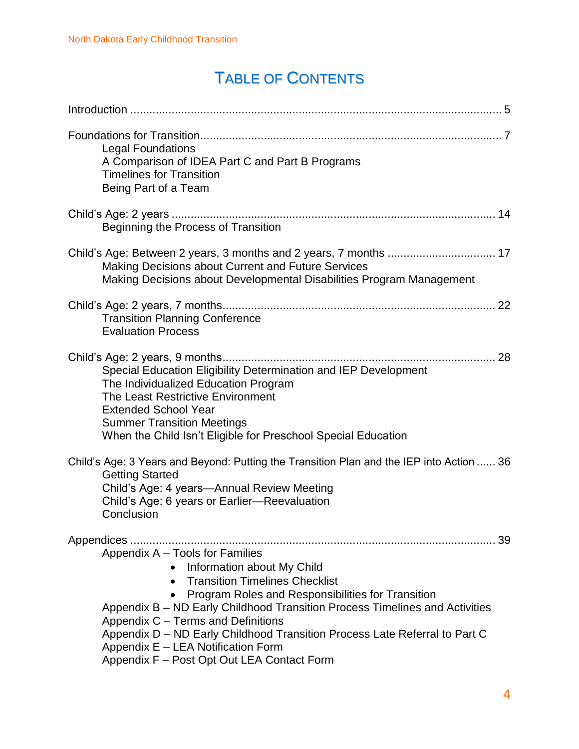# Table of Contents

Introduction .................................................................................................................. 5

Foundations for Transition............................................................................................ 7
- Legal Foundations
- A Comparison of IDEA Part C and Part B Programs
- Timelines for Transition
- Being Part of a Team

Child's Age: 2 years ...................................................................................................... 14
- Beginning the Process of Transition

Child's Age: Between 2 years, 3 months and 2 years, 7 months ................................... 17
- Making Decisions about Current and Future Services
- Making Decisions about Developmental Disabilities Program Management

Child's Age: 2 years, 7 months...................................................................................... 22
- Transition Planning Conference
- Evaluation Process

Child's Age: 2 years, 9 months...................................................................................... 28
- Special Education Eligibility Determination and IEP Development
- The Individualized Education Program
- The Least Restrictive Environment
- Extended School Year
- Summer Transition Meetings
- When the Child Isn't Eligible for Preschool Special Education

Child's Age: 3 Years and Beyond: Putting the Transition Plan and the IEP into Action ...... 36
- Getting Started
- Child's Age: 4 years—Annual Review Meeting
- Child's Age: 6 years or Earlier—Reevaluation
- Conclusion

Appendices ................................................................................................................... 39
- Appendix A – Tools for Families
  - Information about My Child
  - Transition Timelines Checklist
  - Program Roles and Responsibilities for Transition
- Appendix B – ND Early Childhood Transition Process Timelines and Activities
- Appendix C – Terms and Definitions
- Appendix D – ND Early Childhood Transition Process Late Referral to Part C
- Appendix E – LEA Notification Form
- Appendix F – Post Opt Out LEA Contact Form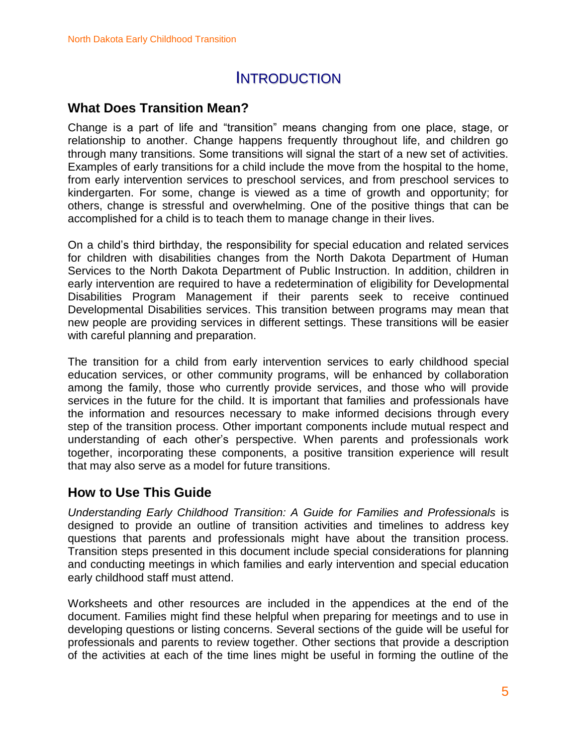# INTRODUCTION

## What Does Transition Mean?

Change is a part of life and "transition" means changing from one place, stage, or relationship to another. Change happens frequently throughout life, and children go through many transitions. Some transitions will signal the start of a new set of activities. Examples of early transitions for a child include the move from the hospital to the home, from early intervention services to preschool services, and from preschool services to kindergarten. For some, change is viewed as a time of growth and opportunity; for others, change is stressful and overwhelming. One of the positive things that can be accomplished for a child is to teach them to manage change in their lives.

On a child's third birthday, the responsibility for special education and related services for children with disabilities changes from the North Dakota Department of Human Services to the North Dakota Department of Public Instruction. In addition, children in early intervention are required to have a redetermination of eligibility for Developmental Disabilities Program Management if their parents seek to receive continued Developmental Disabilities services. This transition between programs may mean that new people are providing services in different settings. These transitions will be easier with careful planning and preparation.

The transition for a child from early intervention services to early childhood special education services, or other community programs, will be enhanced by collaboration among the family, those who currently provide services, and those who will provide services in the future for the child. It is important that families and professionals have the information and resources necessary to make informed decisions through every step of the transition process. Other important components include mutual respect and understanding of each other's perspective. When parents and professionals work together, incorporating these components, a positive transition experience will result that may also serve as a model for future transitions.

## How to Use This Guide

*Understanding Early Childhood Transition: A Guide for Families and Professionals* is designed to provide an outline of transition activities and timelines to address key questions that parents and professionals might have about the transition process. Transition steps presented in this document include special considerations for planning and conducting meetings in which families and early intervention and special education early childhood staff must attend.

Worksheets and other resources are included in the appendices at the end of the document. Families might find these helpful when preparing for meetings and to use in developing questions or listing concerns. Several sections of the guide will be useful for professionals and parents to review together. Other sections that provide a description of the activities at each of the time lines might be useful in forming the outline of the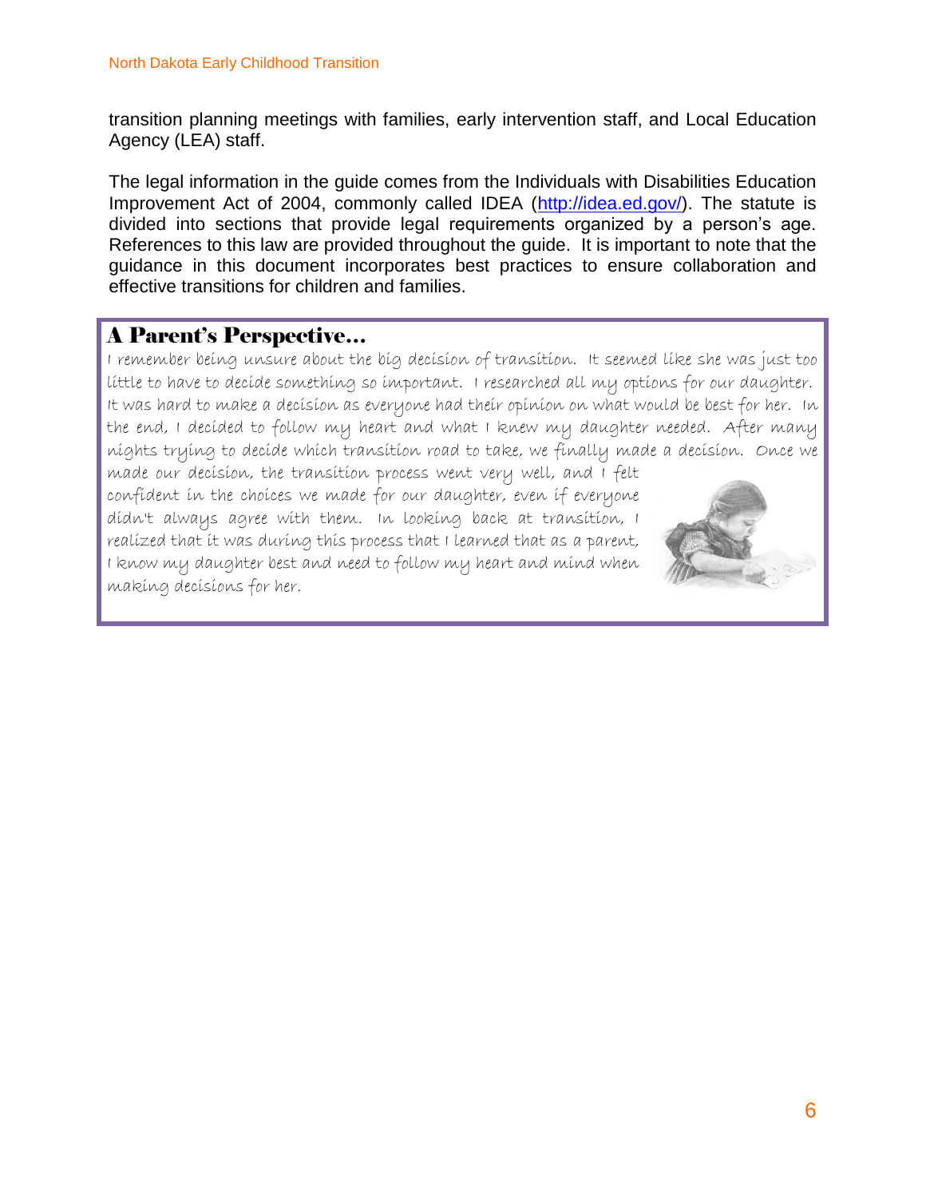transition planning meetings with families, early intervention staff, and Local Education Agency (LEA) staff.

The legal information in the guide comes from the Individuals with Disabilities Education Improvement Act of 2004, commonly called IDEA (http://idea.ed.gov/). The statute is divided into sections that provide legal requirements organized by a person's age. References to this law are provided throughout the guide. It is important to note that the guidance in this document incorporates best practices to ensure collaboration and effective transitions for children and families.

## A Parent's Perspective…

*I remember being unsure about the big decision of transition. It seemed like she was just too little to have to decide something so important. I researched all my options for our daughter. It was hard to make a decision as everyone had their opinion on what would be best for her. In the end, I decided to follow my heart and what I knew my daughter needed. After many nights trying to decide which transition road to take, we finally made a decision. Once we made our decision, the transition process went very well, and I felt confident in the choices we made for our daughter, even if everyone didn't always agree with them. In looking back at transition, I realized that it was during this process that I learned that as a parent, I know my daughter best and need to follow my heart and mind when making decisions for her.*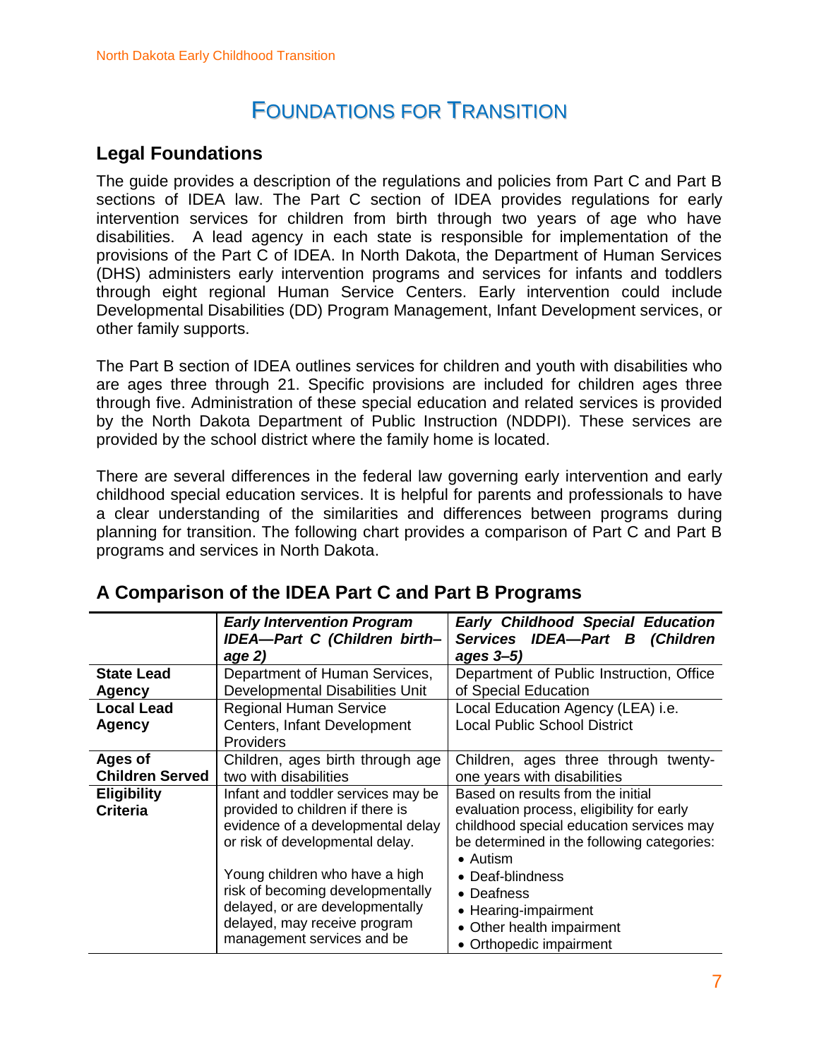# Foundations for Transition

## Legal Foundations

The guide provides a description of the regulations and policies from Part C and Part B sections of IDEA law. The Part C section of IDEA provides regulations for early intervention services for children from birth through two years of age who have disabilities. A lead agency in each state is responsible for implementation of the provisions of the Part C of IDEA. In North Dakota, the Department of Human Services (DHS) administers early intervention programs and services for infants and toddlers through eight regional Human Service Centers. Early intervention could include Developmental Disabilities (DD) Program Management, Infant Development services, or other family supports.

The Part B section of IDEA outlines services for children and youth with disabilities who are ages three through 21. Specific provisions are included for children ages three through five. Administration of these special education and related services is provided by the North Dakota Department of Public Instruction (NDDPI). These services are provided by the school district where the family home is located.

There are several differences in the federal law governing early intervention and early childhood special education services. It is helpful for parents and professionals to have a clear understanding of the similarities and differences between programs during planning for transition. The following chart provides a comparison of Part C and Part B programs and services in North Dakota.

## A Comparison of the IDEA Part C and Part B Programs

| | ***Early Intervention Program IDEA—Part C (Children birth–age 2)*** | ***Early Childhood Special Education Services IDEA—Part B (Children ages 3–5)*** |
|---|---|---|
| **State Lead Agency** | Department of Human Services, Developmental Disabilities Unit | Department of Public Instruction, Office of Special Education |
| **Local Lead Agency** | Regional Human Service Centers, Infant Development Providers | Local Education Agency (LEA) i.e. Local Public School District |
| **Ages of Children Served** | Children, ages birth through age two with disabilities | Children, ages three through twenty-one years with disabilities |
| **Eligibility Criteria** | Infant and toddler services may be provided to children if there is evidence of a developmental delay or risk of developmental delay.<br><br>Young children who have a high risk of becoming developmentally delayed, or are developmentally delayed, may receive program management services and be | Based on results from the initial evaluation process, eligibility for early childhood special education services may be determined in the following categories:<br>• Autism<br>• Deaf-blindness<br>• Deafness<br>• Hearing-impairment<br>• Other health impairment<br>• Orthopedic impairment |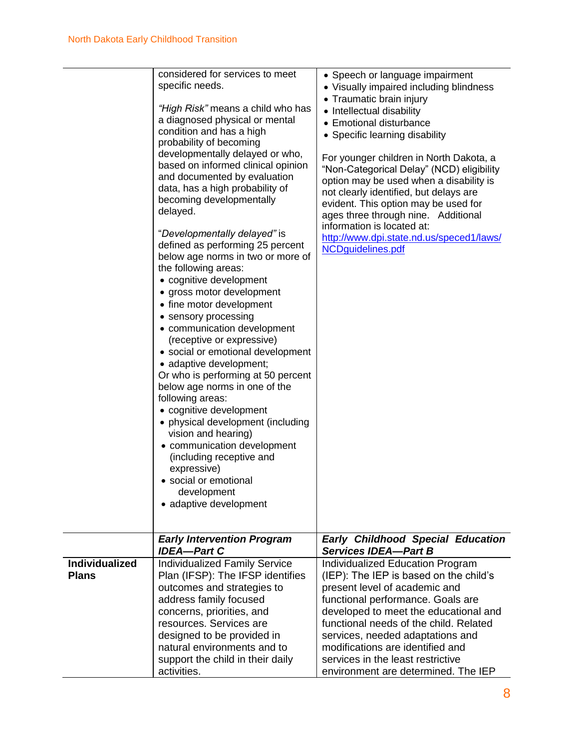| | | |
|---|---|---|
| | considered for services to meet specific needs.<br><br>*"High Risk"* means a child who has a diagnosed physical or mental condition and has a high probability of becoming developmentally delayed or who, based on informed clinical opinion and documented by evaluation data, has a high probability of becoming developmentally delayed.<br><br>"*Developmentally delayed"* is defined as performing 25 percent below age norms in two or more of the following areas:<br>• cognitive development<br>• gross motor development<br>• fine motor development<br>• sensory processing<br>• communication development (receptive or expressive)<br>• social or emotional development<br>• adaptive development;<br>Or who is performing at 50 percent below age norms in one of the following areas:<br>• cognitive development<br>• physical development (including vision and hearing)<br>• communication development (including receptive and expressive)<br>• social or emotional development<br>• adaptive development | • Speech or language impairment<br>• Visually impaired including blindness<br>• Traumatic brain injury<br>• Intellectual disability<br>• Emotional disturbance<br>• Specific learning disability<br><br>For younger children in North Dakota, a "Non-Categorical Delay" (NCD) eligibility option may be used when a disability is not clearly identified, but delays are evident. This option may be used for ages three through nine. Additional information is located at: http://www.dpi.state.nd.us/speced1/laws/NCDguidelines.pdf |
| | ***Early Intervention Program IDEA—Part C*** | ***Early Childhood Special Education Services IDEA—Part B*** |
| **Individualized Plans** | Individualized Family Service Plan (IFSP): The IFSP identifies outcomes and strategies to address family focused concerns, priorities, and resources. Services are designed to be provided in natural environments and to support the child in their daily activities. | Individualized Education Program (IEP): The IEP is based on the child's present level of academic and functional performance. Goals are developed to meet the educational and functional needs of the child. Related services, needed adaptations and modifications are identified and services in the least restrictive environment are determined. The IEP |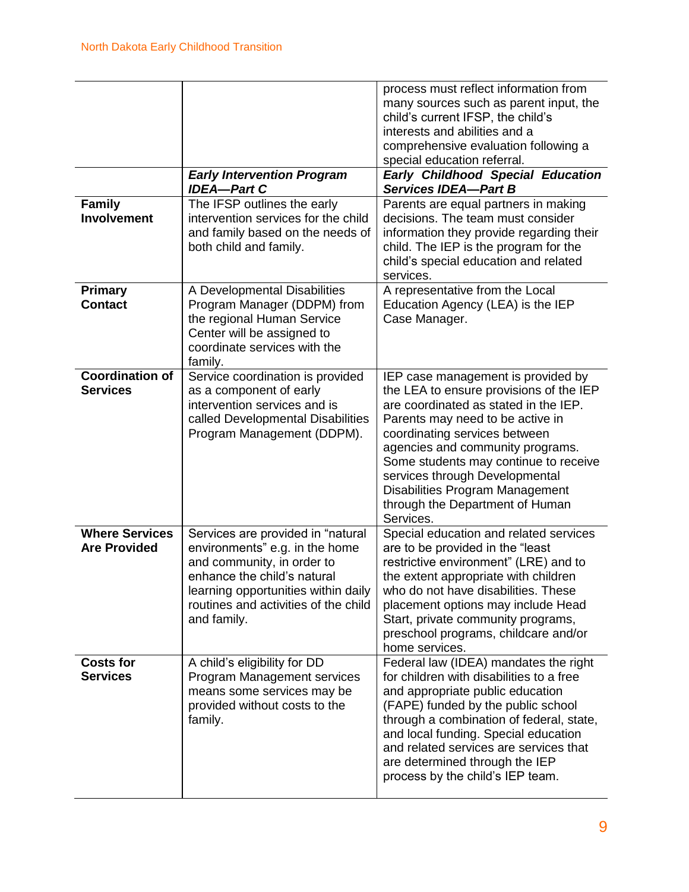| | | |
|---|---|---|
| | | process must reflect information from many sources such as parent input, the child's current IFSP, the child's interests and abilities and a comprehensive evaluation following a special education referral. |
| | ***Early Intervention Program IDEA—Part C*** | ***Early Childhood Special Education Services IDEA—Part B*** |
| **Family Involvement** | The IFSP outlines the early intervention services for the child and family based on the needs of both child and family. | Parents are equal partners in making decisions. The team must consider information they provide regarding their child. The IEP is the program for the child's special education and related services. |
| **Primary Contact** | A Developmental Disabilities Program Manager (DDPM) from the regional Human Service Center will be assigned to coordinate services with the family. | A representative from the Local Education Agency (LEA) is the IEP Case Manager. |
| **Coordination of Services** | Service coordination is provided as a component of early intervention services and is called Developmental Disabilities Program Management (DDPM). | IEP case management is provided by the LEA to ensure provisions of the IEP are coordinated as stated in the IEP. Parents may need to be active in coordinating services between agencies and community programs. Some students may continue to receive services through Developmental Disabilities Program Management through the Department of Human Services. |
| **Where Services Are Provided** | Services are provided in "natural environments" e.g. in the home and community, in order to enhance the child's natural learning opportunities within daily routines and activities of the child and family. | Special education and related services are to be provided in the "least restrictive environment" (LRE) and to the extent appropriate with children who do not have disabilities. These placement options may include Head Start, private community programs, preschool programs, childcare and/or home services. |
| **Costs for Services** | A child's eligibility for DD Program Management services means some services may be provided without costs to the family. | Federal law (IDEA) mandates the right for children with disabilities to a free and appropriate public education (FAPE) funded by the public school through a combination of federal, state, and local funding. Special education and related services are services that are determined through the IEP process by the child's IEP team. |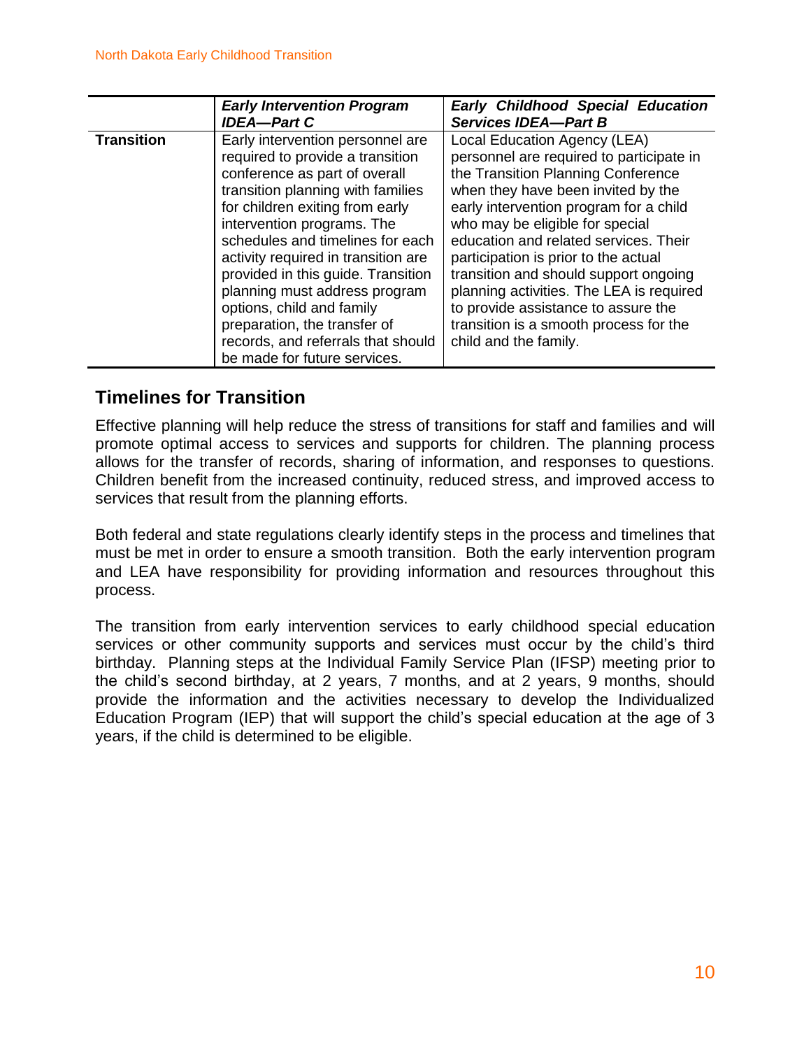| | ***Early Intervention Program IDEA—Part C*** | ***Early Childhood Special Education Services IDEA—Part B*** |
|---|---|---|
| **Transition** | Early intervention personnel are required to provide a transition conference as part of overall transition planning with families for children exiting from early intervention programs. The schedules and timelines for each activity required in transition are provided in this guide. Transition planning must address program options, child and family preparation, the transfer of records, and referrals that should be made for future services. | Local Education Agency (LEA) personnel are required to participate in the Transition Planning Conference when they have been invited by the early intervention program for a child who may be eligible for special education and related services. Their participation is prior to the actual transition and should support ongoing planning activities. The LEA is required to provide assistance to assure the transition is a smooth process for the child and the family. |

## Timelines for Transition

Effective planning will help reduce the stress of transitions for staff and families and will promote optimal access to services and supports for children. The planning process allows for the transfer of records, sharing of information, and responses to questions. Children benefit from the increased continuity, reduced stress, and improved access to services that result from the planning efforts.

Both federal and state regulations clearly identify steps in the process and timelines that must be met in order to ensure a smooth transition. Both the early intervention program and LEA have responsibility for providing information and resources throughout this process.

The transition from early intervention services to early childhood special education services or other community supports and services must occur by the child's third birthday. Planning steps at the Individual Family Service Plan (IFSP) meeting prior to the child's second birthday, at 2 years, 7 months, and at 2 years, 9 months, should provide the information and the activities necessary to develop the Individualized Education Program (IEP) that will support the child's special education at the age of 3 years, if the child is determined to be eligible.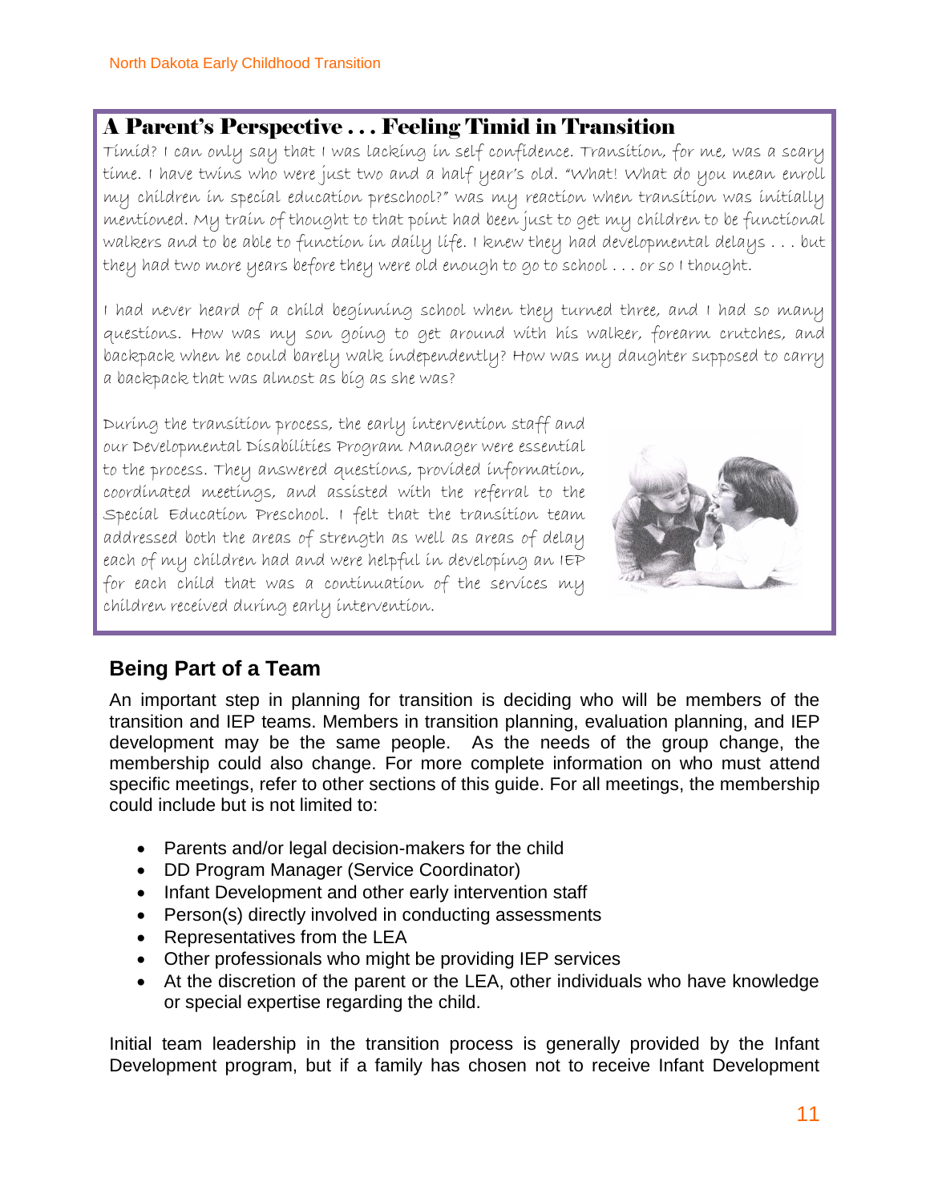## A Parent's Perspective . . . Feeling Timid in Transition

Timid? I can only say that I was lacking in self confidence. Transition, for me, was a scary time. I have twins who were just two and a half year's old. "What! What do you mean enroll my children in special education preschool?" was my reaction when transition was initially mentioned. My train of thought to that point had been just to get my children to be functional walkers and to be able to function in daily life. I knew they had developmental delays . . . but they had two more years before they were old enough to go to school . . . or so I thought.

I had never heard of a child beginning school when they turned three, and I had so many questions. How was my son going to get around with his walker, forearm crutches, and backpack when he could barely walk independently? How was my daughter supposed to carry a backpack that was almost as big as she was?

During the transition process, the early intervention staff and our Developmental Disabilities Program Manager were essential to the process. They answered questions, provided information, coordinated meetings, and assisted with the referral to the Special Education Preschool. I felt that the transition team addressed both the areas of strength as well as areas of delay each of my children had and were helpful in developing an IEP for each child that was a continuation of the services my children received during early intervention.

## Being Part of a Team

An important step in planning for transition is deciding who will be members of the transition and IEP teams. Members in transition planning, evaluation planning, and IEP development may be the same people. As the needs of the group change, the membership could also change. For more complete information on who must attend specific meetings, refer to other sections of this guide. For all meetings, the membership could include but is not limited to:

- Parents and/or legal decision-makers for the child
- DD Program Manager (Service Coordinator)
- Infant Development and other early intervention staff
- Person(s) directly involved in conducting assessments
- Representatives from the LEA
- Other professionals who might be providing IEP services
- At the discretion of the parent or the LEA, other individuals who have knowledge or special expertise regarding the child.

Initial team leadership in the transition process is generally provided by the Infant Development program, but if a family has chosen not to receive Infant Development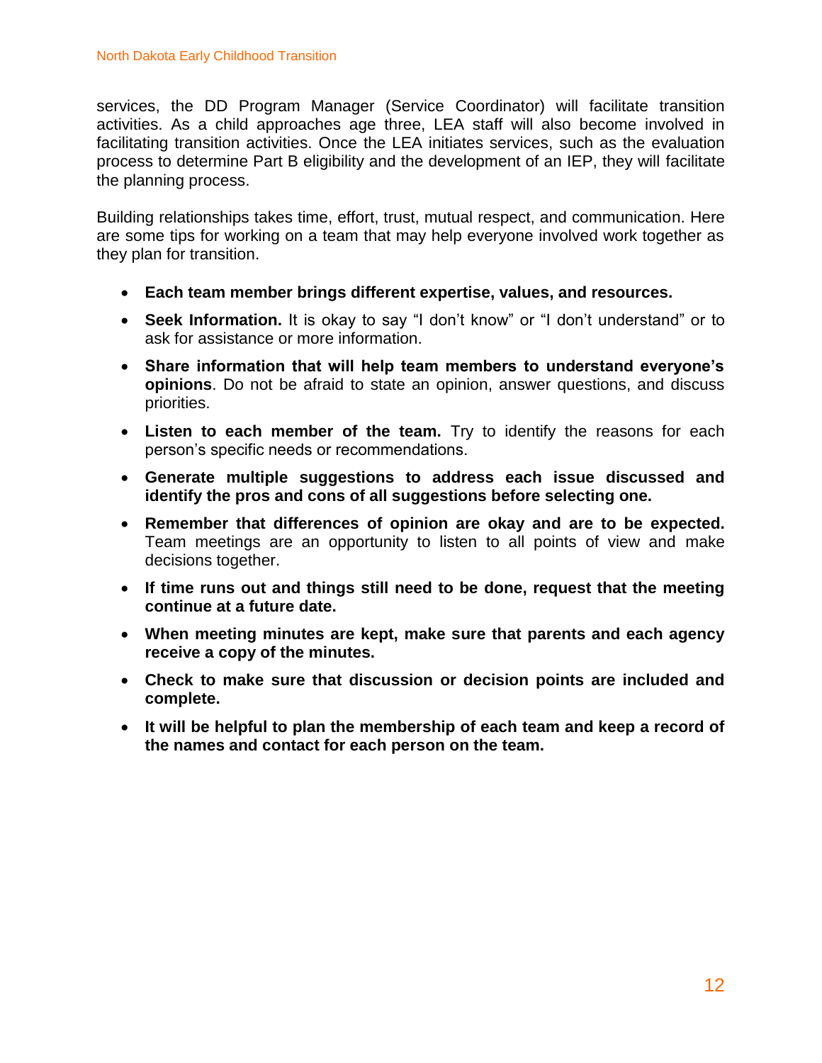services, the DD Program Manager (Service Coordinator) will facilitate transition activities. As a child approaches age three, LEA staff will also become involved in facilitating transition activities. Once the LEA initiates services, such as the evaluation process to determine Part B eligibility and the development of an IEP, they will facilitate the planning process.

Building relationships takes time, effort, trust, mutual respect, and communication. Here are some tips for working on a team that may help everyone involved work together as they plan for transition.

- **Each team member brings different expertise, values, and resources.**
- **Seek Information.** It is okay to say "I don't know" or "I don't understand" or to ask for assistance or more information.
- **Share information that will help team members to understand everyone's opinions**. Do not be afraid to state an opinion, answer questions, and discuss priorities.
- **Listen to each member of the team.** Try to identify the reasons for each person's specific needs or recommendations.
- **Generate multiple suggestions to address each issue discussed and identify the pros and cons of all suggestions before selecting one.**
- **Remember that differences of opinion are okay and are to be expected.** Team meetings are an opportunity to listen to all points of view and make decisions together.
- **If time runs out and things still need to be done, request that the meeting continue at a future date.**
- **When meeting minutes are kept, make sure that parents and each agency receive a copy of the minutes.**
- **Check to make sure that discussion or decision points are included and complete.**
- **It will be helpful to plan the membership of each team and keep a record of the names and contact for each person on the team.**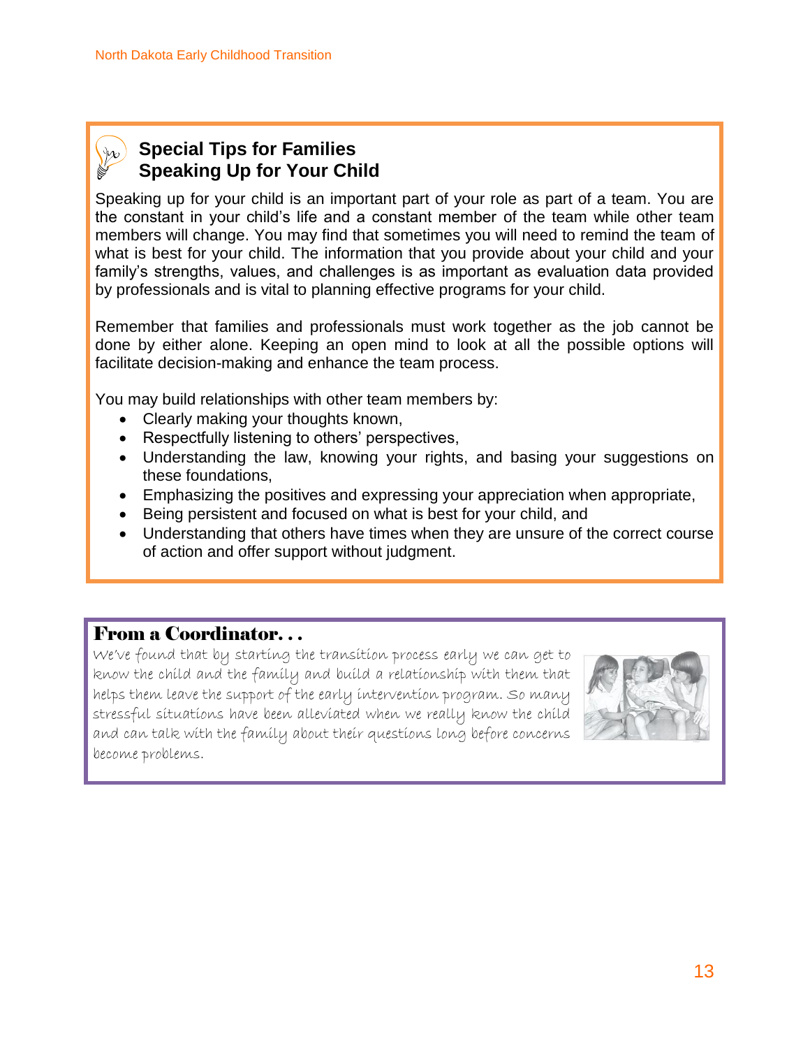## Special Tips for Families
## Speaking Up for Your Child

Speaking up for your child is an important part of your role as part of a team. You are the constant in your child's life and a constant member of the team while other team members will change. You may find that sometimes you will need to remind the team of what is best for your child. The information that you provide about your child and your family's strengths, values, and challenges is as important as evaluation data provided by professionals and is vital to planning effective programs for your child.

Remember that families and professionals must work together as the job cannot be done by either alone. Keeping an open mind to look at all the possible options will facilitate decision-making and enhance the team process.

You may build relationships with other team members by:

- Clearly making your thoughts known,
- Respectfully listening to others' perspectives,
- Understanding the law, knowing your rights, and basing your suggestions on these foundations,
- Emphasizing the positives and expressing your appreciation when appropriate,
- Being persistent and focused on what is best for your child, and
- Understanding that others have times when they are unsure of the correct course of action and offer support without judgment.

## From a Coordinator. . .

*We've found that by starting the transition process early we can get to know the child and the family and build a relationship with them that helps them leave the support of the early intervention program. So many stressful situations have been alleviated when we really know the child and can talk with the family about their questions long before concerns become problems.*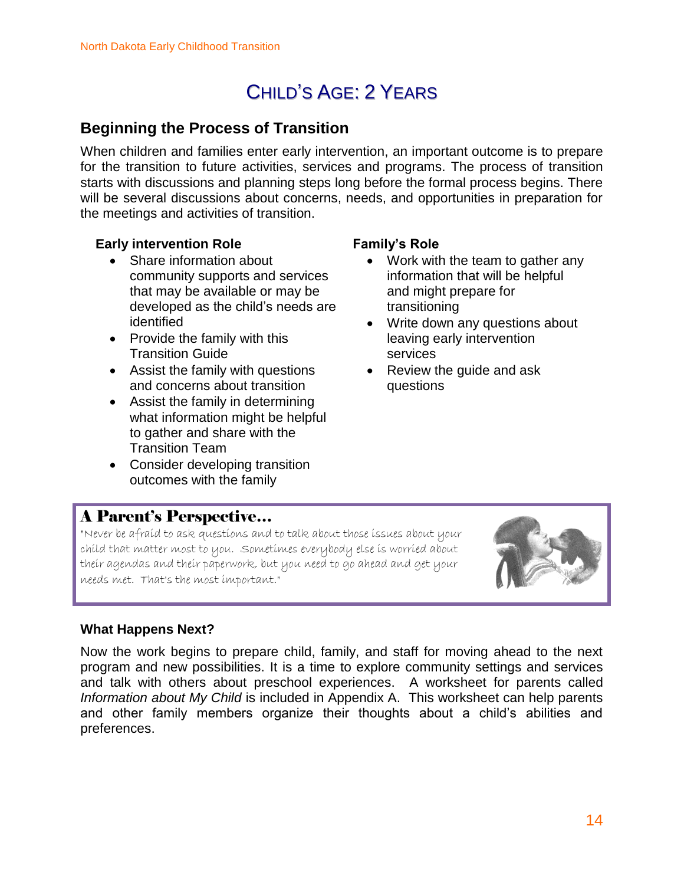# Child's Age: 2 Years

## Beginning the Process of Transition

When children and families enter early intervention, an important outcome is to prepare for the transition to future activities, services and programs. The process of transition starts with discussions and planning steps long before the formal process begins. There will be several discussions about concerns, needs, and opportunities in preparation for the meetings and activities of transition.

**Early intervention Role**

- Share information about community supports and services that may be available or may be developed as the child's needs are identified
- Provide the family with this Transition Guide
- Assist the family with questions and concerns about transition
- Assist the family in determining what information might be helpful to gather and share with the Transition Team
- Consider developing transition outcomes with the family

**Family's Role**

- Work with the team to gather any information that will be helpful and might prepare for transitioning
- Write down any questions about leaving early intervention services
- Review the guide and ask questions

### A Parent's Perspective...

*"Never be afraid to ask questions and to talk about those issues about your child that matter most to you. Sometimes everybody else is worried about their agendas and their paperwork, but you need to go ahead and get your needs met. That's the most important."*

**What Happens Next?**

Now the work begins to prepare child, family, and staff for moving ahead to the next program and new possibilities. It is a time to explore community settings and services and talk with others about preschool experiences. A worksheet for parents called *Information about My Child* is included in Appendix A. This worksheet can help parents and other family members organize their thoughts about a child's abilities and preferences.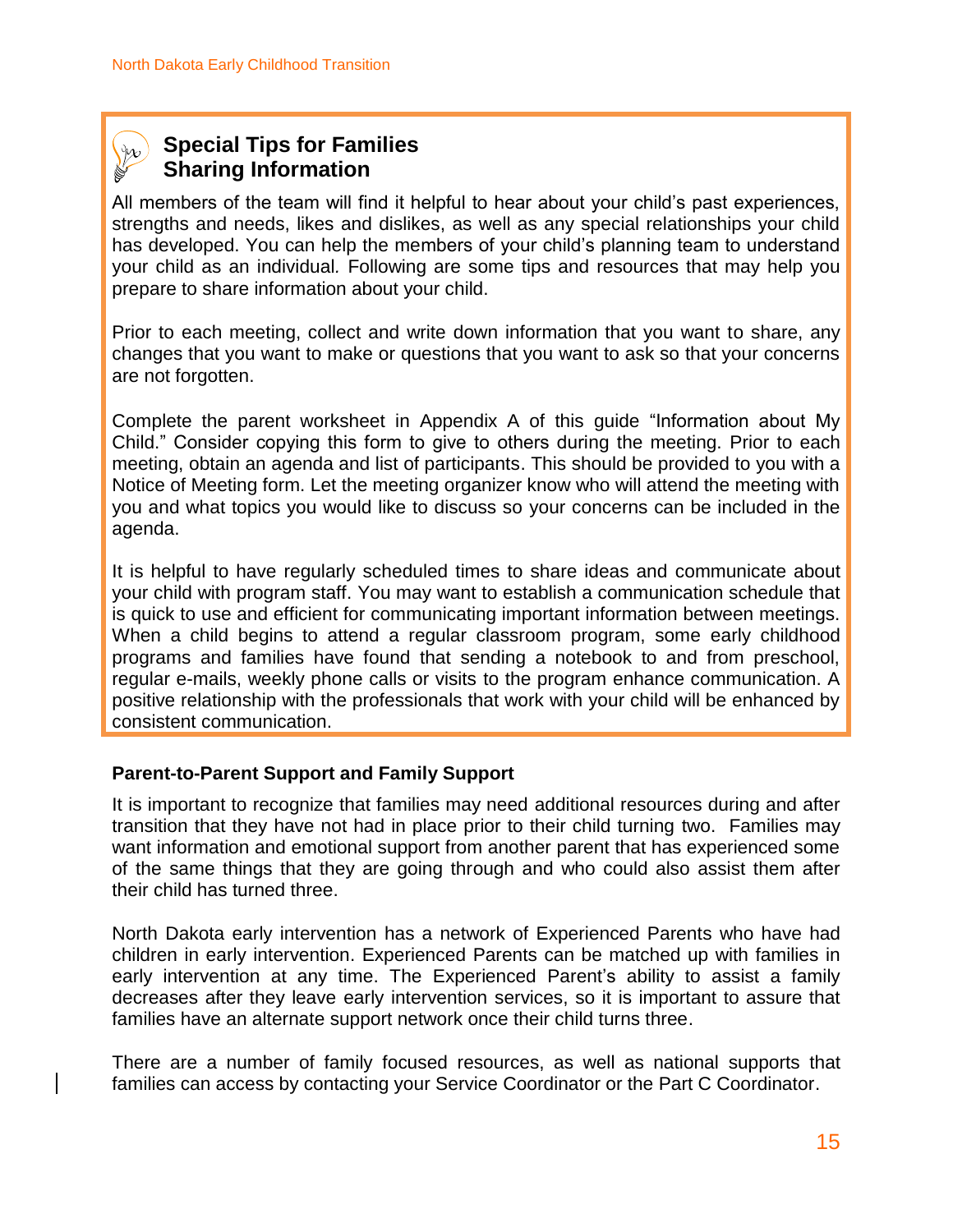## Special Tips for Families
## Sharing Information

All members of the team will find it helpful to hear about your child's past experiences, strengths and needs, likes and dislikes, as well as any special relationships your child has developed. You can help the members of your child's planning team to understand your child as an individual. Following are some tips and resources that may help you prepare to share information about your child.

Prior to each meeting, collect and write down information that you want to share, any changes that you want to make or questions that you want to ask so that your concerns are not forgotten.

Complete the parent worksheet in Appendix A of this guide "Information about My Child." Consider copying this form to give to others during the meeting. Prior to each meeting, obtain an agenda and list of participants. This should be provided to you with a Notice of Meeting form. Let the meeting organizer know who will attend the meeting with you and what topics you would like to discuss so your concerns can be included in the agenda.

It is helpful to have regularly scheduled times to share ideas and communicate about your child with program staff. You may want to establish a communication schedule that is quick to use and efficient for communicating important information between meetings. When a child begins to attend a regular classroom program, some early childhood programs and families have found that sending a notebook to and from preschool, regular e-mails, weekly phone calls or visits to the program enhance communication. A positive relationship with the professionals that work with your child will be enhanced by consistent communication.

### Parent-to-Parent Support and Family Support

It is important to recognize that families may need additional resources during and after transition that they have not had in place prior to their child turning two. Families may want information and emotional support from another parent that has experienced some of the same things that they are going through and who could also assist them after their child has turned three.

North Dakota early intervention has a network of Experienced Parents who have had children in early intervention. Experienced Parents can be matched up with families in early intervention at any time. The Experienced Parent's ability to assist a family decreases after they leave early intervention services, so it is important to assure that families have an alternate support network once their child turns three.

There are a number of family focused resources, as well as national supports that families can access by contacting your Service Coordinator or the Part C Coordinator.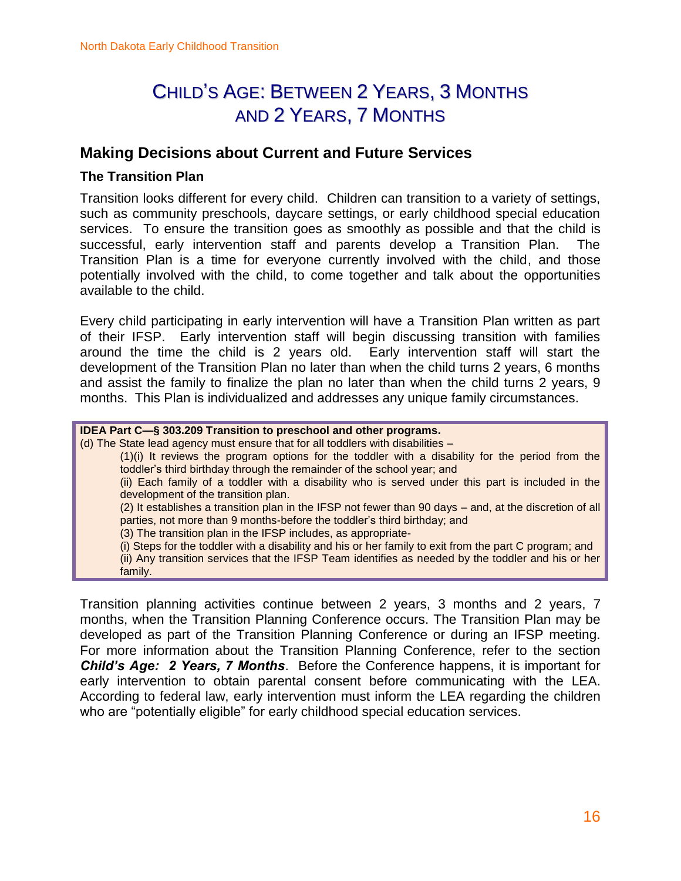# Child's Age: Between 2 Years, 3 Months and 2 Years, 7 Months

## Making Decisions about Current and Future Services

### The Transition Plan

Transition looks different for every child. Children can transition to a variety of settings, such as community preschools, daycare settings, or early childhood special education services. To ensure the transition goes as smoothly as possible and that the child is successful, early intervention staff and parents develop a Transition Plan. The Transition Plan is a time for everyone currently involved with the child, and those potentially involved with the child, to come together and talk about the opportunities available to the child.

Every child participating in early intervention will have a Transition Plan written as part of their IFSP. Early intervention staff will begin discussing transition with families around the time the child is 2 years old. Early intervention staff will start the development of the Transition Plan no later than when the child turns 2 years, 6 months and assist the family to finalize the plan no later than when the child turns 2 years, 9 months. This Plan is individualized and addresses any unique family circumstances.

> **IDEA Part C—§ 303.209 Transition to preschool and other programs.**
> (d) The State lead agency must ensure that for all toddlers with disabilities –
>
> (1)(i) It reviews the program options for the toddler with a disability for the period from the toddler's third birthday through the remainder of the school year; and
>
> (ii) Each family of a toddler with a disability who is served under this part is included in the development of the transition plan.
>
> (2) It establishes a transition plan in the IFSP not fewer than 90 days – and, at the discretion of all parties, not more than 9 months-before the toddler's third birthday; and
>
> (3) The transition plan in the IFSP includes, as appropriate-
>
> (i) Steps for the toddler with a disability and his or her family to exit from the part C program; and
>
> (ii) Any transition services that the IFSP Team identifies as needed by the toddler and his or her family.

Transition planning activities continue between 2 years, 3 months and 2 years, 7 months, when the Transition Planning Conference occurs. The Transition Plan may be developed as part of the Transition Planning Conference or during an IFSP meeting. For more information about the Transition Planning Conference, refer to the section ***Child's Age: 2 Years, 7 Months***. Before the Conference happens, it is important for early intervention to obtain parental consent before communicating with the LEA. According to federal law, early intervention must inform the LEA regarding the children who are "potentially eligible" for early childhood special education services.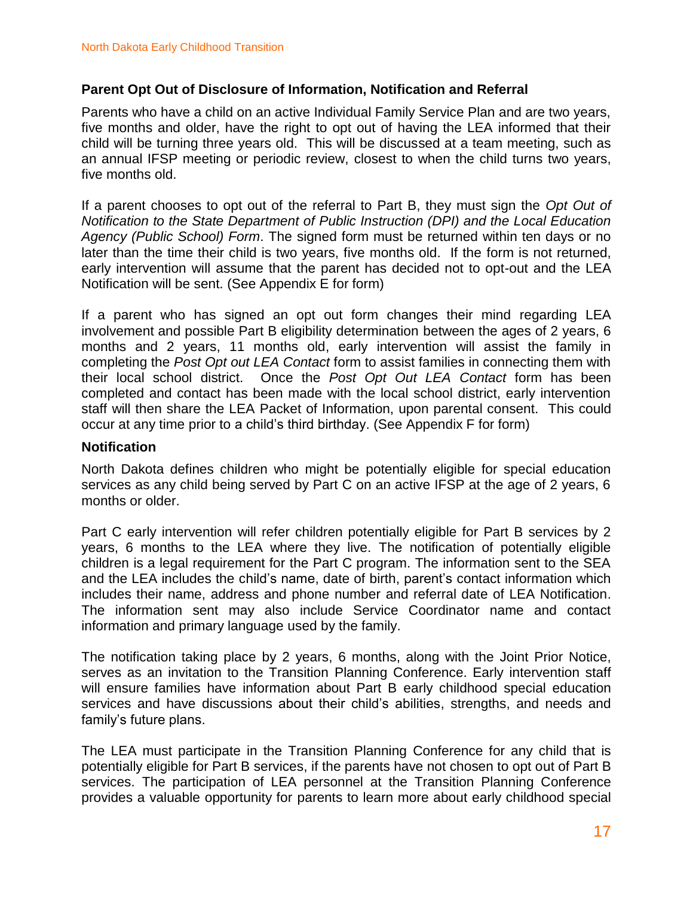### Parent Opt Out of Disclosure of Information, Notification and Referral

Parents who have a child on an active Individual Family Service Plan and are two years, five months and older, have the right to opt out of having the LEA informed that their child will be turning three years old. This will be discussed at a team meeting, such as an annual IFSP meeting or periodic review, closest to when the child turns two years, five months old.

If a parent chooses to opt out of the referral to Part B, they must sign the *Opt Out of Notification to the State Department of Public Instruction (DPI) and the Local Education Agency (Public School) Form*. The signed form must be returned within ten days or no later than the time their child is two years, five months old. If the form is not returned, early intervention will assume that the parent has decided not to opt-out and the LEA Notification will be sent. (See Appendix E for form)

If a parent who has signed an opt out form changes their mind regarding LEA involvement and possible Part B eligibility determination between the ages of 2 years, 6 months and 2 years, 11 months old, early intervention will assist the family in completing the *Post Opt out LEA Contact* form to assist families in connecting them with their local school district. Once the *Post Opt Out LEA Contact* form has been completed and contact has been made with the local school district, early intervention staff will then share the LEA Packet of Information, upon parental consent. This could occur at any time prior to a child's third birthday. (See Appendix F for form)

### Notification

North Dakota defines children who might be potentially eligible for special education services as any child being served by Part C on an active IFSP at the age of 2 years, 6 months or older.

Part C early intervention will refer children potentially eligible for Part B services by 2 years, 6 months to the LEA where they live. The notification of potentially eligible children is a legal requirement for the Part C program. The information sent to the SEA and the LEA includes the child's name, date of birth, parent's contact information which includes their name, address and phone number and referral date of LEA Notification. The information sent may also include Service Coordinator name and contact information and primary language used by the family.

The notification taking place by 2 years, 6 months, along with the Joint Prior Notice, serves as an invitation to the Transition Planning Conference. Early intervention staff will ensure families have information about Part B early childhood special education services and have discussions about their child's abilities, strengths, and needs and family's future plans.

The LEA must participate in the Transition Planning Conference for any child that is potentially eligible for Part B services, if the parents have not chosen to opt out of Part B services. The participation of LEA personnel at the Transition Planning Conference provides a valuable opportunity for parents to learn more about early childhood special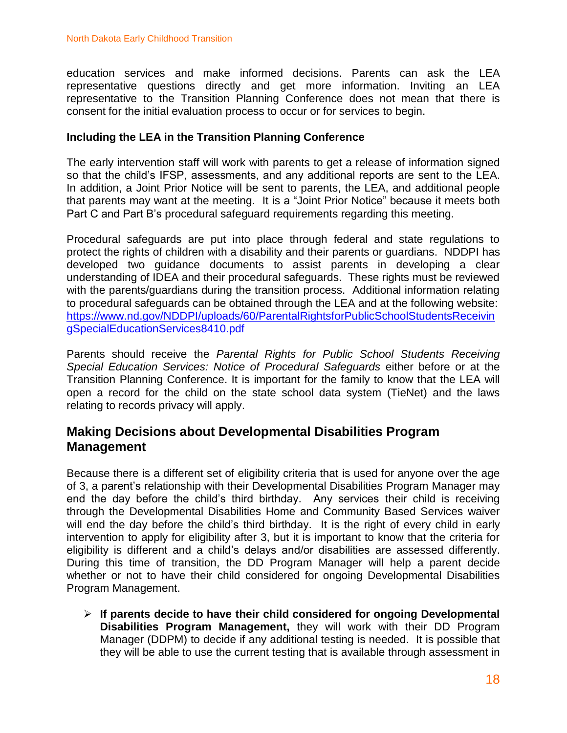education services and make informed decisions. Parents can ask the LEA representative questions directly and get more information. Inviting an LEA representative to the Transition Planning Conference does not mean that there is consent for the initial evaluation process to occur or for services to begin.

**Including the LEA in the Transition Planning Conference**

The early intervention staff will work with parents to get a release of information signed so that the child's IFSP, assessments, and any additional reports are sent to the LEA. In addition, a Joint Prior Notice will be sent to parents, the LEA, and additional people that parents may want at the meeting. It is a "Joint Prior Notice" because it meets both Part C and Part B's procedural safeguard requirements regarding this meeting.

Procedural safeguards are put into place through federal and state regulations to protect the rights of children with a disability and their parents or guardians. NDDPI has developed two guidance documents to assist parents in developing a clear understanding of IDEA and their procedural safeguards. These rights must be reviewed with the parents/guardians during the transition process. Additional information relating to procedural safeguards can be obtained through the LEA and at the following website: https://www.nd.gov/NDDPI/uploads/60/ParentalRightsforPublicSchoolStudentsReceivingSpecialEducationServices8410.pdf

Parents should receive the *Parental Rights for Public School Students Receiving Special Education Services: Notice of Procedural Safeguards* either before or at the Transition Planning Conference. It is important for the family to know that the LEA will open a record for the child on the state school data system (TieNet) and the laws relating to records privacy will apply.

## Making Decisions about Developmental Disabilities Program Management

Because there is a different set of eligibility criteria that is used for anyone over the age of 3, a parent's relationship with their Developmental Disabilities Program Manager may end the day before the child's third birthday. Any services their child is receiving through the Developmental Disabilities Home and Community Based Services waiver will end the day before the child's third birthday. It is the right of every child in early intervention to apply for eligibility after 3, but it is important to know that the criteria for eligibility is different and a child's delays and/or disabilities are assessed differently. During this time of transition, the DD Program Manager will help a parent decide whether or not to have their child considered for ongoing Developmental Disabilities Program Management.

- **If parents decide to have their child considered for ongoing Developmental Disabilities Program Management,** they will work with their DD Program Manager (DDPM) to decide if any additional testing is needed. It is possible that they will be able to use the current testing that is available through assessment in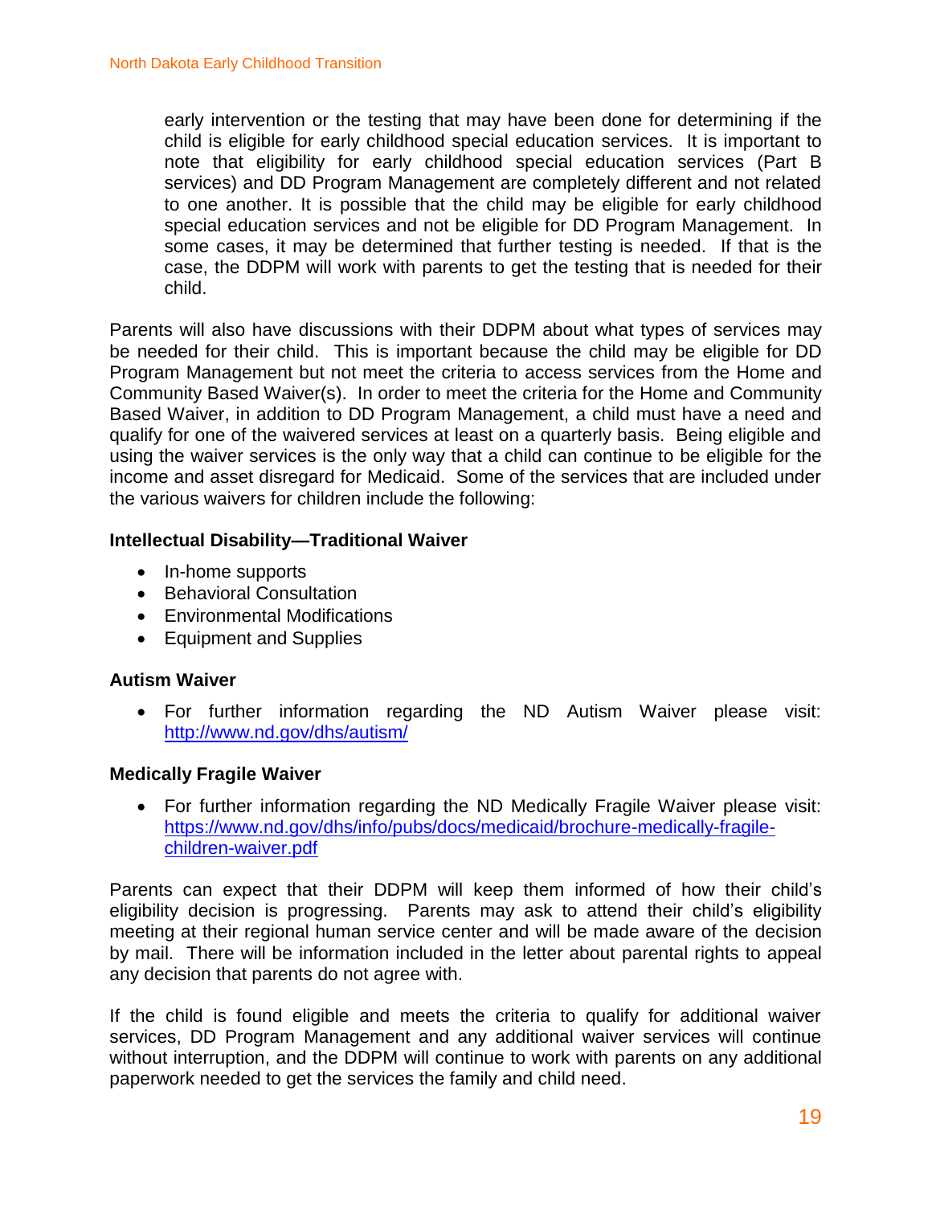early intervention or the testing that may have been done for determining if the child is eligible for early childhood special education services. It is important to note that eligibility for early childhood special education services (Part B services) and DD Program Management are completely different and not related to one another. It is possible that the child may be eligible for early childhood special education services and not be eligible for DD Program Management. In some cases, it may be determined that further testing is needed. If that is the case, the DDPM will work with parents to get the testing that is needed for their child.

Parents will also have discussions with their DDPM about what types of services may be needed for their child. This is important because the child may be eligible for DD Program Management but not meet the criteria to access services from the Home and Community Based Waiver(s). In order to meet the criteria for the Home and Community Based Waiver, in addition to DD Program Management, a child must have a need and qualify for one of the waivered services at least on a quarterly basis. Being eligible and using the waiver services is the only way that a child can continue to be eligible for the income and asset disregard for Medicaid. Some of the services that are included under the various waivers for children include the following:

**Intellectual Disability—Traditional Waiver**

- In-home supports
- Behavioral Consultation
- Environmental Modifications
- Equipment and Supplies

**Autism Waiver**

- For further information regarding the ND Autism Waiver please visit: http://www.nd.gov/dhs/autism/

**Medically Fragile Waiver**

- For further information regarding the ND Medically Fragile Waiver please visit: https://www.nd.gov/dhs/info/pubs/docs/medicaid/brochure-medically-fragile-children-waiver.pdf

Parents can expect that their DDPM will keep them informed of how their child's eligibility decision is progressing. Parents may ask to attend their child's eligibility meeting at their regional human service center and will be made aware of the decision by mail. There will be information included in the letter about parental rights to appeal any decision that parents do not agree with.

If the child is found eligible and meets the criteria to qualify for additional waiver services, DD Program Management and any additional waiver services will continue without interruption, and the DDPM will continue to work with parents on any additional paperwork needed to get the services the family and child need.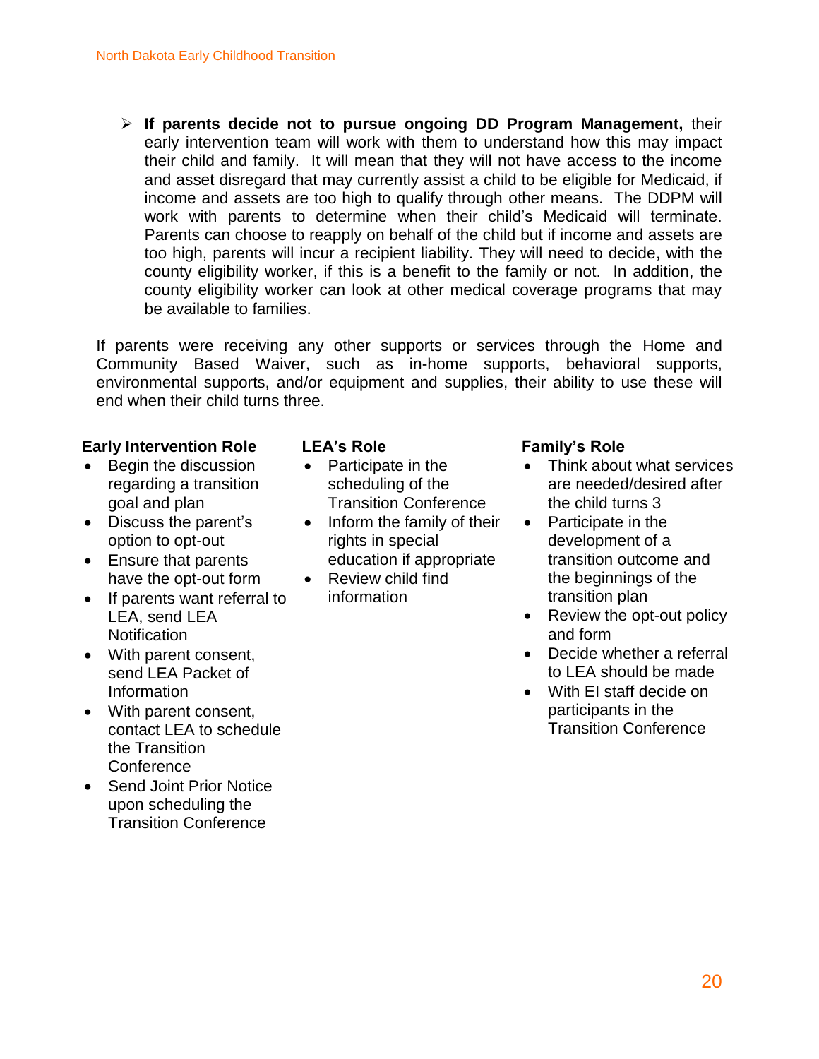- **If parents decide not to pursue ongoing DD Program Management,** their early intervention team will work with them to understand how this may impact their child and family. It will mean that they will not have access to the income and asset disregard that may currently assist a child to be eligible for Medicaid, if income and assets are too high to qualify through other means. The DDPM will work with parents to determine when their child's Medicaid will terminate. Parents can choose to reapply on behalf of the child but if income and assets are too high, parents will incur a recipient liability. They will need to decide, with the county eligibility worker, if this is a benefit to the family or not. In addition, the county eligibility worker can look at other medical coverage programs that may be available to families.

If parents were receiving any other supports or services through the Home and Community Based Waiver, such as in-home supports, behavioral supports, environmental supports, and/or equipment and supplies, their ability to use these will end when their child turns three.

**Early Intervention Role**

- Begin the discussion regarding a transition goal and plan
- Discuss the parent's option to opt-out
- Ensure that parents have the opt-out form
- If parents want referral to LEA, send LEA Notification
- With parent consent, send LEA Packet of Information
- With parent consent, contact LEA to schedule the Transition Conference
- Send Joint Prior Notice upon scheduling the Transition Conference

**LEA's Role**

- Participate in the scheduling of the Transition Conference
- Inform the family of their rights in special education if appropriate
- Review child find information

**Family's Role**

- Think about what services are needed/desired after the child turns 3
- Participate in the development of a transition outcome and the beginnings of the transition plan
- Review the opt-out policy and form
- Decide whether a referral to LEA should be made
- With EI staff decide on participants in the Transition Conference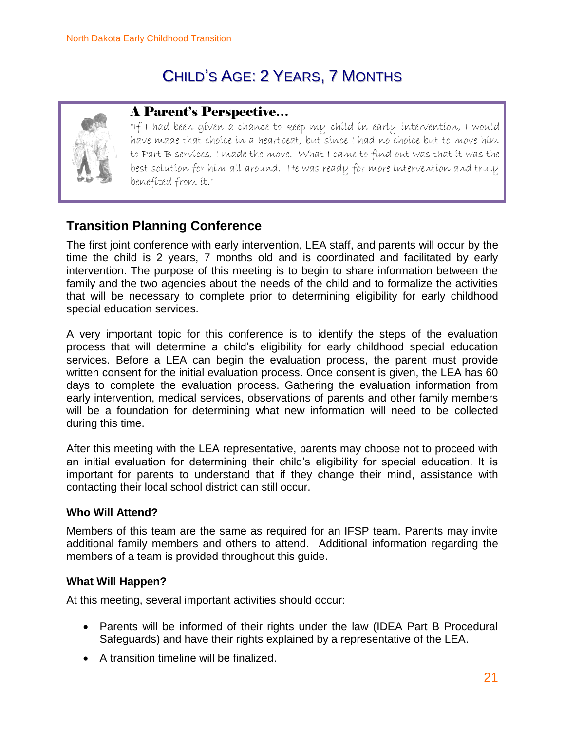# Child's Age: 2 Years, 7 Months

**A Parent's Perspective…**

*"If I had been given a chance to keep my child in early intervention, I would have made that choice in a heartbeat, but since I had no choice but to move him to Part B services, I made the move. What I came to find out was that it was the best solution for him all around. He was ready for more intervention and truly benefited from it."*

## Transition Planning Conference

The first joint conference with early intervention, LEA staff, and parents will occur by the time the child is 2 years, 7 months old and is coordinated and facilitated by early intervention. The purpose of this meeting is to begin to share information between the family and the two agencies about the needs of the child and to formalize the activities that will be necessary to complete prior to determining eligibility for early childhood special education services.

A very important topic for this conference is to identify the steps of the evaluation process that will determine a child's eligibility for early childhood special education services. Before a LEA can begin the evaluation process, the parent must provide written consent for the initial evaluation process. Once consent is given, the LEA has 60 days to complete the evaluation process. Gathering the evaluation information from early intervention, medical services, observations of parents and other family members will be a foundation for determining what new information will need to be collected during this time.

After this meeting with the LEA representative, parents may choose not to proceed with an initial evaluation for determining their child's eligibility for special education. It is important for parents to understand that if they change their mind, assistance with contacting their local school district can still occur.

### Who Will Attend?

Members of this team are the same as required for an IFSP team. Parents may invite additional family members and others to attend. Additional information regarding the members of a team is provided throughout this guide.

### What Will Happen?

At this meeting, several important activities should occur:

- Parents will be informed of their rights under the law (IDEA Part B Procedural Safeguards) and have their rights explained by a representative of the LEA.
- A transition timeline will be finalized.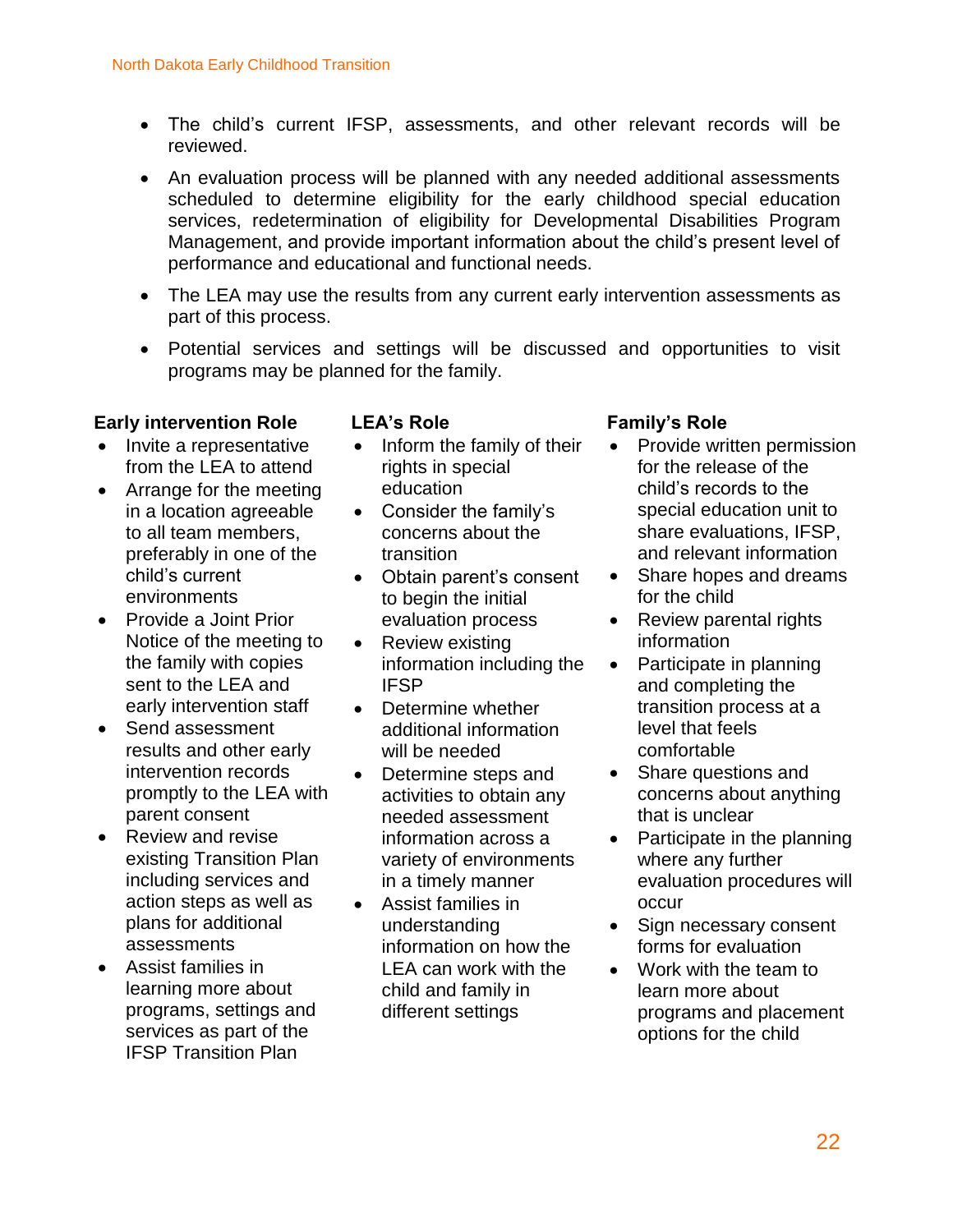- The child's current IFSP, assessments, and other relevant records will be reviewed.
- An evaluation process will be planned with any needed additional assessments scheduled to determine eligibility for the early childhood special education services, redetermination of eligibility for Developmental Disabilities Program Management, and provide important information about the child's present level of performance and educational and functional needs.
- The LEA may use the results from any current early intervention assessments as part of this process.
- Potential services and settings will be discussed and opportunities to visit programs may be planned for the family.

**Early intervention Role**

- Invite a representative from the LEA to attend
- Arrange for the meeting in a location agreeable to all team members, preferably in one of the child's current environments
- Provide a Joint Prior Notice of the meeting to the family with copies sent to the LEA and early intervention staff
- Send assessment results and other early intervention records promptly to the LEA with parent consent
- Review and revise existing Transition Plan including services and action steps as well as plans for additional assessments
- Assist families in learning more about programs, settings and services as part of the IFSP Transition Plan

**LEA's Role**

- Inform the family of their rights in special education
- Consider the family's concerns about the transition
- Obtain parent's consent to begin the initial evaluation process
- Review existing information including the IFSP
- Determine whether additional information will be needed
- Determine steps and activities to obtain any needed assessment information across a variety of environments in a timely manner
- Assist families in understanding information on how the LEA can work with the child and family in different settings

**Family's Role**

- Provide written permission for the release of the child's records to the special education unit to share evaluations, IFSP, and relevant information
- Share hopes and dreams for the child
- Review parental rights information
- Participate in planning and completing the transition process at a level that feels comfortable
- Share questions and concerns about anything that is unclear
- Participate in the planning where any further evaluation procedures will occur
- Sign necessary consent forms for evaluation
- Work with the team to learn more about programs and placement options for the child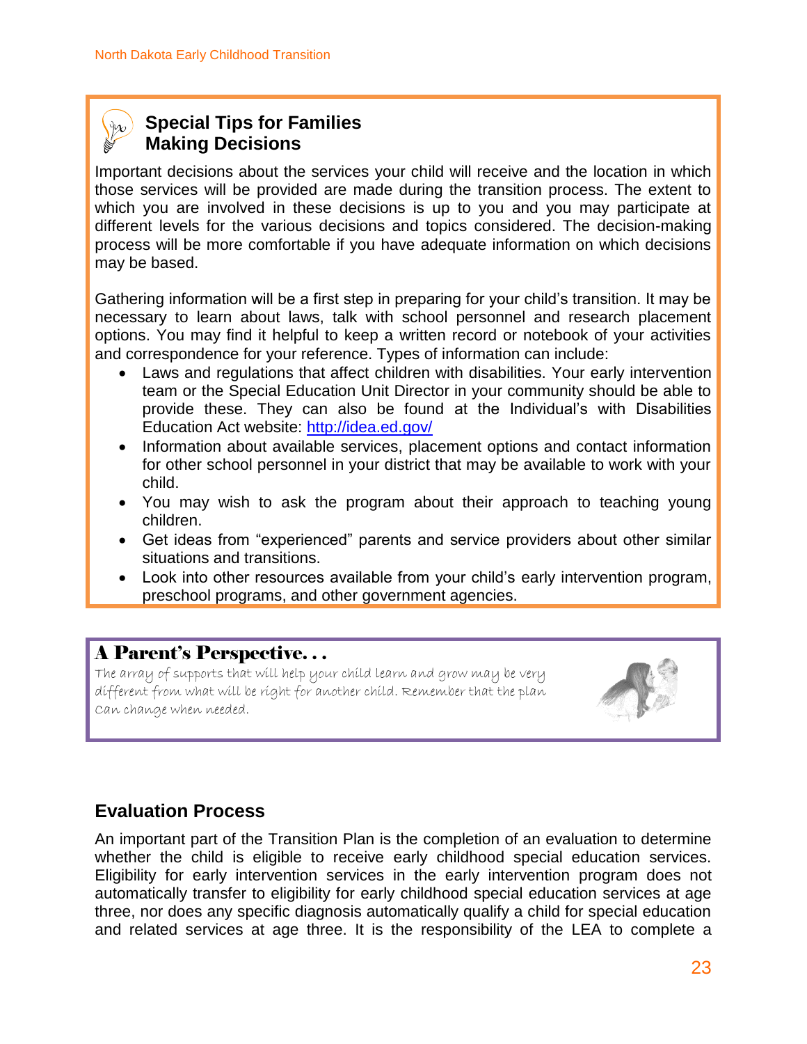### Special Tips for Families Making Decisions

Important decisions about the services your child will receive and the location in which those services will be provided are made during the transition process. The extent to which you are involved in these decisions is up to you and you may participate at different levels for the various decisions and topics considered. The decision-making process will be more comfortable if you have adequate information on which decisions may be based.

Gathering information will be a first step in preparing for your child's transition. It may be necessary to learn about laws, talk with school personnel and research placement options. You may find it helpful to keep a written record or notebook of your activities and correspondence for your reference. Types of information can include:

- Laws and regulations that affect children with disabilities. Your early intervention team or the Special Education Unit Director in your community should be able to provide these. They can also be found at the Individual's with Disabilities Education Act website: http://idea.ed.gov/
- Information about available services, placement options and contact information for other school personnel in your district that may be available to work with your child.
- You may wish to ask the program about their approach to teaching young children.
- Get ideas from "experienced" parents and service providers about other similar situations and transitions.
- Look into other resources available from your child's early intervention program, preschool programs, and other government agencies.

### A Parent's Perspective. . .

*The array of supports that will help your child learn and grow may be very different from what will be right for another child. Remember that the plan can change when needed.*

## Evaluation Process

An important part of the Transition Plan is the completion of an evaluation to determine whether the child is eligible to receive early childhood special education services. Eligibility for early intervention services in the early intervention program does not automatically transfer to eligibility for early childhood special education services at age three, nor does any specific diagnosis automatically qualify a child for special education and related services at age three. It is the responsibility of the LEA to complete a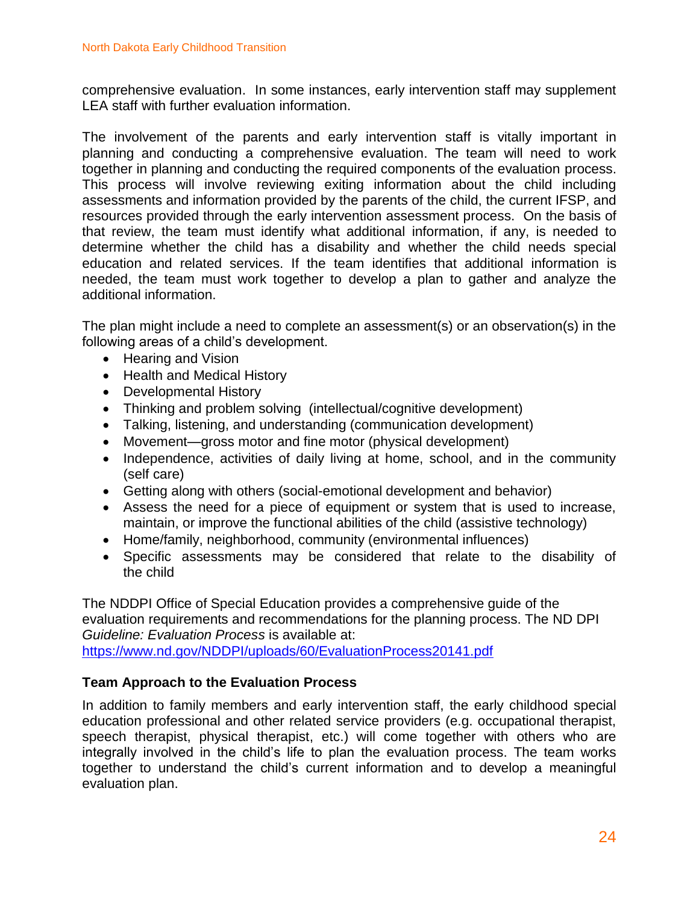comprehensive evaluation. In some instances, early intervention staff may supplement LEA staff with further evaluation information.

The involvement of the parents and early intervention staff is vitally important in planning and conducting a comprehensive evaluation. The team will need to work together in planning and conducting the required components of the evaluation process. This process will involve reviewing exiting information about the child including assessments and information provided by the parents of the child, the current IFSP, and resources provided through the early intervention assessment process. On the basis of that review, the team must identify what additional information, if any, is needed to determine whether the child has a disability and whether the child needs special education and related services. If the team identifies that additional information is needed, the team must work together to develop a plan to gather and analyze the additional information.

The plan might include a need to complete an assessment(s) or an observation(s) in the following areas of a child's development.

- Hearing and Vision
- Health and Medical History
- Developmental History
- Thinking and problem solving (intellectual/cognitive development)
- Talking, listening, and understanding (communication development)
- Movement—gross motor and fine motor (physical development)
- Independence, activities of daily living at home, school, and in the community (self care)
- Getting along with others (social-emotional development and behavior)
- Assess the need for a piece of equipment or system that is used to increase, maintain, or improve the functional abilities of the child (assistive technology)
- Home/family, neighborhood, community (environmental influences)
- Specific assessments may be considered that relate to the disability of the child

The NDDPI Office of Special Education provides a comprehensive guide of the evaluation requirements and recommendations for the planning process. The ND DPI *Guideline: Evaluation Process* is available at: https://www.nd.gov/NDDPI/uploads/60/EvaluationProcess20141.pdf

**Team Approach to the Evaluation Process**

In addition to family members and early intervention staff, the early childhood special education professional and other related service providers (e.g. occupational therapist, speech therapist, physical therapist, etc.) will come together with others who are integrally involved in the child's life to plan the evaluation process. The team works together to understand the child's current information and to develop a meaningful evaluation plan.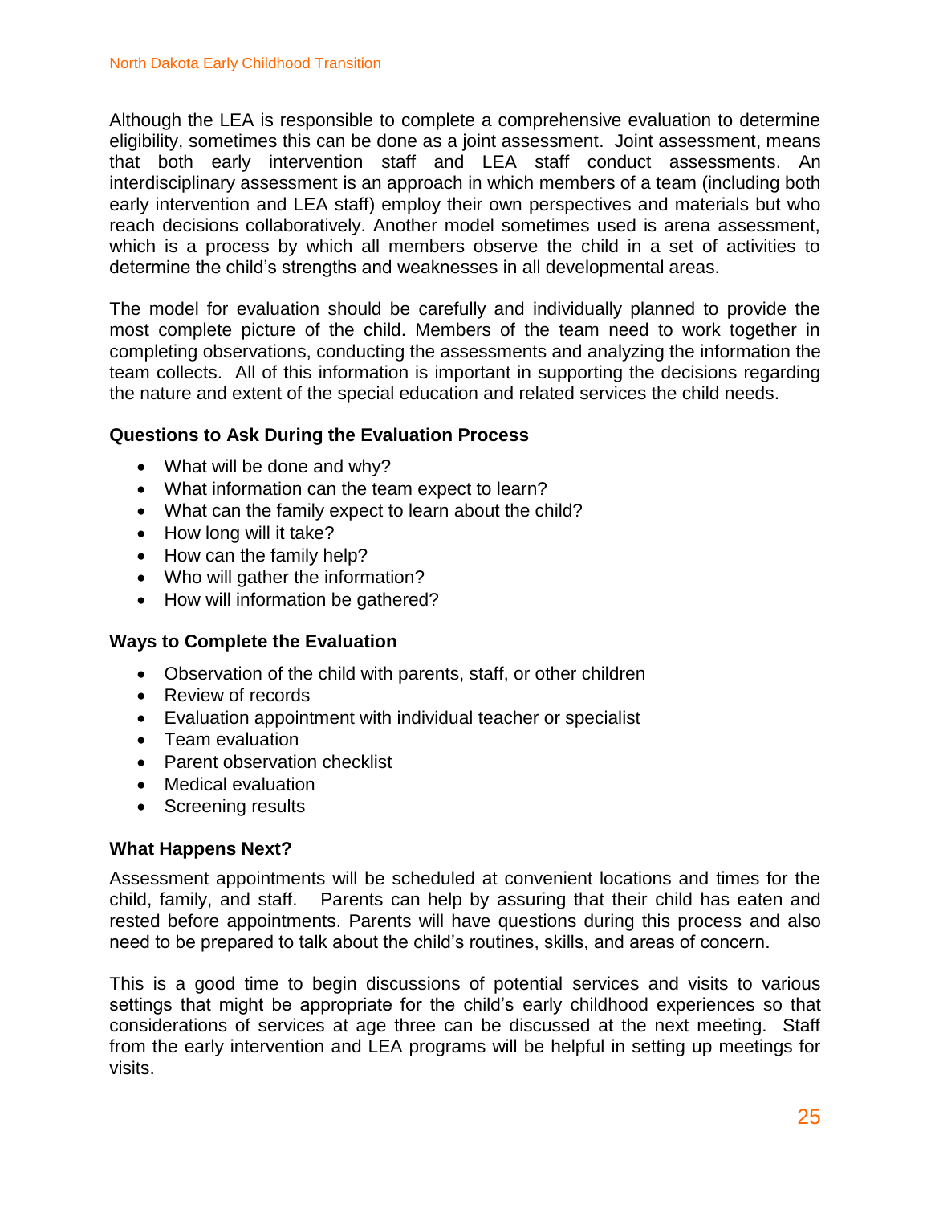Although the LEA is responsible to complete a comprehensive evaluation to determine eligibility, sometimes this can be done as a joint assessment. Joint assessment, means that both early intervention staff and LEA staff conduct assessments. An interdisciplinary assessment is an approach in which members of a team (including both early intervention and LEA staff) employ their own perspectives and materials but who reach decisions collaboratively. Another model sometimes used is arena assessment, which is a process by which all members observe the child in a set of activities to determine the child's strengths and weaknesses in all developmental areas.

The model for evaluation should be carefully and individually planned to provide the most complete picture of the child. Members of the team need to work together in completing observations, conducting the assessments and analyzing the information the team collects. All of this information is important in supporting the decisions regarding the nature and extent of the special education and related services the child needs.

### Questions to Ask During the Evaluation Process

- What will be done and why?
- What information can the team expect to learn?
- What can the family expect to learn about the child?
- How long will it take?
- How can the family help?
- Who will gather the information?
- How will information be gathered?

### Ways to Complete the Evaluation

- Observation of the child with parents, staff, or other children
- Review of records
- Evaluation appointment with individual teacher or specialist
- Team evaluation
- Parent observation checklist
- Medical evaluation
- Screening results

### What Happens Next?

Assessment appointments will be scheduled at convenient locations and times for the child, family, and staff. Parents can help by assuring that their child has eaten and rested before appointments. Parents will have questions during this process and also need to be prepared to talk about the child's routines, skills, and areas of concern.

This is a good time to begin discussions of potential services and visits to various settings that might be appropriate for the child's early childhood experiences so that considerations of services at age three can be discussed at the next meeting. Staff from the early intervention and LEA programs will be helpful in setting up meetings for visits.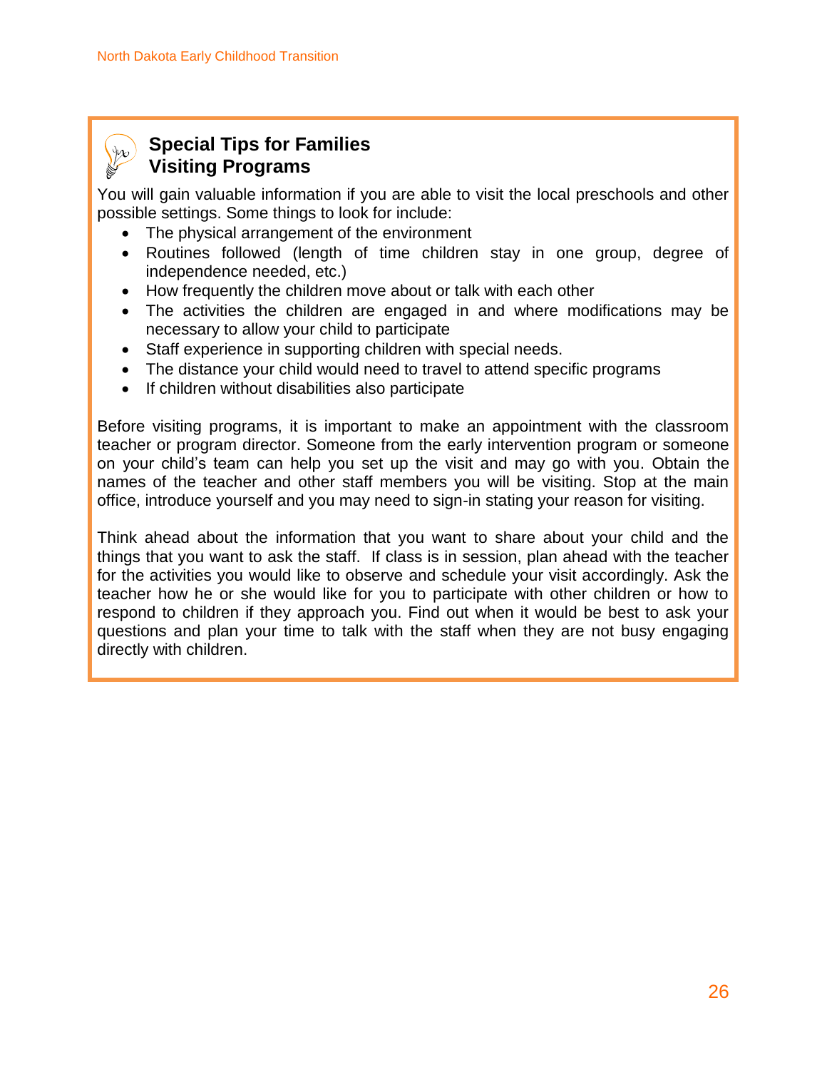## Special Tips for Families Visiting Programs

You will gain valuable information if you are able to visit the local preschools and other possible settings. Some things to look for include:

- The physical arrangement of the environment
- Routines followed (length of time children stay in one group, degree of independence needed, etc.)
- How frequently the children move about or talk with each other
- The activities the children are engaged in and where modifications may be necessary to allow your child to participate
- Staff experience in supporting children with special needs.
- The distance your child would need to travel to attend specific programs
- If children without disabilities also participate

Before visiting programs, it is important to make an appointment with the classroom teacher or program director. Someone from the early intervention program or someone on your child's team can help you set up the visit and may go with you. Obtain the names of the teacher and other staff members you will be visiting. Stop at the main office, introduce yourself and you may need to sign-in stating your reason for visiting.

Think ahead about the information that you want to share about your child and the things that you want to ask the staff. If class is in session, plan ahead with the teacher for the activities you would like to observe and schedule your visit accordingly. Ask the teacher how he or she would like for you to participate with other children or how to respond to children if they approach you. Find out when it would be best to ask your questions and plan your time to talk with the staff when they are not busy engaging directly with children.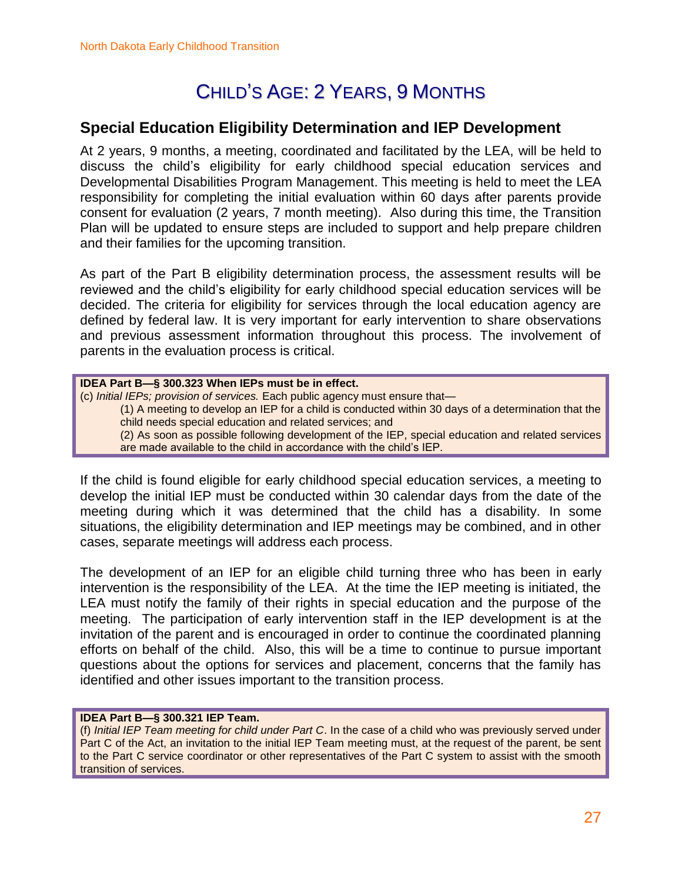# Child's Age: 2 Years, 9 Months

## Special Education Eligibility Determination and IEP Development

At 2 years, 9 months, a meeting, coordinated and facilitated by the LEA, will be held to discuss the child's eligibility for early childhood special education services and Developmental Disabilities Program Management. This meeting is held to meet the LEA responsibility for completing the initial evaluation within 60 days after parents provide consent for evaluation (2 years, 7 month meeting). Also during this time, the Transition Plan will be updated to ensure steps are included to support and help prepare children and their families for the upcoming transition.

As part of the Part B eligibility determination process, the assessment results will be reviewed and the child's eligibility for early childhood special education services will be decided. The criteria for eligibility for services through the local education agency are defined by federal law. It is very important for early intervention to share observations and previous assessment information throughout this process. The involvement of parents in the evaluation process is critical.

> **IDEA Part B—§ 300.323 When IEPs must be in effect.**
> (c) *Initial IEPs; provision of services.* Each public agency must ensure that—
> (1) A meeting to develop an IEP for a child is conducted within 30 days of a determination that the child needs special education and related services; and
> (2) As soon as possible following development of the IEP, special education and related services are made available to the child in accordance with the child's IEP.

If the child is found eligible for early childhood special education services, a meeting to develop the initial IEP must be conducted within 30 calendar days from the date of the meeting during which it was determined that the child has a disability. In some situations, the eligibility determination and IEP meetings may be combined, and in other cases, separate meetings will address each process.

The development of an IEP for an eligible child turning three who has been in early intervention is the responsibility of the LEA. At the time the IEP meeting is initiated, the LEA must notify the family of their rights in special education and the purpose of the meeting. The participation of early intervention staff in the IEP development is at the invitation of the parent and is encouraged in order to continue the coordinated planning efforts on behalf of the child. Also, this will be a time to continue to pursue important questions about the options for services and placement, concerns that the family has identified and other issues important to the transition process.

> **IDEA Part B—§ 300.321 IEP Team.**
> (f) *Initial IEP Team meeting for child under Part C*. In the case of a child who was previously served under Part C of the Act, an invitation to the initial IEP Team meeting must, at the request of the parent, be sent to the Part C service coordinator or other representatives of the Part C system to assist with the smooth transition of services.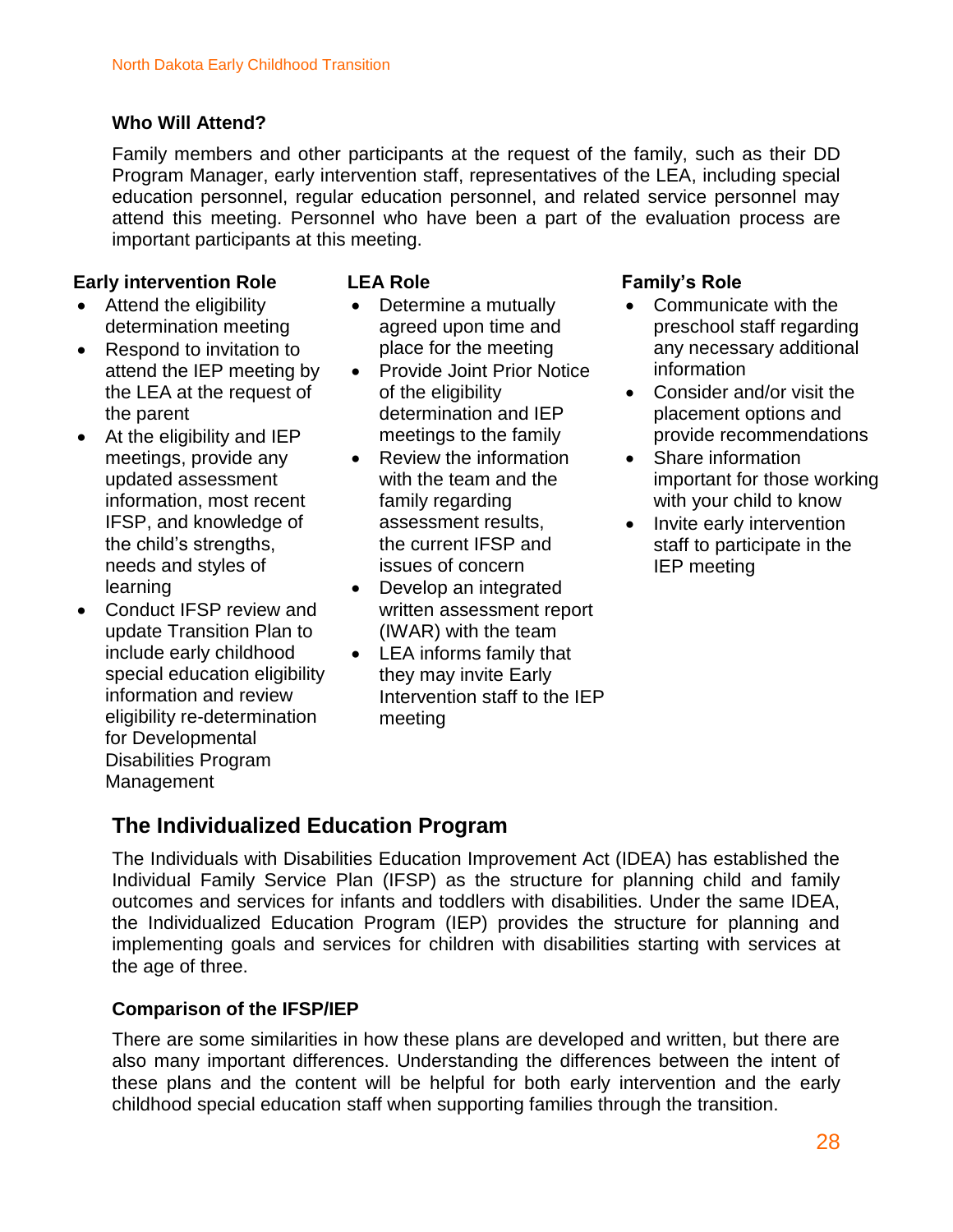### Who Will Attend?

Family members and other participants at the request of the family, such as their DD Program Manager, early intervention staff, representatives of the LEA, including special education personnel, regular education personnel, and related service personnel may attend this meeting. Personnel who have been a part of the evaluation process are important participants at this meeting.

**Early intervention Role**

- Attend the eligibility determination meeting
- Respond to invitation to attend the IEP meeting by the LEA at the request of the parent
- At the eligibility and IEP meetings, provide any updated assessment information, most recent IFSP, and knowledge of the child's strengths, needs and styles of learning
- Conduct IFSP review and update Transition Plan to include early childhood special education eligibility information and review eligibility re-determination for Developmental Disabilities Program Management

**LEA Role**

- Determine a mutually agreed upon time and place for the meeting
- Provide Joint Prior Notice of the eligibility determination and IEP meetings to the family
- Review the information with the team and the family regarding assessment results, the current IFSP and issues of concern
- Develop an integrated written assessment report (IWAR) with the team
- LEA informs family that they may invite Early Intervention staff to the IEP meeting

**Family's Role**

- Communicate with the preschool staff regarding any necessary additional information
- Consider and/or visit the placement options and provide recommendations
- Share information important for those working with your child to know
- Invite early intervention staff to participate in the IEP meeting

## The Individualized Education Program

The Individuals with Disabilities Education Improvement Act (IDEA) has established the Individual Family Service Plan (IFSP) as the structure for planning child and family outcomes and services for infants and toddlers with disabilities. Under the same IDEA, the Individualized Education Program (IEP) provides the structure for planning and implementing goals and services for children with disabilities starting with services at the age of three.

### Comparison of the IFSP/IEP

There are some similarities in how these plans are developed and written, but there are also many important differences. Understanding the differences between the intent of these plans and the content will be helpful for both early intervention and the early childhood special education staff when supporting families through the transition.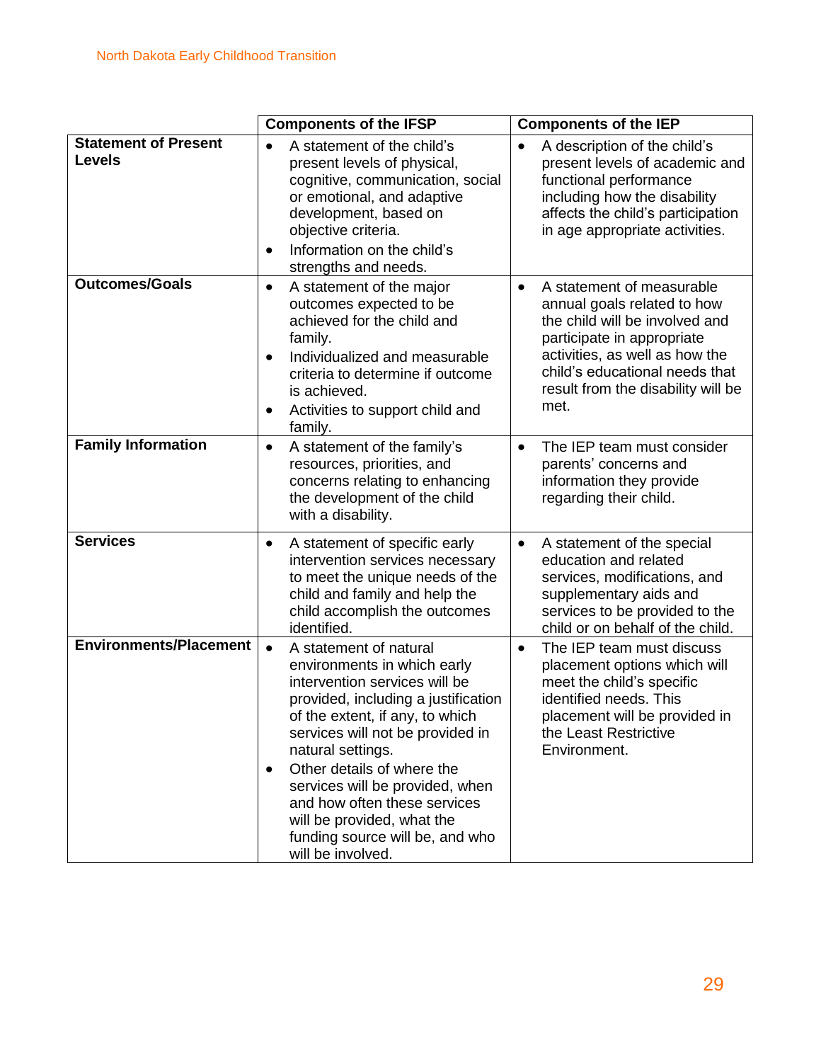| | Components of the IFSP | Components of the IEP |
|---|---|---|
| **Statement of Present Levels** | • A statement of the child's present levels of physical, cognitive, communication, social or emotional, and adaptive development, based on objective criteria.<br>• Information on the child's strengths and needs. | • A description of the child's present levels of academic and functional performance including how the disability affects the child's participation in age appropriate activities. |
| **Outcomes/Goals** | • A statement of the major outcomes expected to be achieved for the child and family.<br>• Individualized and measurable criteria to determine if outcome is achieved.<br>• Activities to support child and family. | • A statement of measurable annual goals related to how the child will be involved and participate in appropriate activities, as well as how the child's educational needs that result from the disability will be met. |
| **Family Information** | • A statement of the family's resources, priorities, and concerns relating to enhancing the development of the child with a disability. | • The IEP team must consider parents' concerns and information they provide regarding their child. |
| **Services** | • A statement of specific early intervention services necessary to meet the unique needs of the child and family and help the child accomplish the outcomes identified. | • A statement of the special education and related services, modifications, and supplementary aids and services to be provided to the child or on behalf of the child. |
| **Environments/Placement** | • A statement of natural environments in which early intervention services will be provided, including a justification of the extent, if any, to which services will not be provided in natural settings.<br>• Other details of where the services will be provided, when and how often these services will be provided, what the funding source will be, and who will be involved. | • The IEP team must discuss placement options which will meet the child's specific identified needs. This placement will be provided in the Least Restrictive Environment. |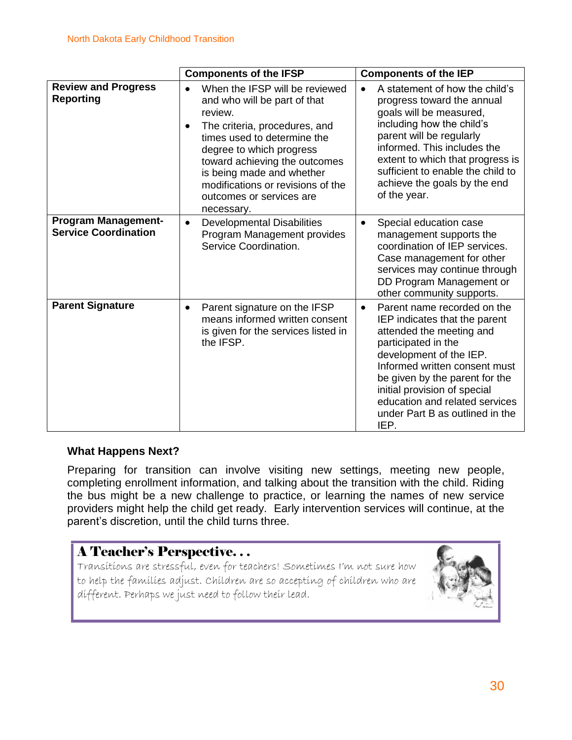| | Components of the IFSP | Components of the IEP |
|---|---|---|
| **Review and Progress Reporting** | • When the IFSP will be reviewed and who will be part of that review.<br>• The criteria, procedures, and times used to determine the degree to which progress toward achieving the outcomes is being made and whether modifications or revisions of the outcomes or services are necessary. | • A statement of how the child's progress toward the annual goals will be measured, including how the child's parent will be regularly informed. This includes the extent to which that progress is sufficient to enable the child to achieve the goals by the end of the year. |
| **Program Management-Service Coordination** | • Developmental Disabilities Program Management provides Service Coordination. | • Special education case management supports the coordination of IEP services. Case management for other services may continue through DD Program Management or other community supports. |
| **Parent Signature** | • Parent signature on the IFSP means informed written consent is given for the services listed in the IFSP. | • Parent name recorded on the IEP indicates that the parent attended the meeting and participated in the development of the IEP. Informed written consent must be given by the parent for the initial provision of special education and related services under Part B as outlined in the IEP. |

### What Happens Next?

Preparing for transition can involve visiting new settings, meeting new people, completing enrollment information, and talking about the transition with the child. Riding the bus might be a new challenge to practice, or learning the names of new service providers might help the child get ready. Early intervention services will continue, at the parent's discretion, until the child turns three.

**A Teacher's Perspective. . .**

*Transitions are stressful, even for teachers! Sometimes I'm not sure how to help the families adjust. Children are so accepting of children who are different. Perhaps we just need to follow their lead.*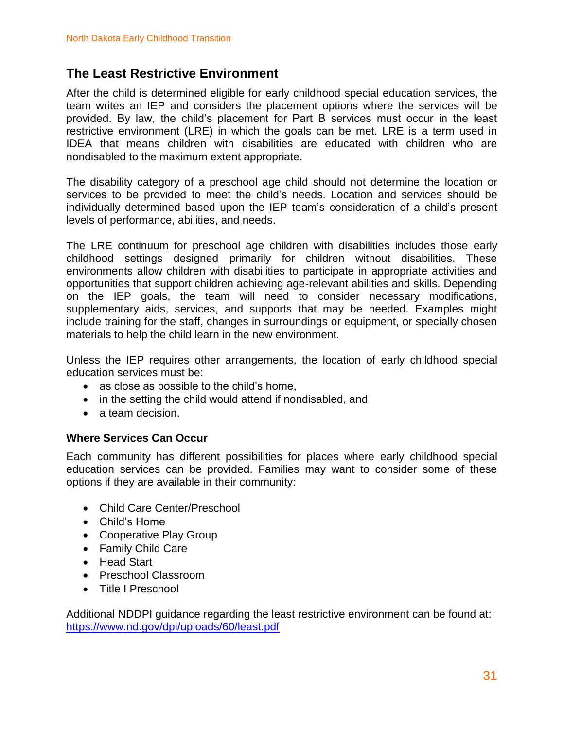## The Least Restrictive Environment

After the child is determined eligible for early childhood special education services, the team writes an IEP and considers the placement options where the services will be provided. By law, the child's placement for Part B services must occur in the least restrictive environment (LRE) in which the goals can be met. LRE is a term used in IDEA that means children with disabilities are educated with children who are nondisabled to the maximum extent appropriate.

The disability category of a preschool age child should not determine the location or services to be provided to meet the child's needs. Location and services should be individually determined based upon the IEP team's consideration of a child's present levels of performance, abilities, and needs.

The LRE continuum for preschool age children with disabilities includes those early childhood settings designed primarily for children without disabilities. These environments allow children with disabilities to participate in appropriate activities and opportunities that support children achieving age-relevant abilities and skills. Depending on the IEP goals, the team will need to consider necessary modifications, supplementary aids, services, and supports that may be needed. Examples might include training for the staff, changes in surroundings or equipment, or specially chosen materials to help the child learn in the new environment.

Unless the IEP requires other arrangements, the location of early childhood special education services must be:

- as close as possible to the child's home,
- in the setting the child would attend if nondisabled, and
- a team decision.

### Where Services Can Occur

Each community has different possibilities for places where early childhood special education services can be provided. Families may want to consider some of these options if they are available in their community:

- Child Care Center/Preschool
- Child's Home
- Cooperative Play Group
- Family Child Care
- Head Start
- Preschool Classroom
- Title I Preschool

Additional NDDPI guidance regarding the least restrictive environment can be found at: https://www.nd.gov/dpi/uploads/60/least.pdf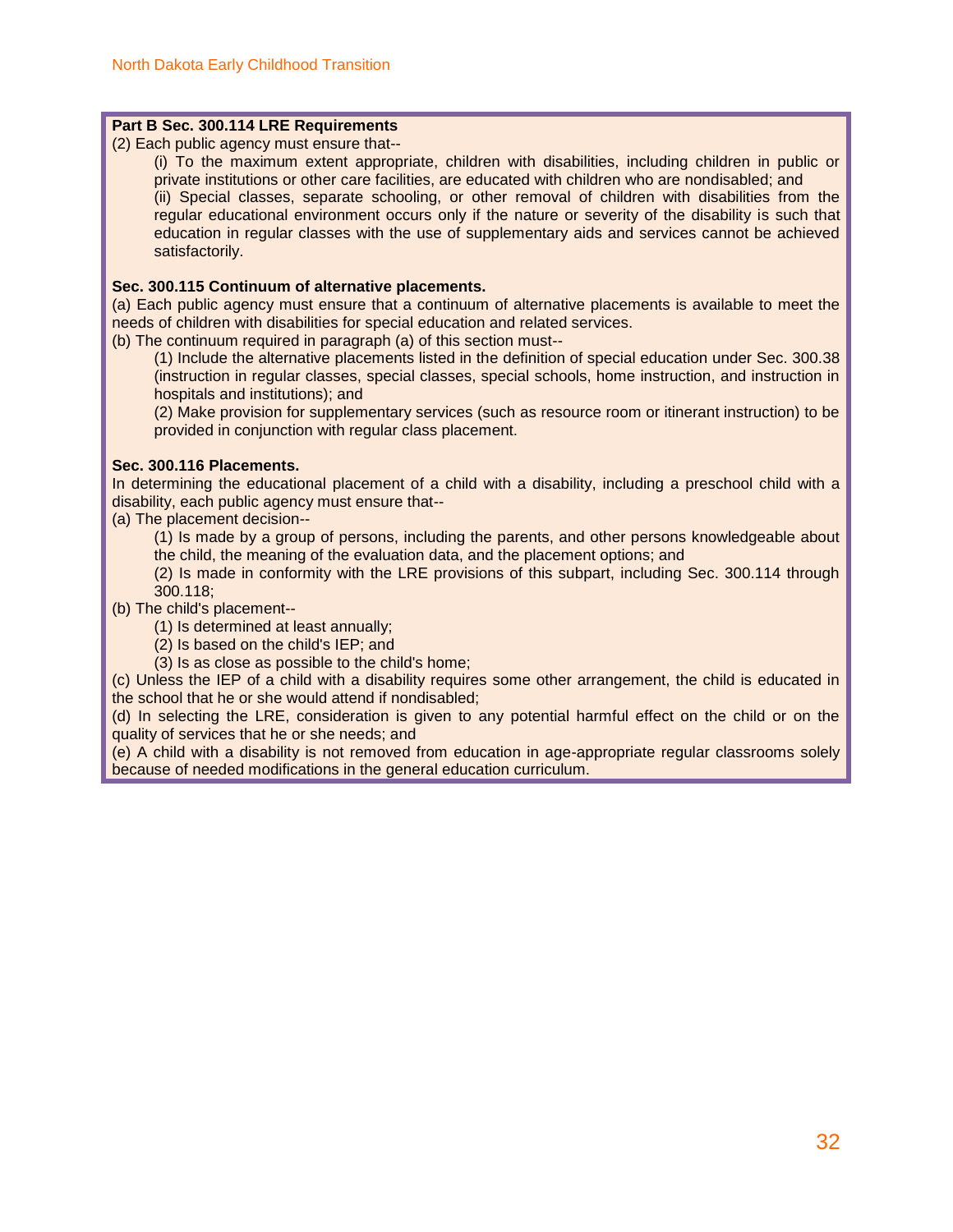**Part B Sec. 300.114 LRE Requirements**

(2) Each public agency must ensure that--

> (i) To the maximum extent appropriate, children with disabilities, including children in public or private institutions or other care facilities, are educated with children who are nondisabled; and
>
> (ii) Special classes, separate schooling, or other removal of children with disabilities from the regular educational environment occurs only if the nature or severity of the disability is such that education in regular classes with the use of supplementary aids and services cannot be achieved satisfactorily.

**Sec. 300.115 Continuum of alternative placements.**

(a) Each public agency must ensure that a continuum of alternative placements is available to meet the needs of children with disabilities for special education and related services.

(b) The continuum required in paragraph (a) of this section must--

> (1) Include the alternative placements listed in the definition of special education under Sec. 300.38 (instruction in regular classes, special classes, special schools, home instruction, and instruction in hospitals and institutions); and
>
> (2) Make provision for supplementary services (such as resource room or itinerant instruction) to be provided in conjunction with regular class placement.

**Sec. 300.116 Placements.**

In determining the educational placement of a child with a disability, including a preschool child with a disability, each public agency must ensure that--

(a) The placement decision--

> (1) Is made by a group of persons, including the parents, and other persons knowledgeable about the child, the meaning of the evaluation data, and the placement options; and
>
> (2) Is made in conformity with the LRE provisions of this subpart, including Sec. 300.114 through 300.118;

(b) The child's placement--

> (1) Is determined at least annually;
>
> (2) Is based on the child's IEP; and
>
> (3) Is as close as possible to the child's home;

(c) Unless the IEP of a child with a disability requires some other arrangement, the child is educated in the school that he or she would attend if nondisabled;

(d) In selecting the LRE, consideration is given to any potential harmful effect on the child or on the quality of services that he or she needs; and

(e) A child with a disability is not removed from education in age-appropriate regular classrooms solely because of needed modifications in the general education curriculum.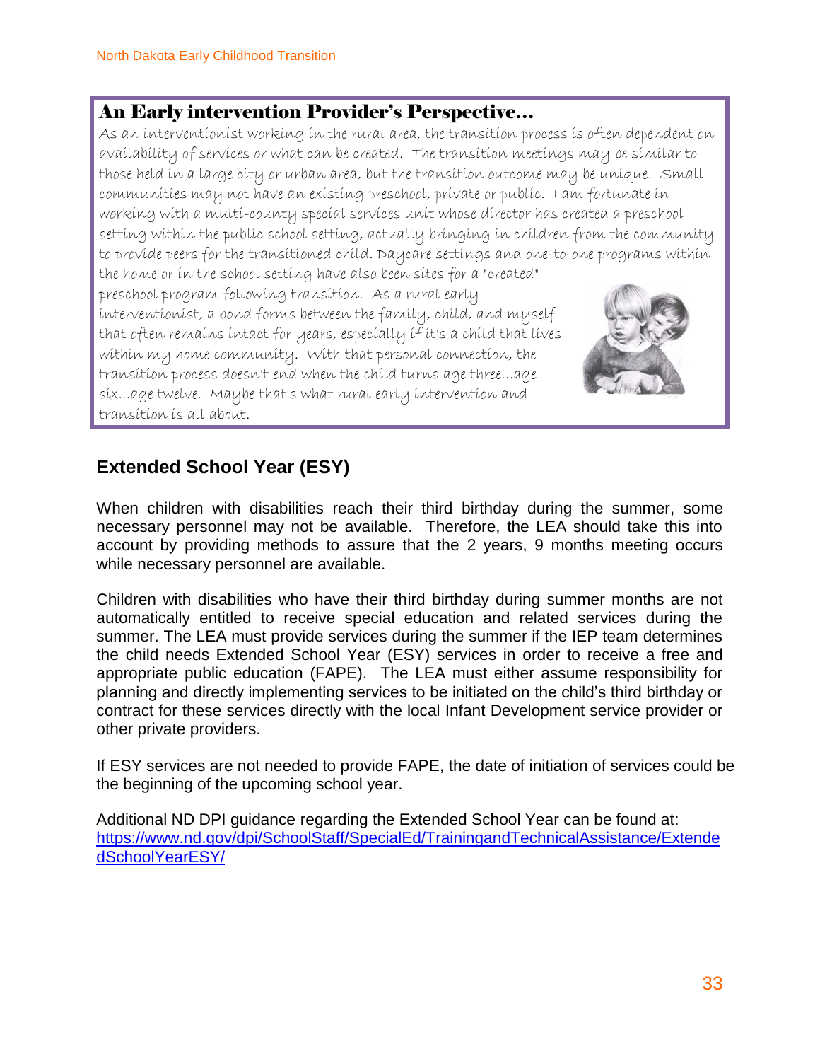## An Early intervention Provider's Perspective…

As an interventionist working in the rural area, the transition process is often dependent on availability of services or what can be created. The transition meetings may be similar to those held in a large city or urban area, but the transition outcome may be unique. Small communities may not have an existing preschool, private or public. I am fortunate in working with a multi-county special services unit whose director has created a preschool setting within the public school setting, actually bringing in children from the community to provide peers for the transitioned child. Daycare settings and one-to-one programs within the home or in the school setting have also been sites for a "created" preschool program following transition. As a rural early interventionist, a bond forms between the family, child, and myself that often remains intact for years, especially if it's a child that lives within my home community. With that personal connection, the transition process doesn't end when the child turns age three…age six…age twelve. Maybe that's what rural early intervention and transition is all about.

## Extended School Year (ESY)

When children with disabilities reach their third birthday during the summer, some necessary personnel may not be available. Therefore, the LEA should take this into account by providing methods to assure that the 2 years, 9 months meeting occurs while necessary personnel are available.

Children with disabilities who have their third birthday during summer months are not automatically entitled to receive special education and related services during the summer. The LEA must provide services during the summer if the IEP team determines the child needs Extended School Year (ESY) services in order to receive a free and appropriate public education (FAPE). The LEA must either assume responsibility for planning and directly implementing services to be initiated on the child's third birthday or contract for these services directly with the local Infant Development service provider or other private providers.

If ESY services are not needed to provide FAPE, the date of initiation of services could be the beginning of the upcoming school year.

Additional ND DPI guidance regarding the Extended School Year can be found at: [https://www.nd.gov/dpi/SchoolStaff/SpecialEd/TrainingandTechnicalAssistance/ExtendedSchoolYearESY/](https://www.nd.gov/dpi/SchoolStaff/SpecialEd/TrainingandTechnicalAssistance/ExtendedSchoolYearESY/)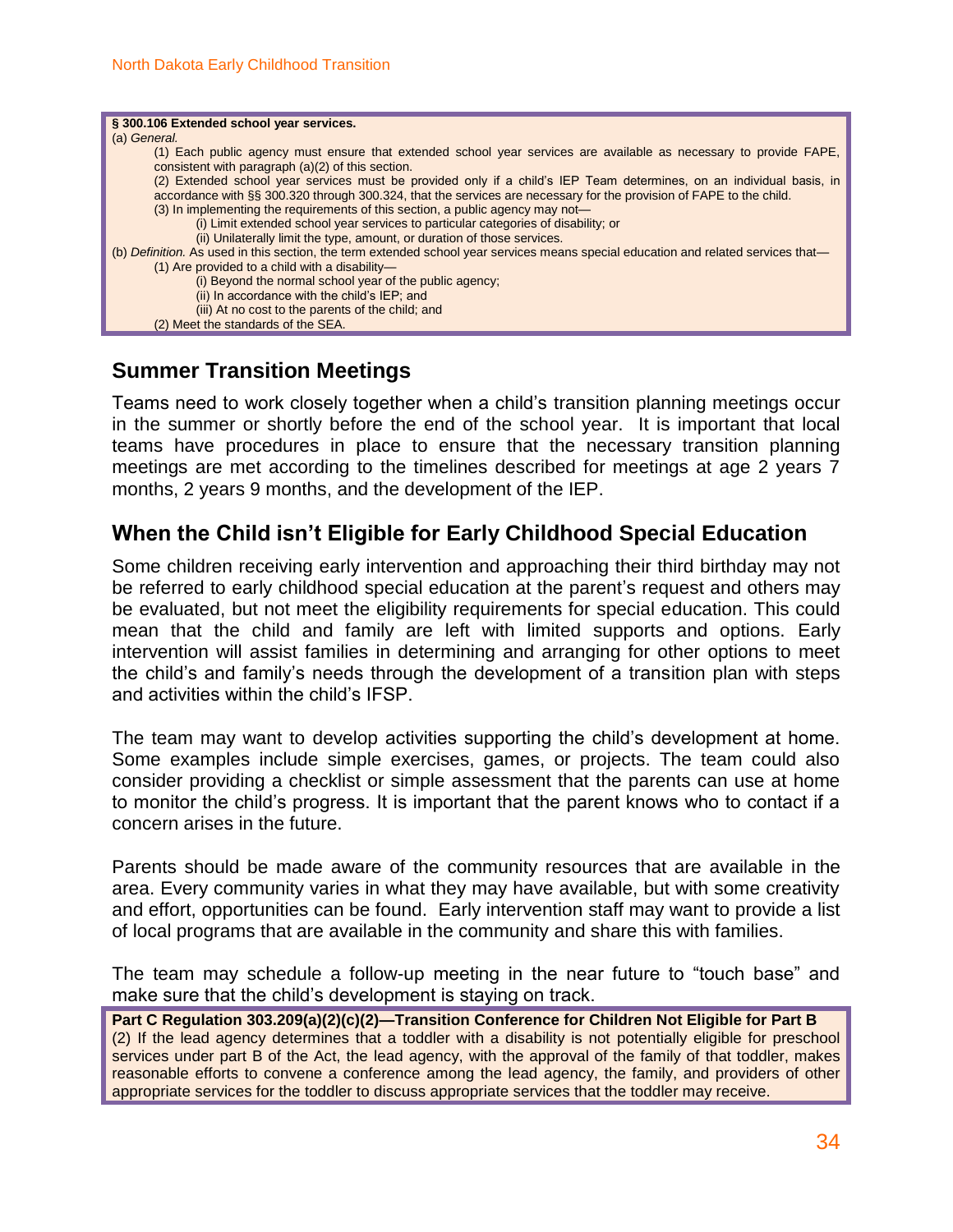**§ 300.106 Extended school year services.**

(a) *General.*

(1) Each public agency must ensure that extended school year services are available as necessary to provide FAPE, consistent with paragraph (a)(2) of this section.

(2) Extended school year services must be provided only if a child's IEP Team determines, on an individual basis, in accordance with §§ 300.320 through 300.324, that the services are necessary for the provision of FAPE to the child.

(3) In implementing the requirements of this section, a public agency may not—

(i) Limit extended school year services to particular categories of disability; or

(ii) Unilaterally limit the type, amount, or duration of those services.

(b) *Definition.* As used in this section, the term extended school year services means special education and related services that—

(1) Are provided to a child with a disability—

(i) Beyond the normal school year of the public agency;

(ii) In accordance with the child's IEP; and

(iii) At no cost to the parents of the child; and

(2) Meet the standards of the SEA.

## Summer Transition Meetings

Teams need to work closely together when a child's transition planning meetings occur in the summer or shortly before the end of the school year. It is important that local teams have procedures in place to ensure that the necessary transition planning meetings are met according to the timelines described for meetings at age 2 years 7 months, 2 years 9 months, and the development of the IEP.

## When the Child isn't Eligible for Early Childhood Special Education

Some children receiving early intervention and approaching their third birthday may not be referred to early childhood special education at the parent's request and others may be evaluated, but not meet the eligibility requirements for special education. This could mean that the child and family are left with limited supports and options. Early intervention will assist families in determining and arranging for other options to meet the child's and family's needs through the development of a transition plan with steps and activities within the child's IFSP.

The team may want to develop activities supporting the child's development at home. Some examples include simple exercises, games, or projects. The team could also consider providing a checklist or simple assessment that the parents can use at home to monitor the child's progress. It is important that the parent knows who to contact if a concern arises in the future.

Parents should be made aware of the community resources that are available in the area. Every community varies in what they may have available, but with some creativity and effort, opportunities can be found. Early intervention staff may want to provide a list of local programs that are available in the community and share this with families.

The team may schedule a follow-up meeting in the near future to "touch base" and make sure that the child's development is staying on track.

**Part C Regulation 303.209(a)(2)(c)(2)—Transition Conference for Children Not Eligible for Part B**

(2) If the lead agency determines that a toddler with a disability is not potentially eligible for preschool services under part B of the Act, the lead agency, with the approval of the family of that toddler, makes reasonable efforts to convene a conference among the lead agency, the family, and providers of other appropriate services for the toddler to discuss appropriate services that the toddler may receive.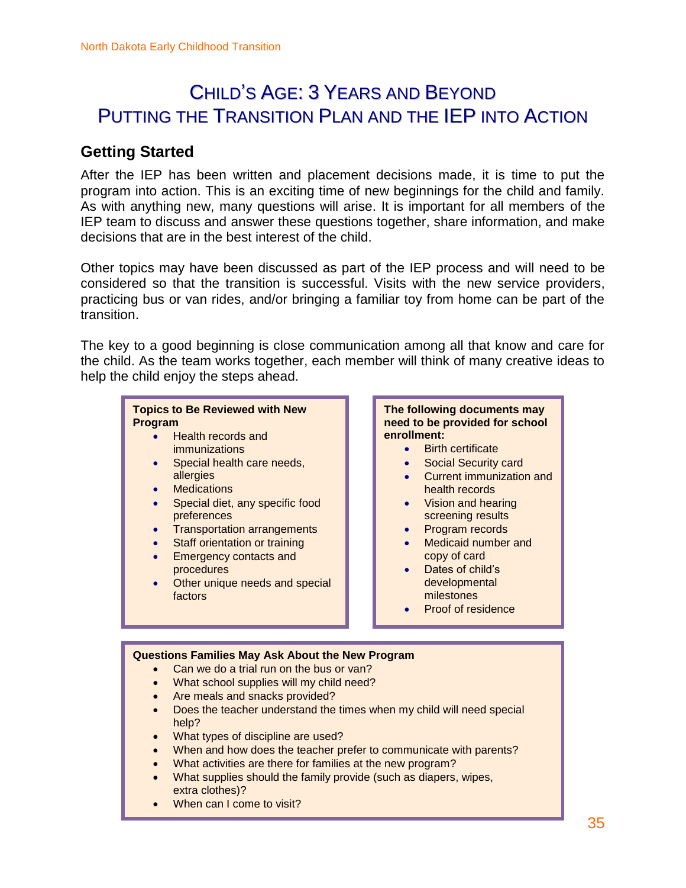# Child's Age: 3 Years and Beyond
# Putting the Transition Plan and the IEP into Action

## Getting Started

After the IEP has been written and placement decisions made, it is time to put the program into action. This is an exciting time of new beginnings for the child and family. As with anything new, many questions will arise. It is important for all members of the IEP team to discuss and answer these questions together, share information, and make decisions that are in the best interest of the child.

Other topics may have been discussed as part of the IEP process and will need to be considered so that the transition is successful. Visits with the new service providers, practicing bus or van rides, and/or bringing a familiar toy from home can be part of the transition.

The key to a good beginning is close communication among all that know and care for the child. As the team works together, each member will think of many creative ideas to help the child enjoy the steps ahead.

**Topics to Be Reviewed with New Program**

- Health records and immunizations
- Special health care needs, allergies
- Medications
- Special diet, any specific food preferences
- Transportation arrangements
- Staff orientation or training
- Emergency contacts and procedures
- Other unique needs and special factors

**The following documents may need to be provided for school enrollment:**

- Birth certificate
- Social Security card
- Current immunization and health records
- Vision and hearing screening results
- Program records
- Medicaid number and copy of card
- Dates of child's developmental milestones
- Proof of residence

**Questions Families May Ask About the New Program**

- Can we do a trial run on the bus or van?
- What school supplies will my child need?
- Are meals and snacks provided?
- Does the teacher understand the times when my child will need special help?
- What types of discipline are used?
- When and how does the teacher prefer to communicate with parents?
- What activities are there for families at the new program?
- What supplies should the family provide (such as diapers, wipes, extra clothes)?
- When can I come to visit?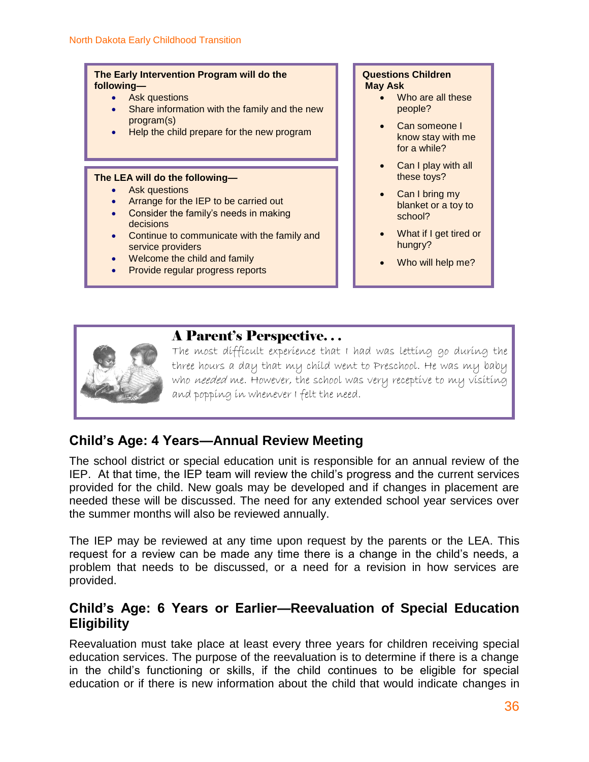**The Early Intervention Program will do the following—**

- Ask questions
- Share information with the family and the new program(s)
- Help the child prepare for the new program

**The LEA will do the following—**

- Ask questions
- Arrange for the IEP to be carried out
- Consider the family's needs in making decisions
- Continue to communicate with the family and service providers
- Welcome the child and family
- Provide regular progress reports

**Questions Children May Ask**

- Who are all these people?
- Can someone I know stay with me for a while?
- Can I play with all these toys?
- Can I bring my blanket or a toy to school?
- What if I get tired or hungry?
- Who will help me?

**A Parent's Perspective. . .**

The most difficult experience that I had was letting go during the three hours a day that my child went to Preschool. He was my baby who *needed* me. However, the school was very receptive to my visiting and popping in whenever I felt the need.

## Child's Age: 4 Years—Annual Review Meeting

The school district or special education unit is responsible for an annual review of the IEP. At that time, the IEP team will review the child's progress and the current services provided for the child. New goals may be developed and if changes in placement are needed these will be discussed. The need for any extended school year services over the summer months will also be reviewed annually.

The IEP may be reviewed at any time upon request by the parents or the LEA. This request for a review can be made any time there is a change in the child's needs, a problem that needs to be discussed, or a need for a revision in how services are provided.

## Child's Age: 6 Years or Earlier—Reevaluation of Special Education Eligibility

Reevaluation must take place at least every three years for children receiving special education services. The purpose of the reevaluation is to determine if there is a change in the child's functioning or skills, if the child continues to be eligible for special education or if there is new information about the child that would indicate changes in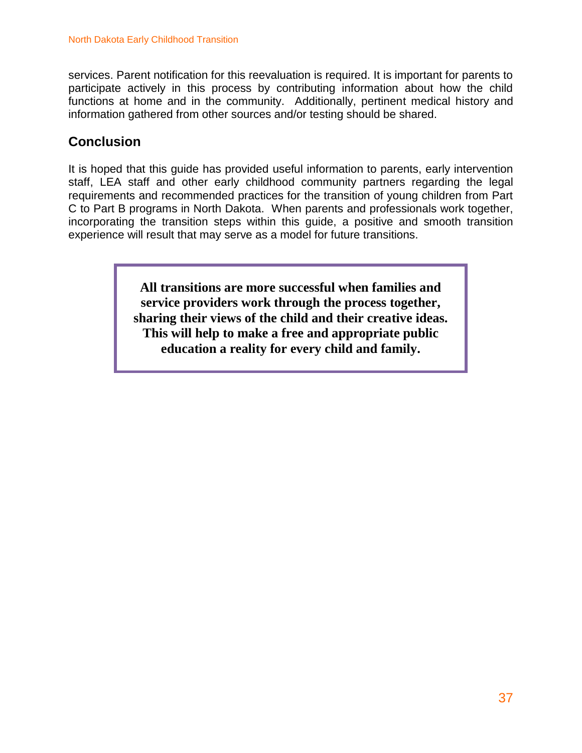services. Parent notification for this reevaluation is required. It is important for parents to participate actively in this process by contributing information about how the child functions at home and in the community. Additionally, pertinent medical history and information gathered from other sources and/or testing should be shared.

## Conclusion

It is hoped that this guide has provided useful information to parents, early intervention staff, LEA staff and other early childhood community partners regarding the legal requirements and recommended practices for the transition of young children from Part C to Part B programs in North Dakota. When parents and professionals work together, incorporating the transition steps within this guide, a positive and smooth transition experience will result that may serve as a model for future transitions.

**All transitions are more successful when families and service providers work through the process together, sharing their views of the child and their creative ideas. This will help to make a free and appropriate public education a reality for every child and family.**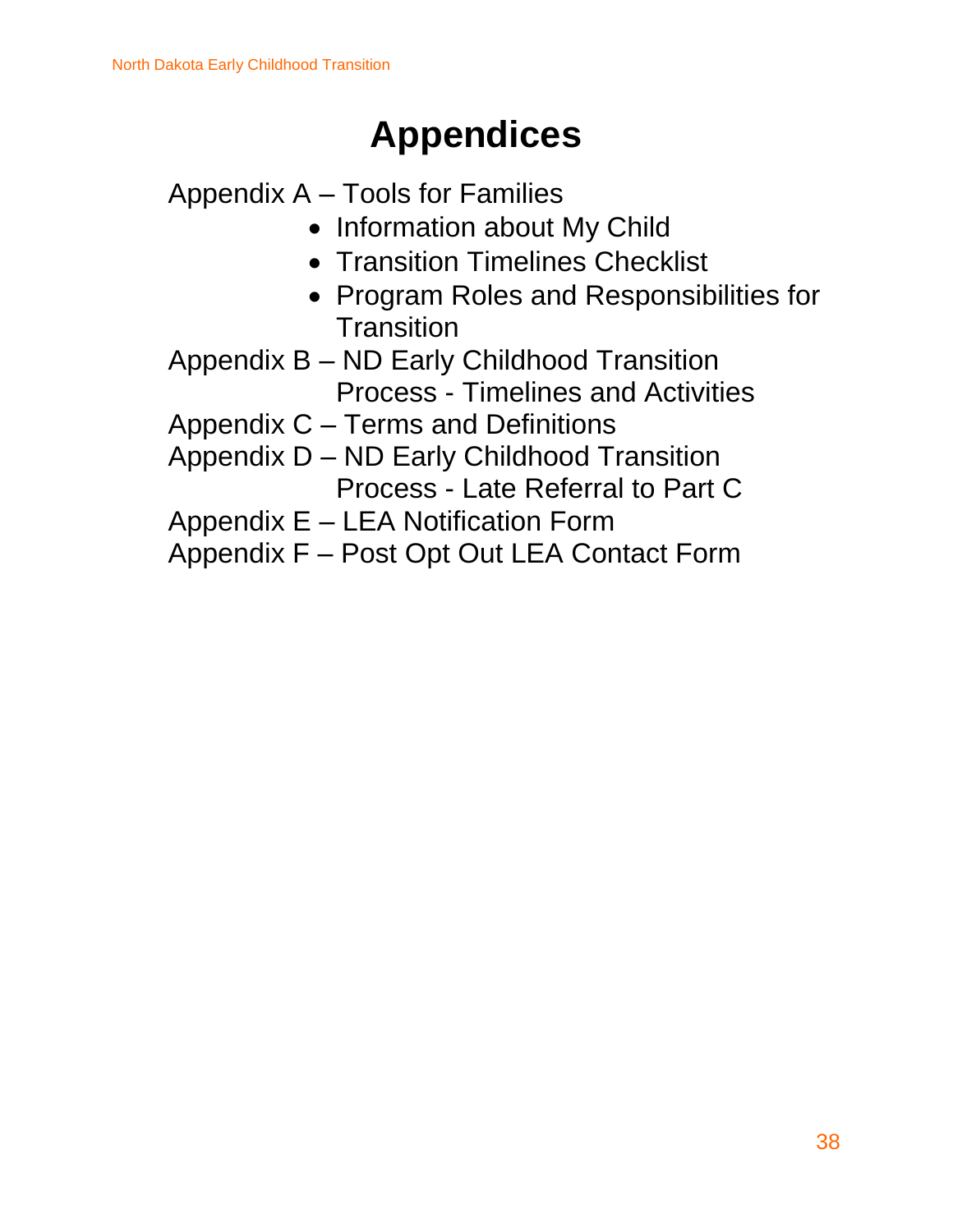# Appendices

Appendix A – Tools for Families

- Information about My Child
- Transition Timelines Checklist
- Program Roles and Responsibilities for Transition

Appendix B – ND Early Childhood Transition Process - Timelines and Activities

Appendix C – Terms and Definitions

Appendix D – ND Early Childhood Transition Process - Late Referral to Part C

Appendix E – LEA Notification Form

Appendix F – Post Opt Out LEA Contact Form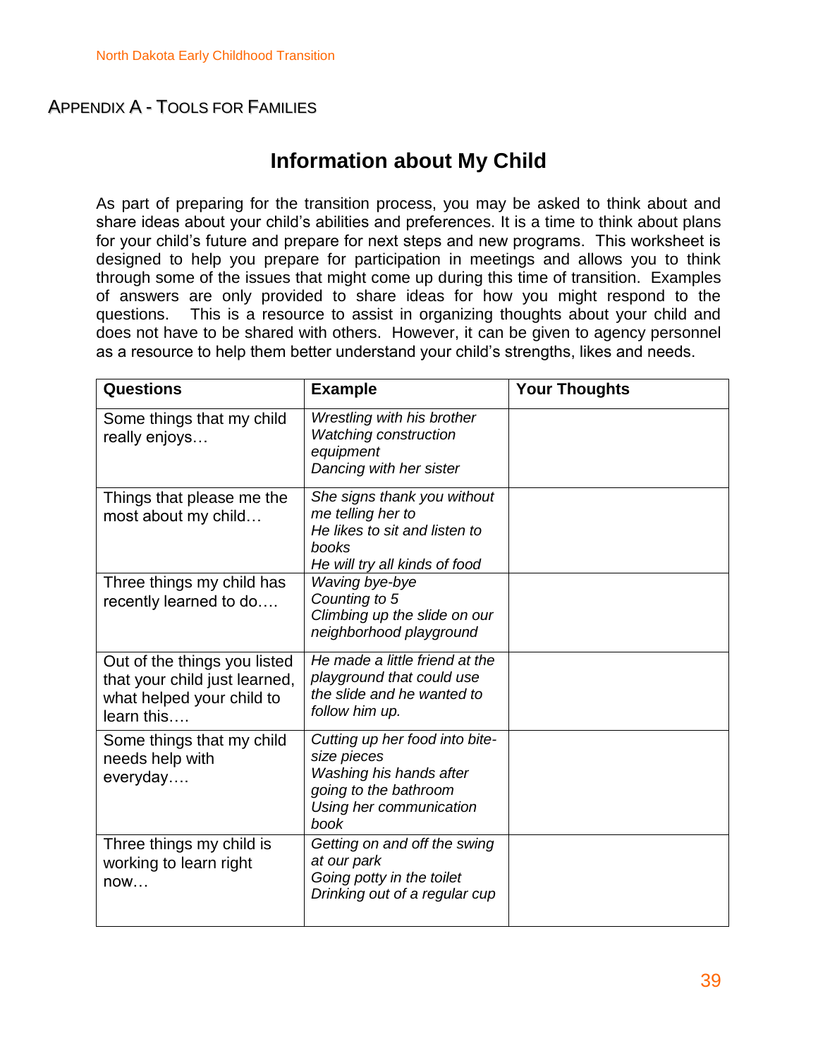## APPENDIX A - TOOLS FOR FAMILIES

# Information about My Child

As part of preparing for the transition process, you may be asked to think about and share ideas about your child's abilities and preferences. It is a time to think about plans for your child's future and prepare for next steps and new programs. This worksheet is designed to help you prepare for participation in meetings and allows you to think through some of the issues that might come up during this time of transition. Examples of answers are only provided to share ideas for how you might respond to the questions. This is a resource to assist in organizing thoughts about your child and does not have to be shared with others. However, it can be given to agency personnel as a resource to help them better understand your child's strengths, likes and needs.

| Questions | Example | Your Thoughts |
|---|---|---|
| Some things that my child really enjoys… | *Wrestling with his brother*<br>*Watching construction equipment*<br>*Dancing with her sister* | |
| Things that please me the most about my child… | *She signs thank you without me telling her to*<br>*He likes to sit and listen to books*<br>*He will try all kinds of food* | |
| Three things my child has recently learned to do…. | *Waving bye-bye*<br>*Counting to 5*<br>*Climbing up the slide on our neighborhood playground* | |
| Out of the things you listed that your child just learned, what helped your child to learn this…. | *He made a little friend at the playground that could use the slide and he wanted to follow him up.* | |
| Some things that my child needs help with everyday…. | *Cutting up her food into bite-size pieces*<br>*Washing his hands after going to the bathroom*<br>*Using her communication book* | |
| Three things my child is working to learn right now… | *Getting on and off the swing at our park*<br>*Going potty in the toilet*<br>*Drinking out of a regular cup* | |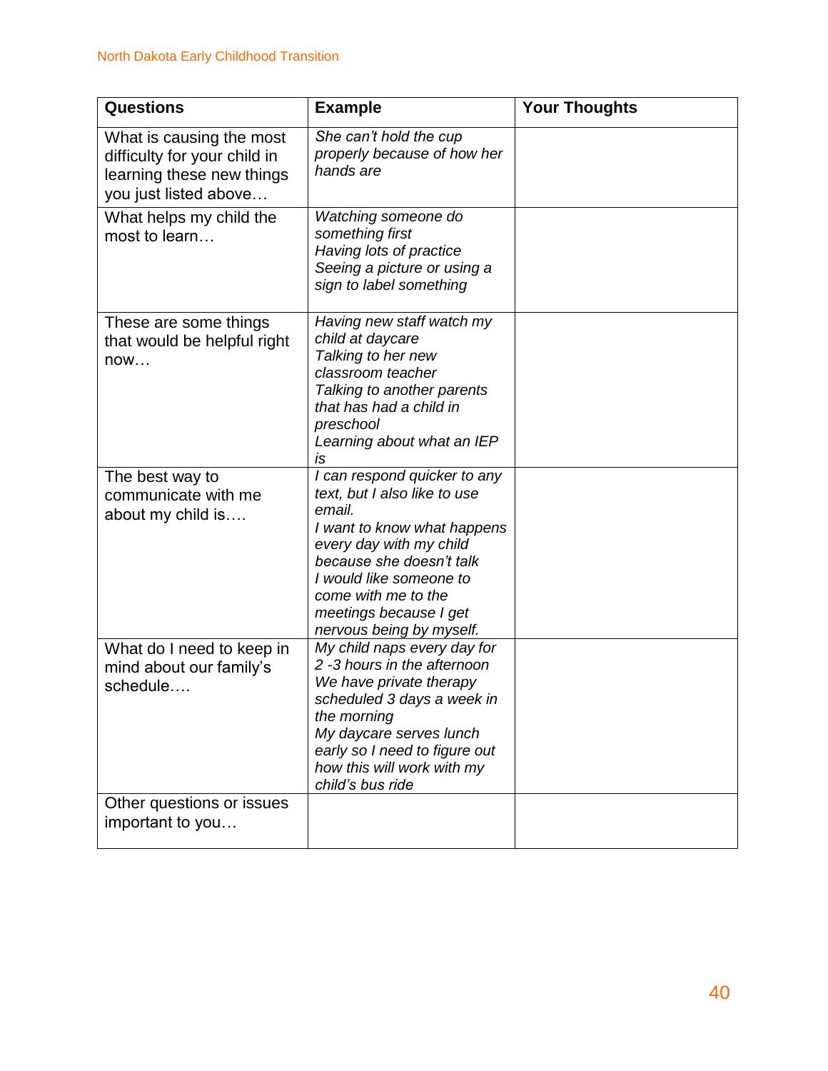| Questions | Example | Your Thoughts |
| --- | --- | --- |
| What is causing the most difficulty for your child in learning these new things you just listed above… | *She can't hold the cup properly because of how her hands are* | |
| What helps my child the most to learn… | *Watching someone do something first*<br>*Having lots of practice*<br>*Seeing a picture or using a sign to label something* | |
| These are some things that would be helpful right now… | *Having new staff watch my child at daycare*<br>*Talking to her new classroom teacher*<br>*Talking to another parents that has had a child in preschool*<br>*Learning about what an IEP is* | |
| The best way to communicate with me about my child is…. | *I can respond quicker to any text, but I also like to use email.*<br>*I want to know what happens every day with my child because she doesn't talk*<br>*I would like someone to come with me to the meetings because I get nervous being by myself.* | |
| What do I need to keep in mind about our family's schedule…. | *My child naps every day for 2 -3 hours in the afternoon*<br>*We have private therapy scheduled 3 days a week in the morning*<br>*My daycare serves lunch early so I need to figure out how this will work with my child's bus ride* | |
| Other questions or issues important to you… | | |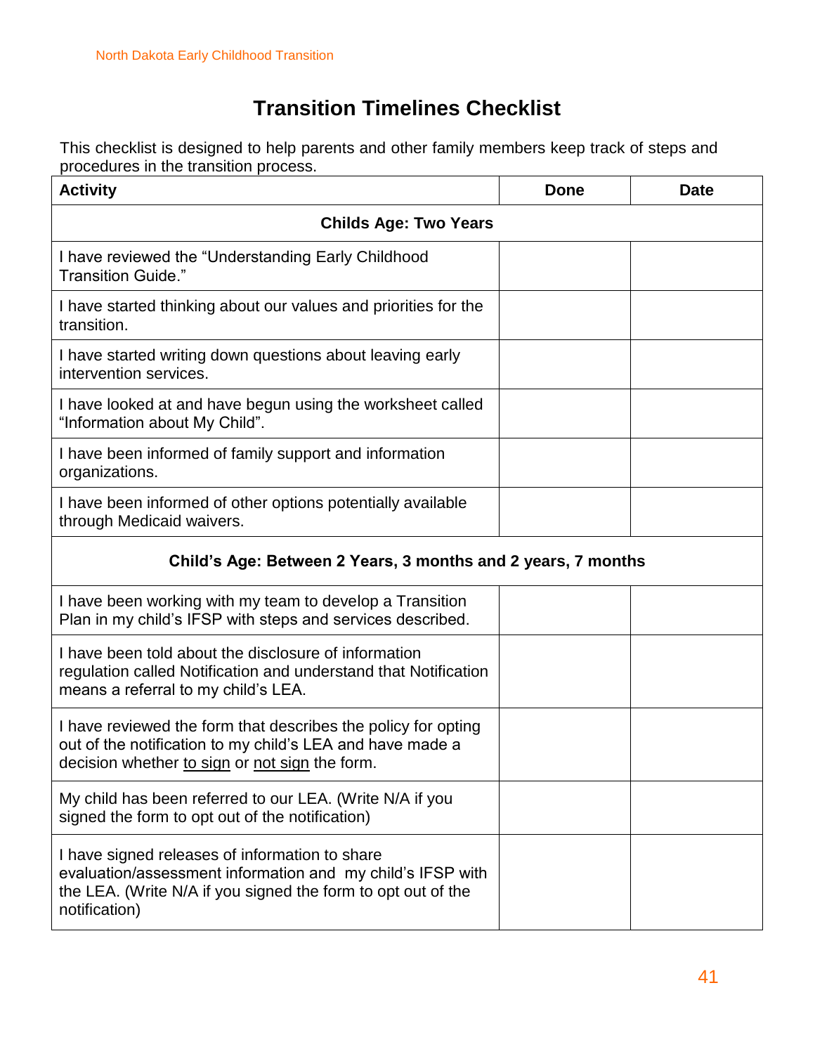# Transition Timelines Checklist

This checklist is designed to help parents and other family members keep track of steps and procedures in the transition process.

| Activity | Done | Date |
|---|---|---|
| **Childs Age: Two Years** | | |
| I have reviewed the "Understanding Early Childhood Transition Guide." | | |
| I have started thinking about our values and priorities for the transition. | | |
| I have started writing down questions about leaving early intervention services. | | |
| I have looked at and have begun using the worksheet called "Information about My Child". | | |
| I have been informed of family support and information organizations. | | |
| I have been informed of other options potentially available through Medicaid waivers. | | |
| **Child's Age: Between 2 Years, 3 months and 2 years, 7 months** | | |
| I have been working with my team to develop a Transition Plan in my child's IFSP with steps and services described. | | |
| I have been told about the disclosure of information regulation called Notification and understand that Notification means a referral to my child's LEA. | | |
| I have reviewed the form that describes the policy for opting out of the notification to my child's LEA and have made a decision whether to sign or not sign the form. | | |
| My child has been referred to our LEA. (Write N/A if you signed the form to opt out of the notification) | | |
| I have signed releases of information to share evaluation/assessment information and my child's IFSP with the LEA. (Write N/A if you signed the form to opt out of the notification) | | |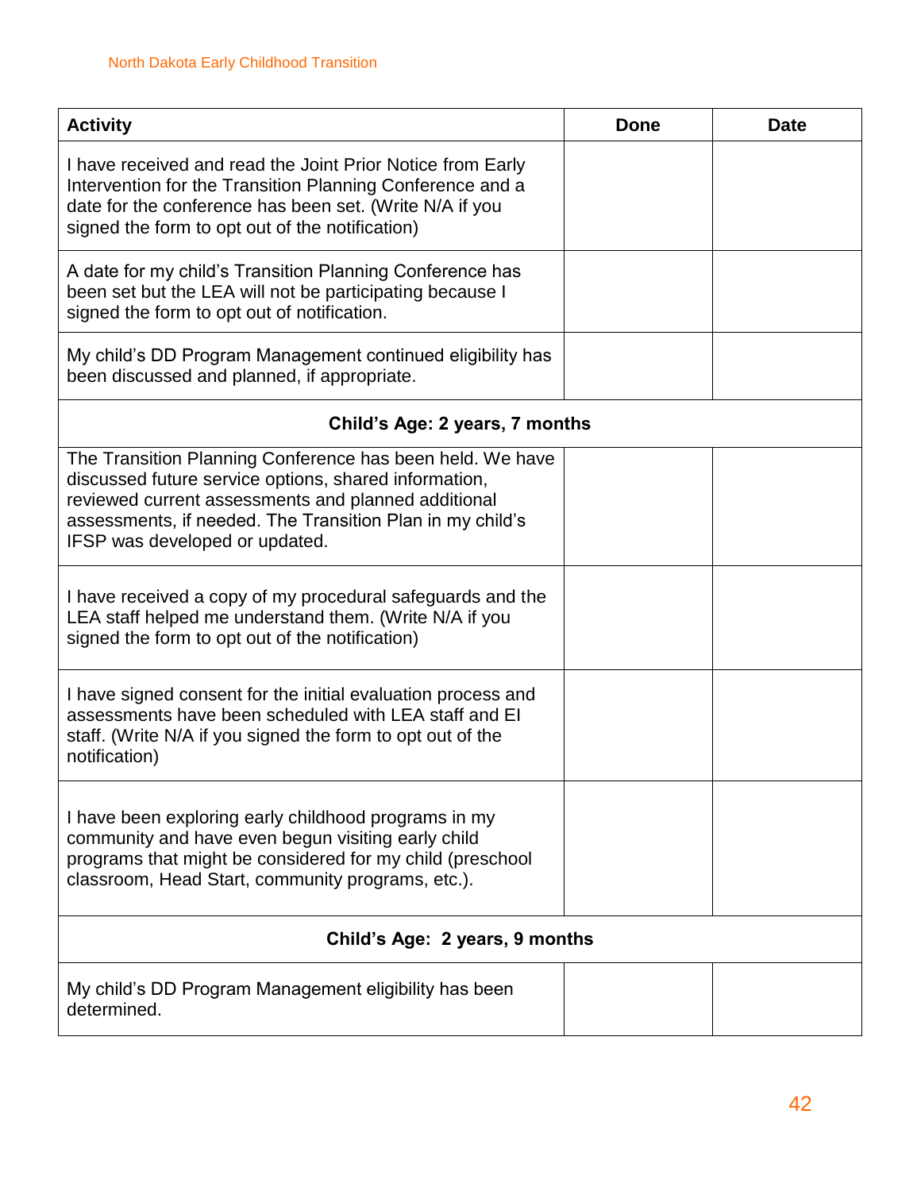| Activity | Done | Date |
|---|---|---|
| I have received and read the Joint Prior Notice from Early Intervention for the Transition Planning Conference and a date for the conference has been set. (Write N/A if you signed the form to opt out of the notification) | | |
| A date for my child's Transition Planning Conference has been set but the LEA will not be participating because I signed the form to opt out of notification. | | |
| My child's DD Program Management continued eligibility has been discussed and planned, if appropriate. | | |
| **Child's Age: 2 years, 7 months** | | |
| The Transition Planning Conference has been held. We have discussed future service options, shared information, reviewed current assessments and planned additional assessments, if needed. The Transition Plan in my child's IFSP was developed or updated. | | |
| I have received a copy of my procedural safeguards and the LEA staff helped me understand them. (Write N/A if you signed the form to opt out of the notification) | | |
| I have signed consent for the initial evaluation process and assessments have been scheduled with LEA staff and EI staff. (Write N/A if you signed the form to opt out of the notification) | | |
| I have been exploring early childhood programs in my community and have even begun visiting early child programs that might be considered for my child (preschool classroom, Head Start, community programs, etc.). | | |
| **Child's Age: 2 years, 9 months** | | |
| My child's DD Program Management eligibility has been determined. | | |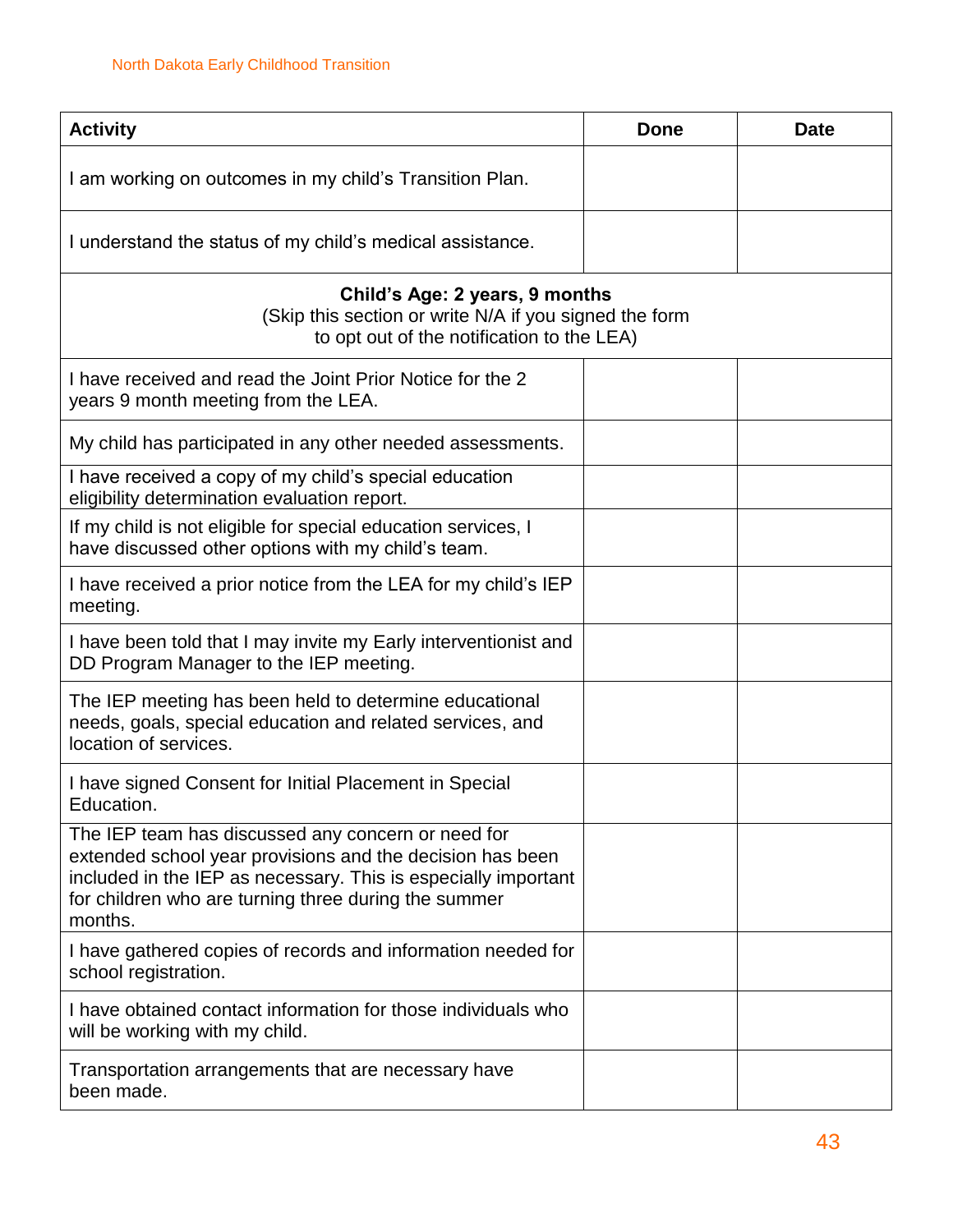| Activity | Done | Date |
|---|---|---|
| I am working on outcomes in my child's Transition Plan. | | |
| I understand the status of my child's medical assistance. | | |
| **Child's Age: 2 years, 9 months** (Skip this section or write N/A if you signed the form to opt out of the notification to the LEA) | | |
| I have received and read the Joint Prior Notice for the 2 years 9 month meeting from the LEA. | | |
| My child has participated in any other needed assessments. | | |
| I have received a copy of my child's special education eligibility determination evaluation report. | | |
| If my child is not eligible for special education services, I have discussed other options with my child's team. | | |
| I have received a prior notice from the LEA for my child's IEP meeting. | | |
| I have been told that I may invite my Early interventionist and DD Program Manager to the IEP meeting. | | |
| The IEP meeting has been held to determine educational needs, goals, special education and related services, and location of services. | | |
| I have signed Consent for Initial Placement in Special Education. | | |
| The IEP team has discussed any concern or need for extended school year provisions and the decision has been included in the IEP as necessary. This is especially important for children who are turning three during the summer months. | | |
| I have gathered copies of records and information needed for school registration. | | |
| I have obtained contact information for those individuals who will be working with my child. | | |
| Transportation arrangements that are necessary have been made. | | |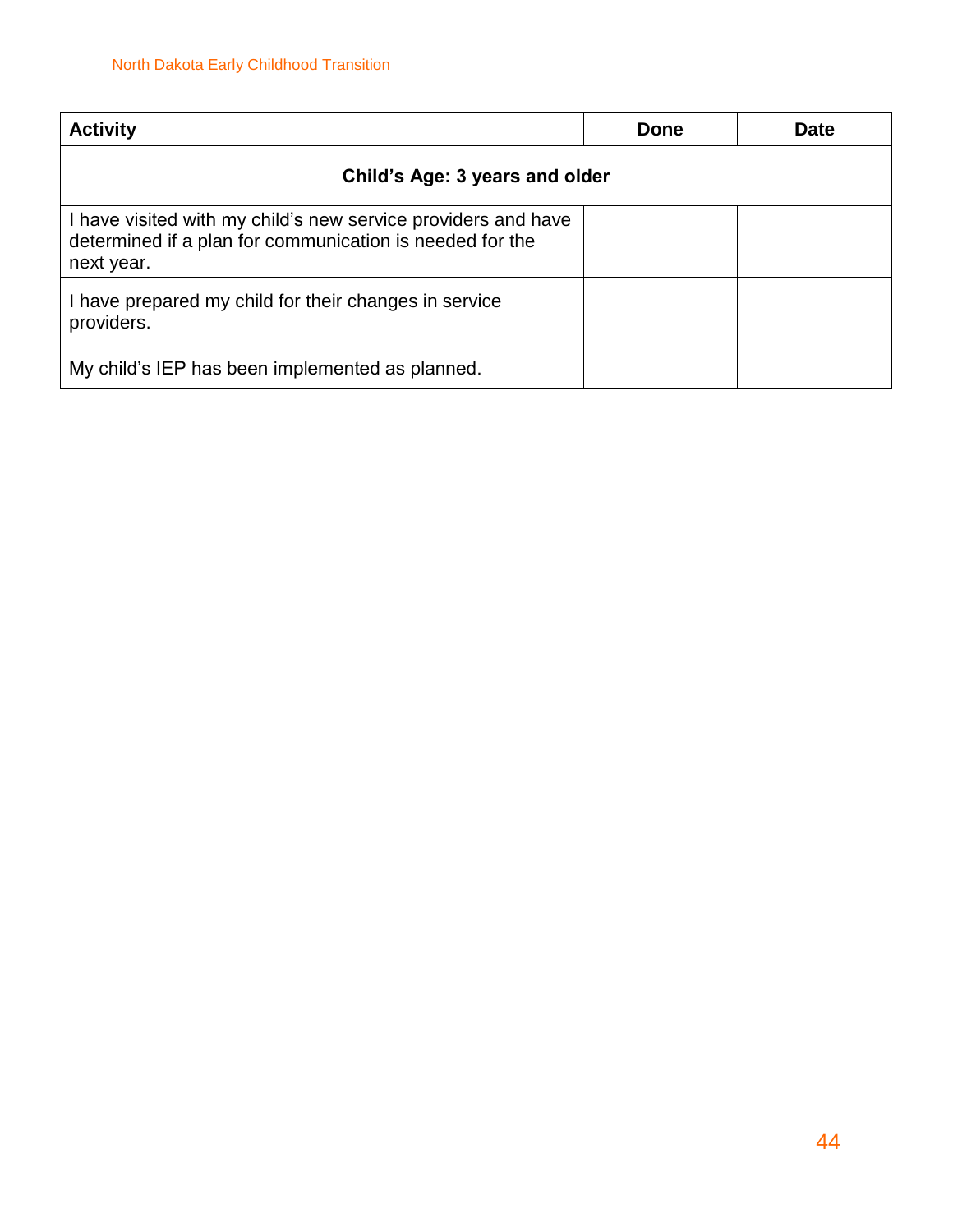| Activity | Done | Date |
|---|---|---|
| **Child's Age: 3 years and older** | | |
| I have visited with my child's new service providers and have determined if a plan for communication is needed for the next year. | | |
| I have prepared my child for their changes in service providers. | | |
| My child's IEP has been implemented as planned. | | |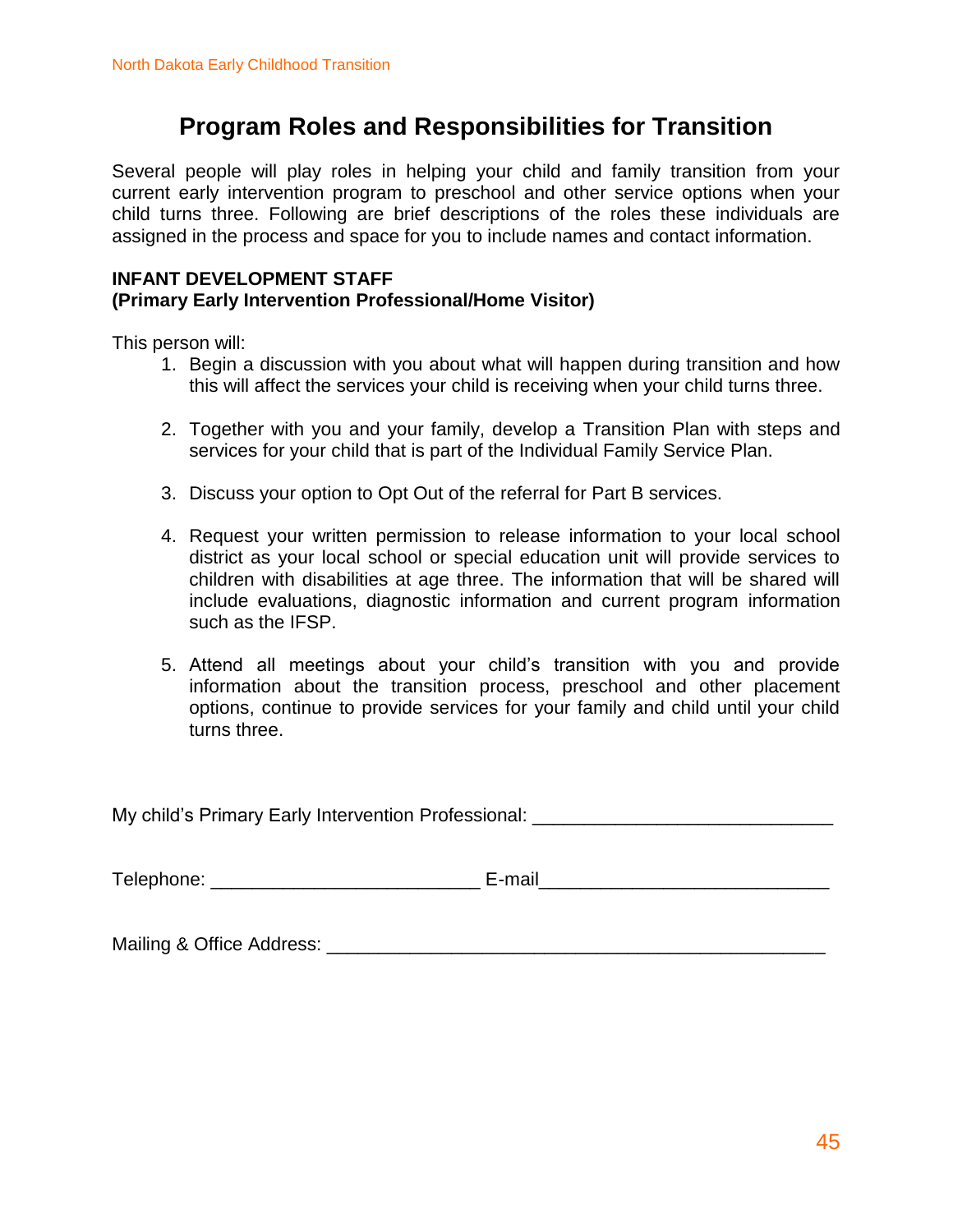# Program Roles and Responsibilities for Transition

Several people will play roles in helping your child and family transition from your current early intervention program to preschool and other service options when your child turns three. Following are brief descriptions of the roles these individuals are assigned in the process and space for you to include names and contact information.

**INFANT DEVELOPMENT STAFF**
**(Primary Early Intervention Professional/Home Visitor)**

This person will:

1. Begin a discussion with you about what will happen during transition and how this will affect the services your child is receiving when your child turns three.

2. Together with you and your family, develop a Transition Plan with steps and services for your child that is part of the Individual Family Service Plan.

3. Discuss your option to Opt Out of the referral for Part B services.

4. Request your written permission to release information to your local school district as your local school or special education unit will provide services to children with disabilities at age three. The information that will be shared will include evaluations, diagnostic information and current program information such as the IFSP.

5. Attend all meetings about your child's transition with you and provide information about the transition process, preschool and other placement options, continue to provide services for your family and child until your child turns three.

My child's Primary Early Intervention Professional: ____________________________

Telephone: _________________________ E-mail___________________________

Mailing & Office Address: _______________________________________________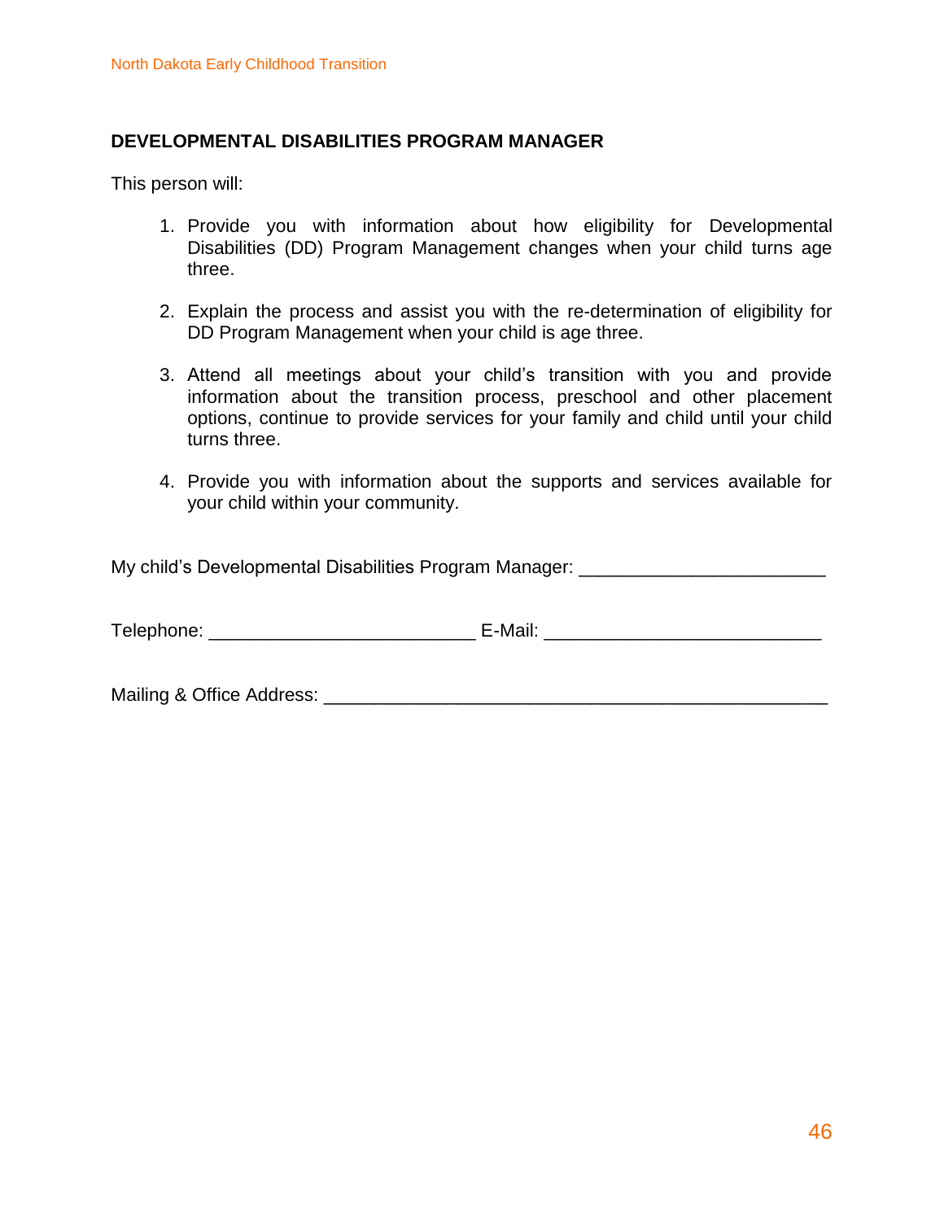## DEVELOPMENTAL DISABILITIES PROGRAM MANAGER

This person will:

1. Provide you with information about how eligibility for Developmental Disabilities (DD) Program Management changes when your child turns age three.
2. Explain the process and assist you with the re-determination of eligibility for DD Program Management when your child is age three.
3. Attend all meetings about your child's transition with you and provide information about the transition process, preschool and other placement options, continue to provide services for your family and child until your child turns three.
4. Provide you with information about the supports and services available for your child within your community.

My child's Developmental Disabilities Program Manager: _______________________

Telephone: _________________________ E-Mail: __________________________

Mailing & Office Address: ________________________________________________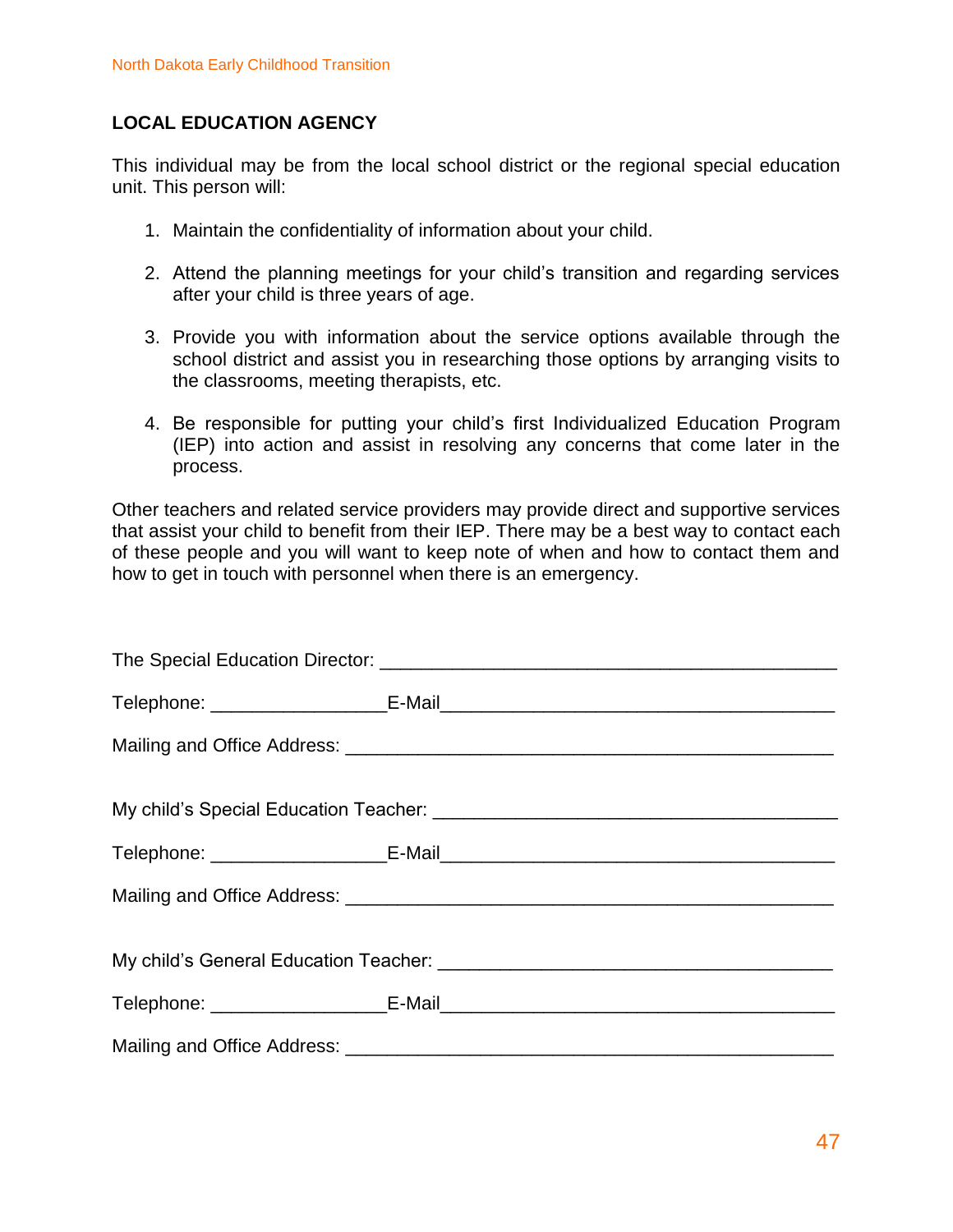## LOCAL EDUCATION AGENCY

This individual may be from the local school district or the regional special education unit. This person will:

1. Maintain the confidentiality of information about your child.
2. Attend the planning meetings for your child's transition and regarding services after your child is three years of age.
3. Provide you with information about the service options available through the school district and assist you in researching those options by arranging visits to the classrooms, meeting therapists, etc.
4. Be responsible for putting your child's first Individualized Education Program (IEP) into action and assist in resolving any concerns that come later in the process.

Other teachers and related service providers may provide direct and supportive services that assist your child to benefit from their IEP. There may be a best way to contact each of these people and you will want to keep note of when and how to contact them and how to get in touch with personnel when there is an emergency.

The Special Education Director: ____________________________________________

Telephone: ________________E-Mail_____________________________________

Mailing and Office Address: ______________________________________________

My child's Special Education Teacher: ______________________________________

Telephone: ________________E-Mail_____________________________________

Mailing and Office Address: ______________________________________________

My child's General Education Teacher: _____________________________________

Telephone: ________________E-Mail_____________________________________

Mailing and Office Address: ______________________________________________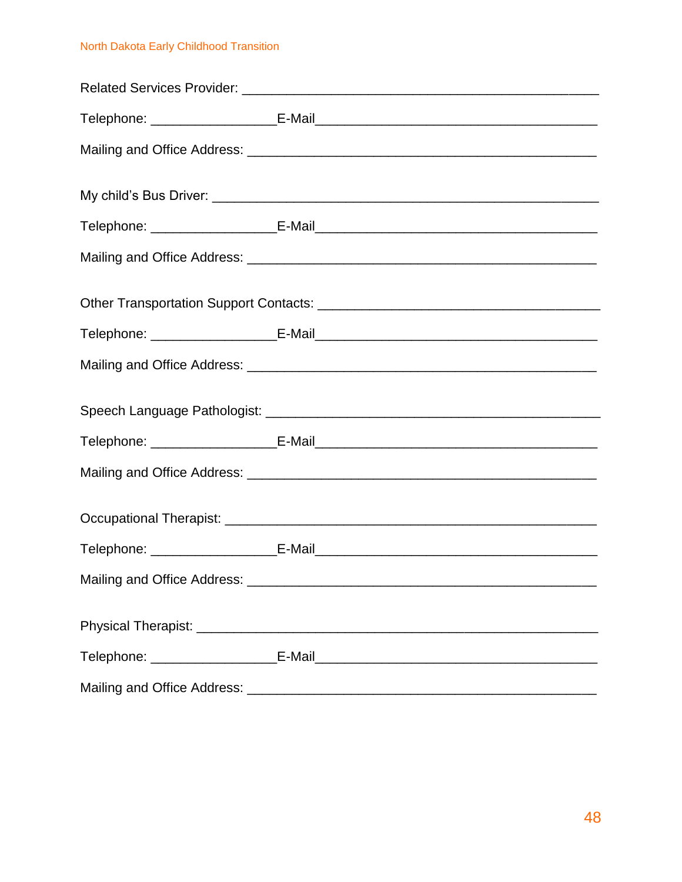Related Services Provider: ______________________________________________

Telephone: ________________E-Mail____________________________________

Mailing and Office Address: ____________________________________________

My child's Bus Driver: _________________________________________________

Telephone: ________________E-Mail____________________________________

Mailing and Office Address: ____________________________________________

Other Transportation Support Contacts: ___________________________________

Telephone: ________________E-Mail____________________________________

Mailing and Office Address: ____________________________________________

Speech Language Pathologist: __________________________________________

Telephone: ________________E-Mail____________________________________

Mailing and Office Address: ____________________________________________

Occupational Therapist: ________________________________________________

Telephone: ________________E-Mail____________________________________

Mailing and Office Address: ____________________________________________

Physical Therapist: ____________________________________________________

Telephone: ________________E-Mail____________________________________

Mailing and Office Address: ____________________________________________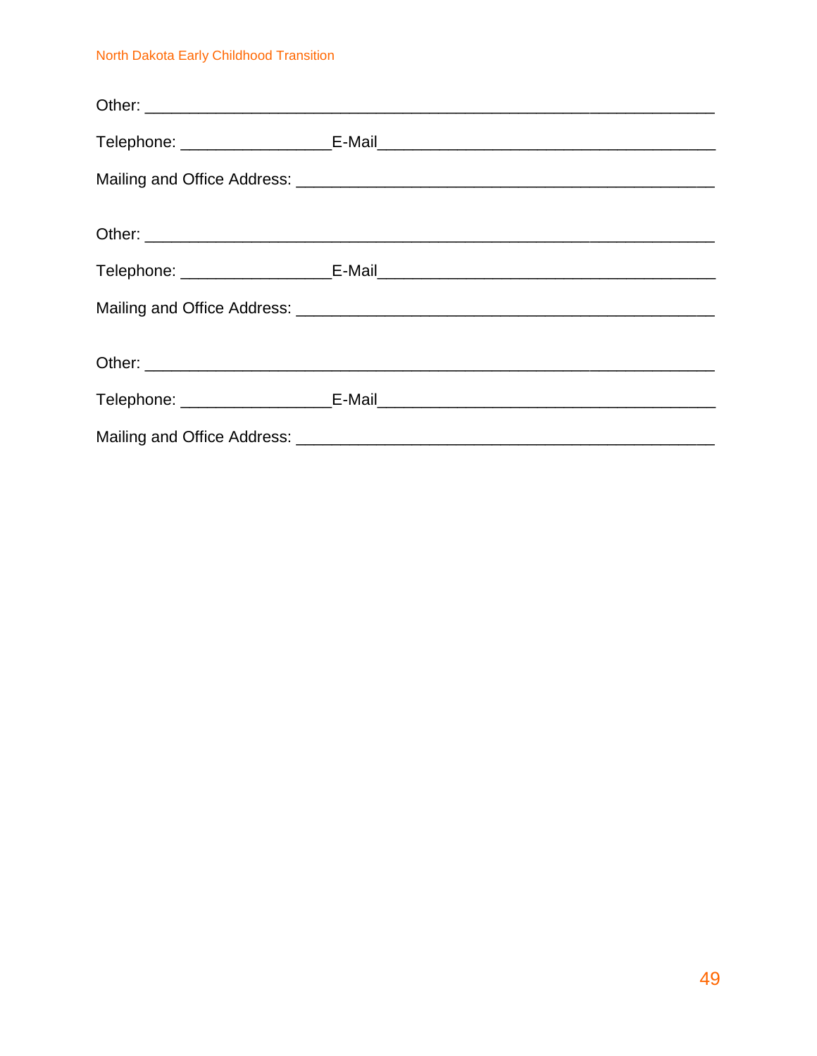Other: ____________________________________________________________

Telephone: ________________E-Mail______________________________________

Mailing and Office Address: _____________________________________________

Other: ____________________________________________________________

Telephone: ________________E-Mail______________________________________

Mailing and Office Address: _____________________________________________

Other: ____________________________________________________________

Telephone: ________________E-Mail______________________________________

Mailing and Office Address: _____________________________________________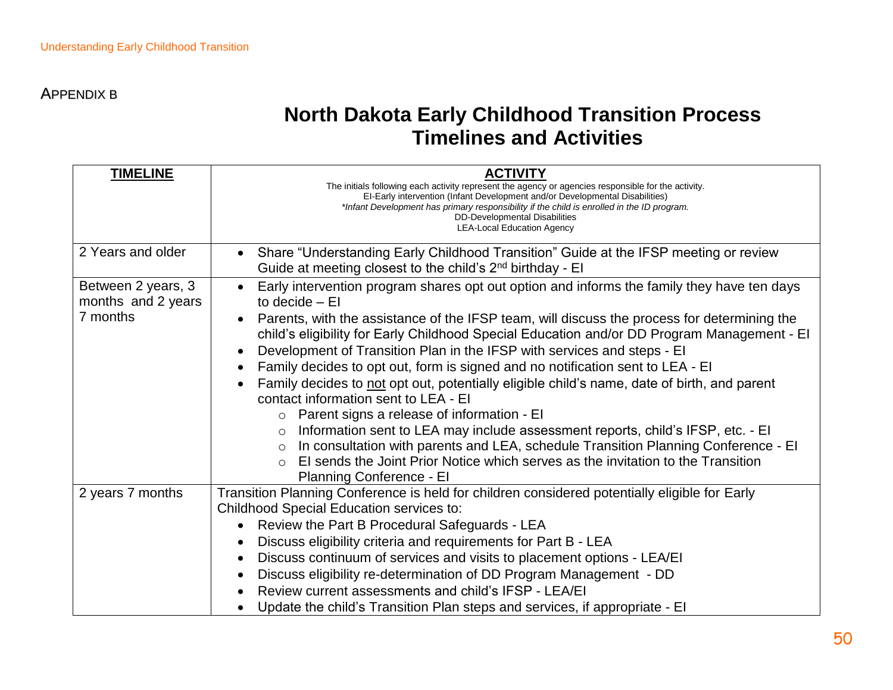APPENDIX B

# North Dakota Early Childhood Transition Process Timelines and Activities

| TIMELINE | ACTIVITY<br>The initials following each activity represent the agency or agencies responsible for the activity.<br>EI-Early intervention (Infant Development and/or Developmental Disabilities)<br>*Infant Development has primary responsibility if the child is enrolled in the ID program.*<br>DD-Developmental Disabilities<br>LEA-Local Education Agency |
|---|---|
| 2 Years and older | • Share "Understanding Early Childhood Transition" Guide at the IFSP meeting or review Guide at meeting closest to the child's 2nd birthday - EI |
| Between 2 years, 3 months and 2 years 7 months | • Early intervention program shares opt out option and informs the family they have ten days to decide – EI<br>• Parents, with the assistance of the IFSP team, will discuss the process for determining the child's eligibility for Early Childhood Special Education and/or DD Program Management - EI<br>• Development of Transition Plan in the IFSP with services and steps - EI<br>• Family decides to opt out, form is signed and no notification sent to LEA - EI<br>• Family decides to not opt out, potentially eligible child's name, date of birth, and parent contact information sent to LEA - EI<br>  ○ Parent signs a release of information - EI<br>  ○ Information sent to LEA may include assessment reports, child's IFSP, etc. - EI<br>  ○ In consultation with parents and LEA, schedule Transition Planning Conference - EI<br>  ○ EI sends the Joint Prior Notice which serves as the invitation to the Transition Planning Conference - EI |
| 2 years 7 months | Transition Planning Conference is held for children considered potentially eligible for Early Childhood Special Education services to:<br>• Review the Part B Procedural Safeguards - LEA<br>• Discuss eligibility criteria and requirements for Part B - LEA<br>• Discuss continuum of services and visits to placement options - LEA/EI<br>• Discuss eligibility re-determination of DD Program Management - DD<br>• Review current assessments and child's IFSP - LEA/EI<br>• Update the child's Transition Plan steps and services, if appropriate - EI |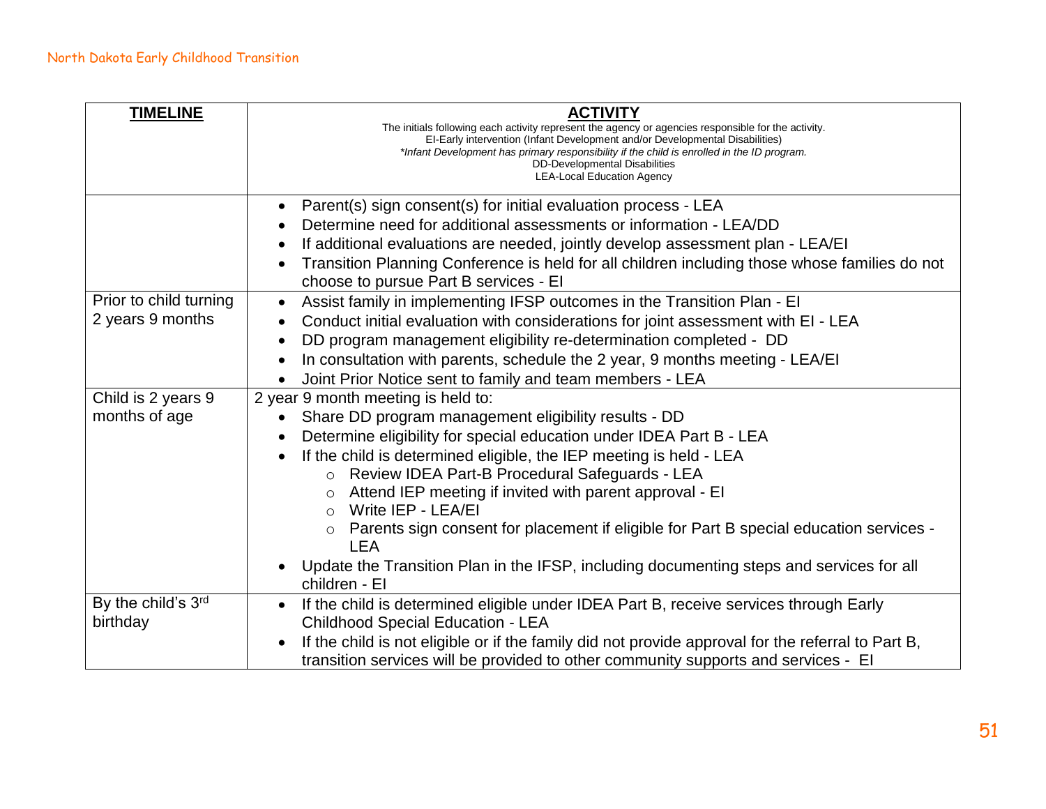| **TIMELINE** | **ACTIVITY**<br>The initials following each activity represent the agency or agencies responsible for the activity.<br>EI-Early intervention (Infant Development and/or Developmental Disabilities)<br>*\*Infant Development has primary responsibility if the child is enrolled in the ID program.*<br>DD-Developmental Disabilities<br>LEA-Local Education Agency |
|---|---|
| | • Parent(s) sign consent(s) for initial evaluation process - LEA<br>• Determine need for additional assessments or information - LEA/DD<br>• If additional evaluations are needed, jointly develop assessment plan - LEA/EI<br>• Transition Planning Conference is held for all children including those whose families do not choose to pursue Part B services - EI |
| Prior to child turning 2 years 9 months | • Assist family in implementing IFSP outcomes in the Transition Plan - EI<br>• Conduct initial evaluation with considerations for joint assessment with EI - LEA<br>• DD program management eligibility re-determination completed - DD<br>• In consultation with parents, schedule the 2 year, 9 months meeting - LEA/EI<br>• Joint Prior Notice sent to family and team members - LEA |
| Child is 2 years 9 months of age | 2 year 9 month meeting is held to:<br>• Share DD program management eligibility results - DD<br>• Determine eligibility for special education under IDEA Part B - LEA<br>• If the child is determined eligible, the IEP meeting is held - LEA<br>&nbsp;&nbsp;&nbsp;&nbsp;○ Review IDEA Part-B Procedural Safeguards - LEA<br>&nbsp;&nbsp;&nbsp;&nbsp;○ Attend IEP meeting if invited with parent approval - EI<br>&nbsp;&nbsp;&nbsp;&nbsp;○ Write IEP - LEA/EI<br>&nbsp;&nbsp;&nbsp;&nbsp;○ Parents sign consent for placement if eligible for Part B special education services - LEA<br>• Update the Transition Plan in the IFSP, including documenting steps and services for all children - EI |
| By the child's 3rd birthday | • If the child is determined eligible under IDEA Part B, receive services through Early Childhood Special Education - LEA<br>• If the child is not eligible or if the family did not provide approval for the referral to Part B, transition services will be provided to other community supports and services - EI |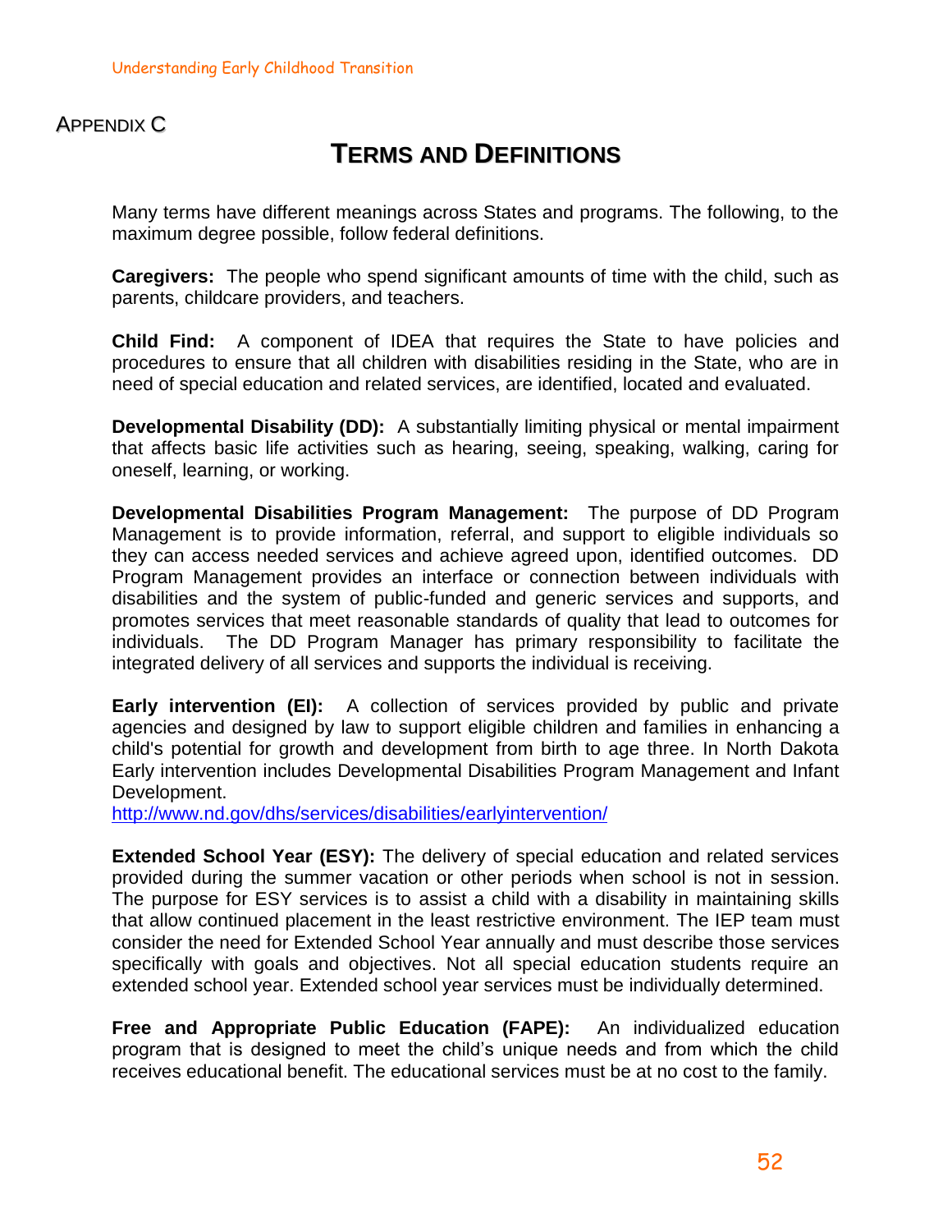Appendix C

# Terms and Definitions

Many terms have different meanings across States and programs. The following, to the maximum degree possible, follow federal definitions.

**Caregivers:** The people who spend significant amounts of time with the child, such as parents, childcare providers, and teachers.

**Child Find:** A component of IDEA that requires the State to have policies and procedures to ensure that all children with disabilities residing in the State, who are in need of special education and related services, are identified, located and evaluated.

**Developmental Disability (DD):** A substantially limiting physical or mental impairment that affects basic life activities such as hearing, seeing, speaking, walking, caring for oneself, learning, or working.

**Developmental Disabilities Program Management:** The purpose of DD Program Management is to provide information, referral, and support to eligible individuals so they can access needed services and achieve agreed upon, identified outcomes. DD Program Management provides an interface or connection between individuals with disabilities and the system of public-funded and generic services and supports, and promotes services that meet reasonable standards of quality that lead to outcomes for individuals. The DD Program Manager has primary responsibility to facilitate the integrated delivery of all services and supports the individual is receiving.

**Early intervention (EI):** A collection of services provided by public and private agencies and designed by law to support eligible children and families in enhancing a child's potential for growth and development from birth to age three. In North Dakota Early intervention includes Developmental Disabilities Program Management and Infant Development.
http://www.nd.gov/dhs/services/disabilities/earlyintervention/

**Extended School Year (ESY):** The delivery of special education and related services provided during the summer vacation or other periods when school is not in session. The purpose for ESY services is to assist a child with a disability in maintaining skills that allow continued placement in the least restrictive environment. The IEP team must consider the need for Extended School Year annually and must describe those services specifically with goals and objectives. Not all special education students require an extended school year. Extended school year services must be individually determined.

**Free and Appropriate Public Education (FAPE):** An individualized education program that is designed to meet the child's unique needs and from which the child receives educational benefit. The educational services must be at no cost to the family.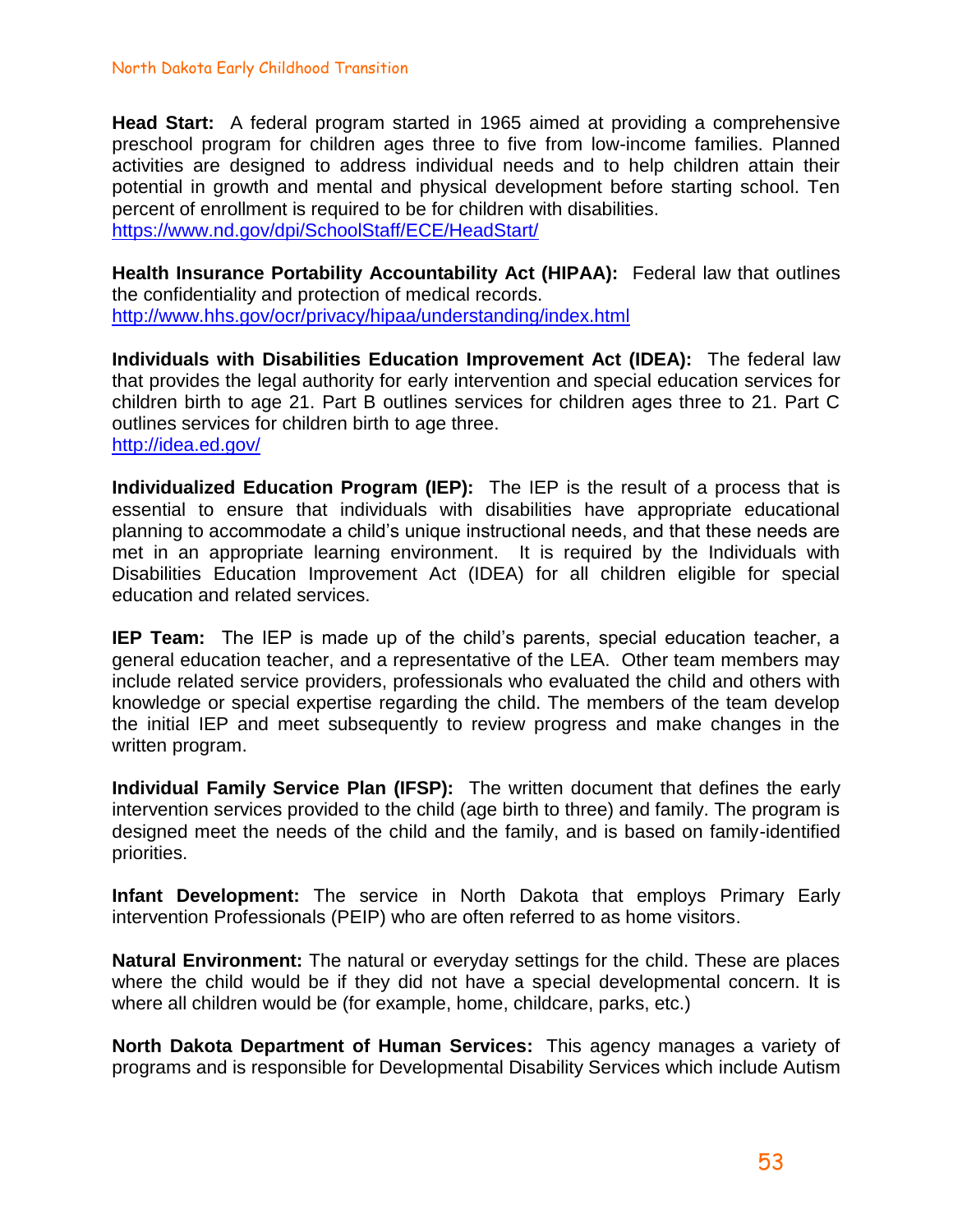**Head Start:** A federal program started in 1965 aimed at providing a comprehensive preschool program for children ages three to five from low-income families. Planned activities are designed to address individual needs and to help children attain their potential in growth and mental and physical development before starting school. Ten percent of enrollment is required to be for children with disabilities.
https://www.nd.gov/dpi/SchoolStaff/ECE/HeadStart/

**Health Insurance Portability Accountability Act (HIPAA):** Federal law that outlines the confidentiality and protection of medical records.
http://www.hhs.gov/ocr/privacy/hipaa/understanding/index.html

**Individuals with Disabilities Education Improvement Act (IDEA):** The federal law that provides the legal authority for early intervention and special education services for children birth to age 21. Part B outlines services for children ages three to 21. Part C outlines services for children birth to age three.
http://idea.ed.gov/

**Individualized Education Program (IEP):** The IEP is the result of a process that is essential to ensure that individuals with disabilities have appropriate educational planning to accommodate a child's unique instructional needs, and that these needs are met in an appropriate learning environment. It is required by the Individuals with Disabilities Education Improvement Act (IDEA) for all children eligible for special education and related services.

**IEP Team:** The IEP is made up of the child's parents, special education teacher, a general education teacher, and a representative of the LEA. Other team members may include related service providers, professionals who evaluated the child and others with knowledge or special expertise regarding the child. The members of the team develop the initial IEP and meet subsequently to review progress and make changes in the written program.

**Individual Family Service Plan (IFSP):** The written document that defines the early intervention services provided to the child (age birth to three) and family. The program is designed meet the needs of the child and the family, and is based on family-identified priorities.

**Infant Development:** The service in North Dakota that employs Primary Early intervention Professionals (PEIP) who are often referred to as home visitors.

**Natural Environment:** The natural or everyday settings for the child. These are places where the child would be if they did not have a special developmental concern. It is where all children would be (for example, home, childcare, parks, etc.)

**North Dakota Department of Human Services:** This agency manages a variety of programs and is responsible for Developmental Disability Services which include Autism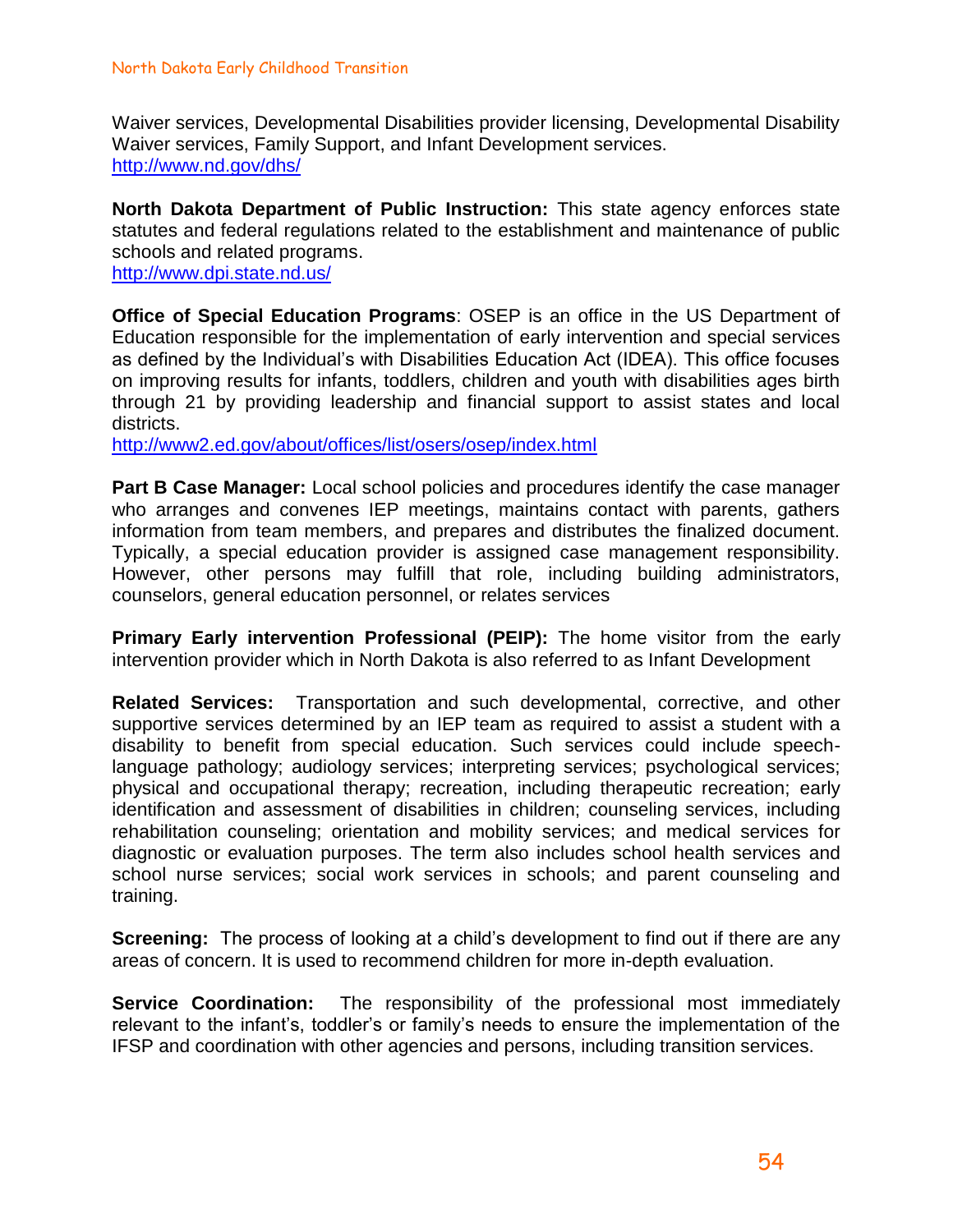Waiver services, Developmental Disabilities provider licensing, Developmental Disability Waiver services, Family Support, and Infant Development services.
http://www.nd.gov/dhs/

**North Dakota Department of Public Instruction:** This state agency enforces state statutes and federal regulations related to the establishment and maintenance of public schools and related programs.
http://www.dpi.state.nd.us/

**Office of Special Education Programs**: OSEP is an office in the US Department of Education responsible for the implementation of early intervention and special services as defined by the Individual's with Disabilities Education Act (IDEA). This office focuses on improving results for infants, toddlers, children and youth with disabilities ages birth through 21 by providing leadership and financial support to assist states and local districts.
http://www2.ed.gov/about/offices/list/osers/osep/index.html

**Part B Case Manager:** Local school policies and procedures identify the case manager who arranges and convenes IEP meetings, maintains contact with parents, gathers information from team members, and prepares and distributes the finalized document. Typically, a special education provider is assigned case management responsibility. However, other persons may fulfill that role, including building administrators, counselors, general education personnel, or relates services

**Primary Early intervention Professional (PEIP):** The home visitor from the early intervention provider which in North Dakota is also referred to as Infant Development

**Related Services:** Transportation and such developmental, corrective, and other supportive services determined by an IEP team as required to assist a student with a disability to benefit from special education. Such services could include speech-language pathology; audiology services; interpreting services; psychological services; physical and occupational therapy; recreation, including therapeutic recreation; early identification and assessment of disabilities in children; counseling services, including rehabilitation counseling; orientation and mobility services; and medical services for diagnostic or evaluation purposes. The term also includes school health services and school nurse services; social work services in schools; and parent counseling and training.

**Screening:** The process of looking at a child's development to find out if there are any areas of concern. It is used to recommend children for more in-depth evaluation.

**Service Coordination:** The responsibility of the professional most immediately relevant to the infant's, toddler's or family's needs to ensure the implementation of the IFSP and coordination with other agencies and persons, including transition services.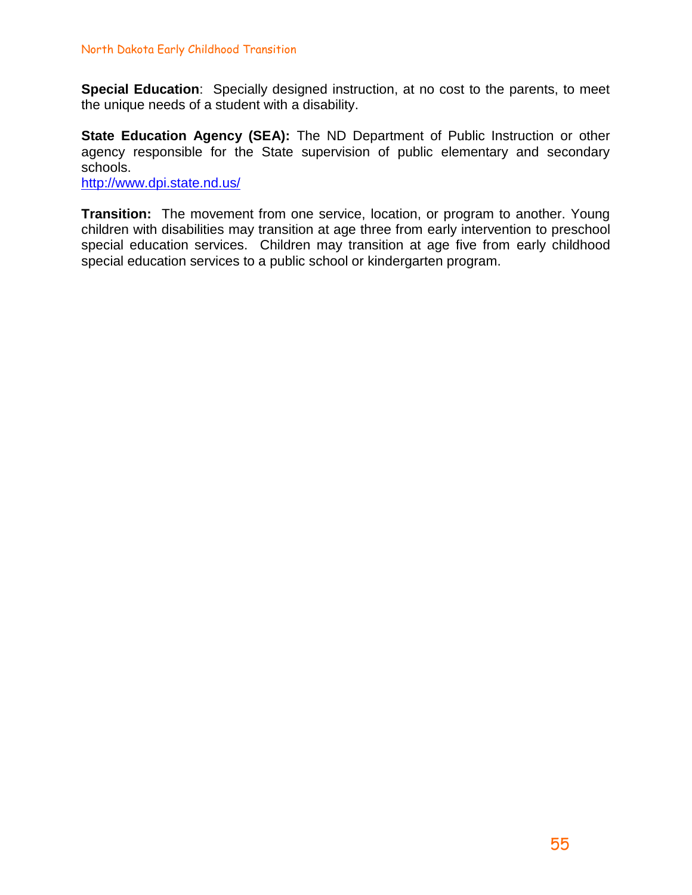**Special Education**: Specially designed instruction, at no cost to the parents, to meet the unique needs of a student with a disability.

**State Education Agency (SEA):** The ND Department of Public Instruction or other agency responsible for the State supervision of public elementary and secondary schools.
http://www.dpi.state.nd.us/

**Transition:** The movement from one service, location, or program to another. Young children with disabilities may transition at age three from early intervention to preschool special education services. Children may transition at age five from early childhood special education services to a public school or kindergarten program.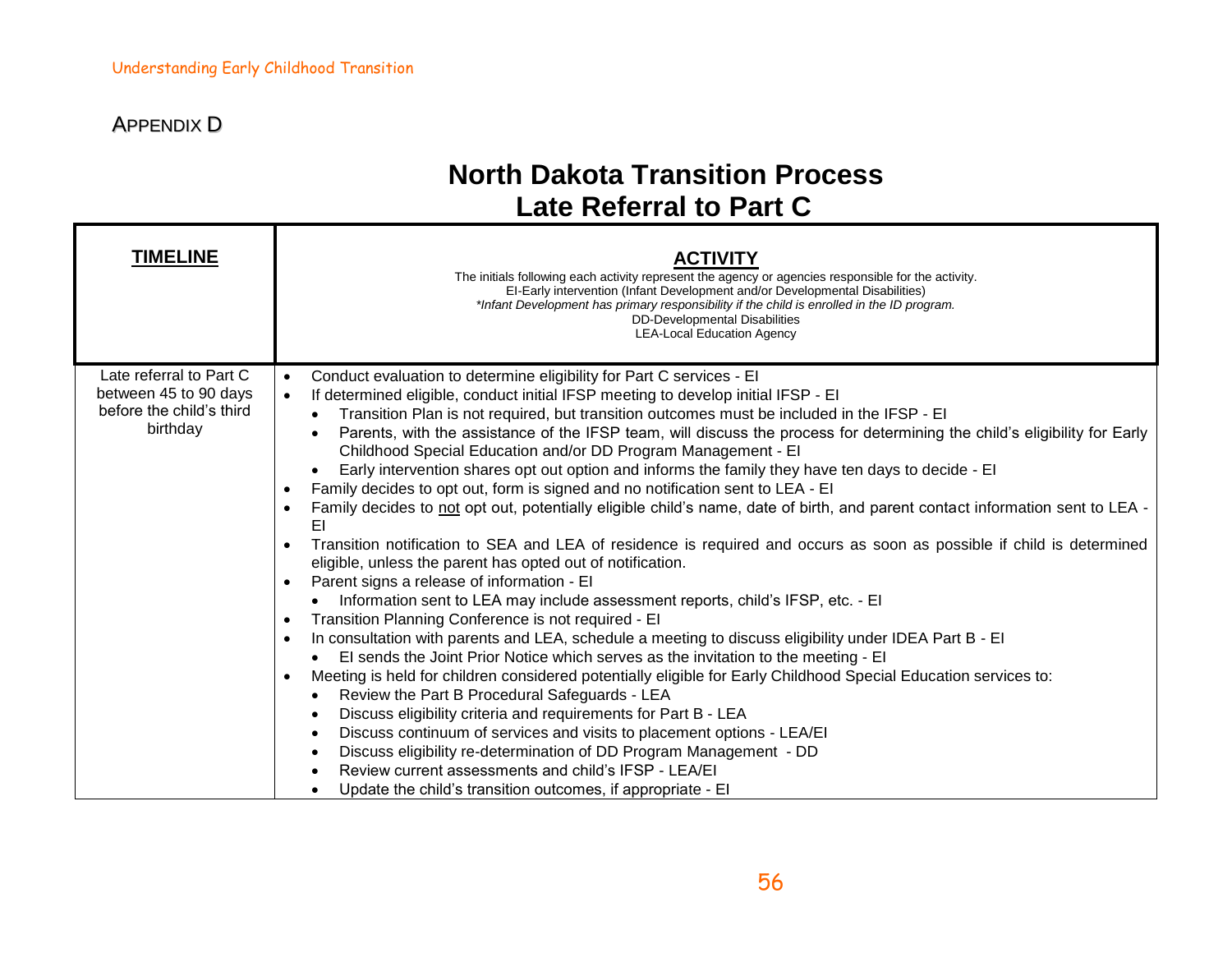## Appendix D

# North Dakota Transition Process
# Late Referral to Part C

| TIMELINE | ACTIVITY<br>The initials following each activity represent the agency or agencies responsible for the activity.<br>EI-Early intervention (Infant Development and/or Developmental Disabilities)<br>*Infant Development has primary responsibility if the child is enrolled in the ID program.*<br>DD-Developmental Disabilities<br>LEA-Local Education Agency |
|---|---|
| Late referral to Part C between 45 to 90 days before the child's third birthday | • Conduct evaluation to determine eligibility for Part C services - EI<br>• If determined eligible, conduct initial IFSP meeting to develop initial IFSP - EI<br>&nbsp;&nbsp;&nbsp;&nbsp;◦ Transition Plan is not required, but transition outcomes must be included in the IFSP - EI<br>&nbsp;&nbsp;&nbsp;&nbsp;◦ Parents, with the assistance of the IFSP team, will discuss the process for determining the child's eligibility for Early Childhood Special Education and/or DD Program Management - EI<br>&nbsp;&nbsp;&nbsp;&nbsp;◦ Early intervention shares opt out option and informs the family they have ten days to decide - EI<br>• Family decides to opt out, form is signed and no notification sent to LEA - EI<br>• Family decides to <u>not</u> opt out, potentially eligible child's name, date of birth, and parent contact information sent to LEA - EI<br>• Transition notification to SEA and LEA of residence is required and occurs as soon as possible if child is determined eligible, unless the parent has opted out of notification.<br>• Parent signs a release of information - EI<br>&nbsp;&nbsp;&nbsp;&nbsp;◦ Information sent to LEA may include assessment reports, child's IFSP, etc. - EI<br>• Transition Planning Conference is not required - EI<br>• In consultation with parents and LEA, schedule a meeting to discuss eligibility under IDEA Part B - EI<br>&nbsp;&nbsp;&nbsp;&nbsp;◦ EI sends the Joint Prior Notice which serves as the invitation to the meeting - EI<br>• Meeting is held for children considered potentially eligible for Early Childhood Special Education services to:<br>&nbsp;&nbsp;&nbsp;&nbsp;◦ Review the Part B Procedural Safeguards - LEA<br>&nbsp;&nbsp;&nbsp;&nbsp;◦ Discuss eligibility criteria and requirements for Part B - LEA<br>&nbsp;&nbsp;&nbsp;&nbsp;◦ Discuss continuum of services and visits to placement options - LEA/EI<br>&nbsp;&nbsp;&nbsp;&nbsp;◦ Discuss eligibility re-determination of DD Program Management - DD<br>&nbsp;&nbsp;&nbsp;&nbsp;◦ Review current assessments and child's IFSP - LEA/EI<br>&nbsp;&nbsp;&nbsp;&nbsp;◦ Update the child's transition outcomes, if appropriate - EI |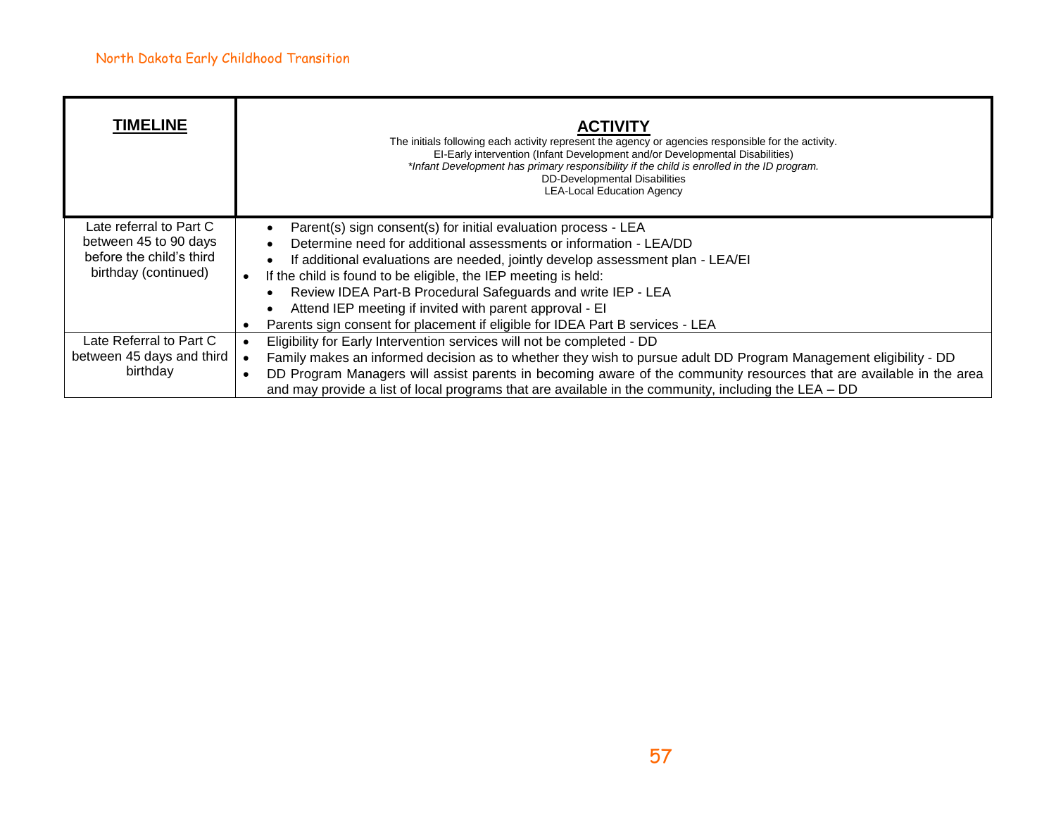| **TIMELINE** | **ACTIVITY**<br>The initials following each activity represent the agency or agencies responsible for the activity.<br>EI-Early intervention (Infant Development and/or Developmental Disabilities)<br>*Infant Development has primary responsibility if the child is enrolled in the ID program.*<br>DD-Developmental Disabilities<br>LEA-Local Education Agency |
|---|---|
| Late referral to Part C between 45 to 90 days before the child's third birthday (continued) | • Parent(s) sign consent(s) for initial evaluation process - LEA<br>• Determine need for additional assessments or information - LEA/DD<br>• If additional evaluations are needed, jointly develop assessment plan - LEA/EI<br>• If the child is found to be eligible, the IEP meeting is held:<br>&nbsp;&nbsp;• Review IDEA Part-B Procedural Safeguards and write IEP - LEA<br>&nbsp;&nbsp;• Attend IEP meeting if invited with parent approval - EI<br>• Parents sign consent for placement if eligible for IDEA Part B services - LEA |
| Late Referral to Part C between 45 days and third birthday | • Eligibility for Early Intervention services will not be completed - DD<br>• Family makes an informed decision as to whether they wish to pursue adult DD Program Management eligibility - DD<br>• DD Program Managers will assist parents in becoming aware of the community resources that are available in the area and may provide a list of local programs that are available in the community, including the LEA – DD |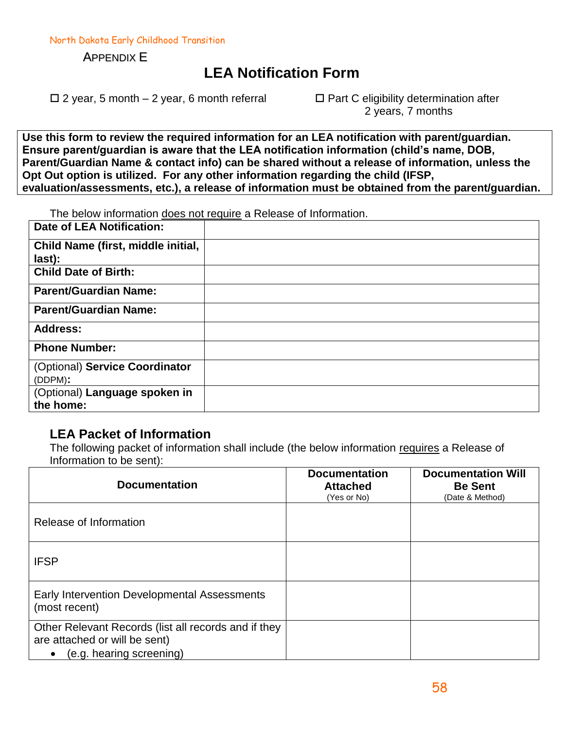North Dakota Early Childhood Transition

APPENDIX E

# LEA Notification Form

☐ 2 year, 5 month – 2 year, 6 month referral

☐ Part C eligibility determination after 2 years, 7 months

**Use this form to review the required information for an LEA notification with parent/guardian. Ensure parent/guardian is aware that the LEA notification information (child's name, DOB, Parent/Guardian Name & contact info) can be shared without a release of information, unless the Opt Out option is utilized. For any other information regarding the child (IFSP, evaluation/assessments, etc.), a release of information must be obtained from the parent/guardian.**

The below information does not require a Release of Information.

| | |
|---|---|
| **Date of LEA Notification:** | |
| **Child Name (first, middle initial, last):** | |
| **Child Date of Birth:** | |
| **Parent/Guardian Name:** | |
| **Parent/Guardian Name:** | |
| **Address:** | |
| **Phone Number:** | |
| (Optional) **Service Coordinator** (DDPM)**:** | |
| (Optional) **Language spoken in the home:** | |

## LEA Packet of Information

The following packet of information shall include (the below information requires a Release of Information to be sent):

| **Documentation** | **Documentation Attached** (Yes or No) | **Documentation Will Be Sent** (Date & Method) |
|---|---|---|
| Release of Information | | |
| IFSP | | |
| Early Intervention Developmental Assessments (most recent) | | |
| Other Relevant Records (list all records and if they are attached or will be sent)<br>• (e.g. hearing screening) | | |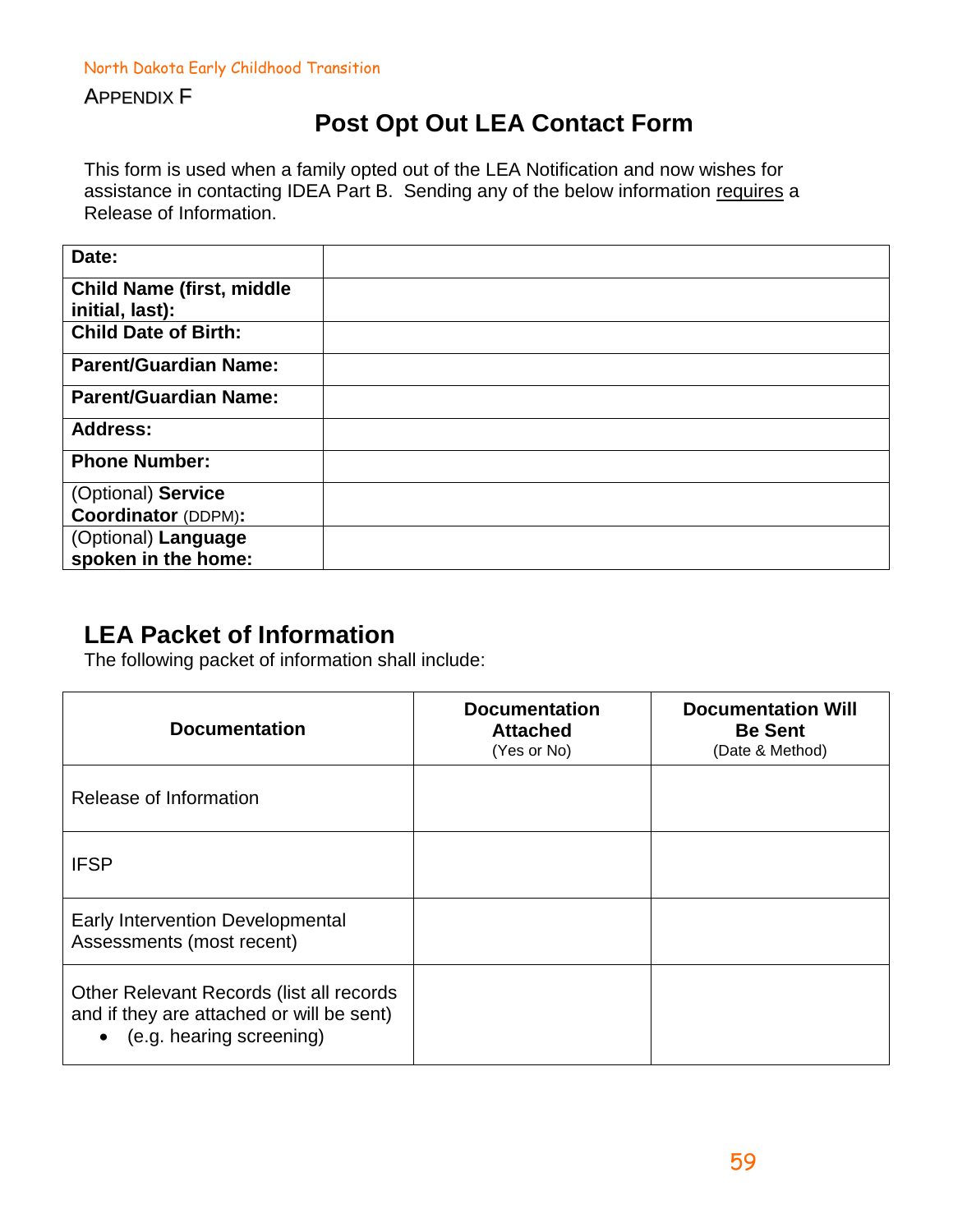North Dakota Early Childhood Transition

APPENDIX F

# Post Opt Out LEA Contact Form

This form is used when a family opted out of the LEA Notification and now wishes for assistance in contacting IDEA Part B. Sending any of the below information requires a Release of Information.

| | |
|---|---|
| **Date:** | |
| **Child Name (first, middle initial, last):** | |
| **Child Date of Birth:** | |
| **Parent/Guardian Name:** | |
| **Parent/Guardian Name:** | |
| **Address:** | |
| **Phone Number:** | |
| (Optional) **Service Coordinator** (DDPM)**:** | |
| (Optional) **Language spoken in the home:** | |

## LEA Packet of Information

The following packet of information shall include:

| **Documentation** | **Documentation Attached** (Yes or No) | **Documentation Will Be Sent** (Date & Method) |
|---|---|---|
| Release of Information | | |
| IFSP | | |
| Early Intervention Developmental Assessments (most recent) | | |
| Other Relevant Records (list all records and if they are attached or will be sent)<br>• (e.g. hearing screening) | | |